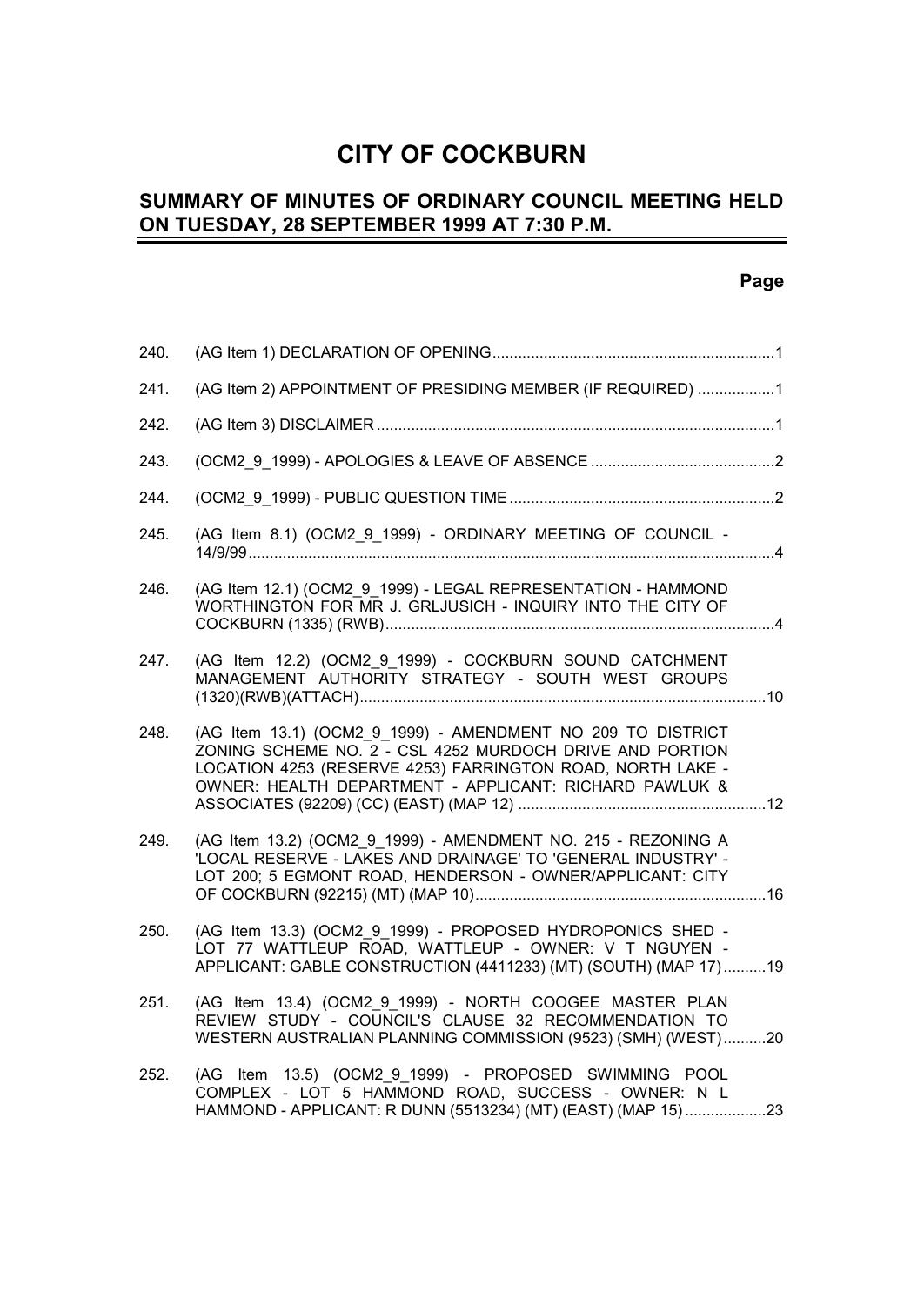# CITY OF COCKBURN

## SUMMARY OF MINUTES OF ORDINARY COUNCIL MEETING HELD ON TUESDAY, 28 SEPTEMBER 1999 AT 7:30 P.M.

| | | Page |
|---|---|---|
| 240. | (AG Item 1) DECLARATION OF OPENING | 1 |
| 241. | (AG Item 2) APPOINTMENT OF PRESIDING MEMBER (IF REQUIRED) | 1 |
| 242. | (AG Item 3) DISCLAIMER | 1 |
| 243. | (OCM2_9_1999) - APOLOGIES & LEAVE OF ABSENCE | 2 |
| 244. | (OCM2_9_1999) - PUBLIC QUESTION TIME | 2 |
| 245. | (AG Item 8.1) (OCM2_9_1999) - ORDINARY MEETING OF COUNCIL - 14/9/99 | 4 |
| 246. | (AG Item 12.1) (OCM2_9_1999) - LEGAL REPRESENTATION - HAMMOND WORTHINGTON FOR MR J. GRLJUSICH - INQUIRY INTO THE CITY OF COCKBURN (1335) (RWB) | 4 |
| 247. | (AG Item 12.2) (OCM2_9_1999) - COCKBURN SOUND CATCHMENT MANAGEMENT AUTHORITY STRATEGY - SOUTH WEST GROUPS (1320)(RWB)(ATTACH) | 10 |
| 248. | (AG Item 13.1) (OCM2_9_1999) - AMENDMENT NO 209 TO DISTRICT ZONING SCHEME NO. 2 - CSL 4252 MURDOCH DRIVE AND PORTION LOCATION 4253 (RESERVE 4253) FARRINGTON ROAD, NORTH LAKE - OWNER: HEALTH DEPARTMENT - APPLICANT: RICHARD PAWLUK & ASSOCIATES (92209) (CC) (EAST) (MAP 12) | 12 |
| 249. | (AG Item 13.2) (OCM2_9_1999) - AMENDMENT NO. 215 - REZONING A 'LOCAL RESERVE - LAKES AND DRAINAGE' TO 'GENERAL INDUSTRY' - LOT 200; 5 EGMONT ROAD, HENDERSON - OWNER/APPLICANT: CITY OF COCKBURN (92215) (MT) (MAP 10) | 16 |
| 250. | (AG Item 13.3) (OCM2_9_1999) - PROPOSED HYDROPONICS SHED - LOT 77 WATTLEUP ROAD, WATTLEUP - OWNER: V T NGUYEN - APPLICANT: GABLE CONSTRUCTION (4411233) (MT) (SOUTH) (MAP 17) | 19 |
| 251. | (AG Item 13.4) (OCM2_9_1999) - NORTH COOGEE MASTER PLAN REVIEW STUDY - COUNCIL'S CLAUSE 32 RECOMMENDATION TO WESTERN AUSTRALIAN PLANNING COMMISSION (9523) (SMH) (WEST) | 20 |
| 252. | (AG Item 13.5) (OCM2_9_1999) - PROPOSED SWIMMING POOL COMPLEX - LOT 5 HAMMOND ROAD, SUCCESS - OWNER: N L HAMMOND - APPLICANT: R DUNN (5513234) (MT) (EAST) (MAP 15) | 23 |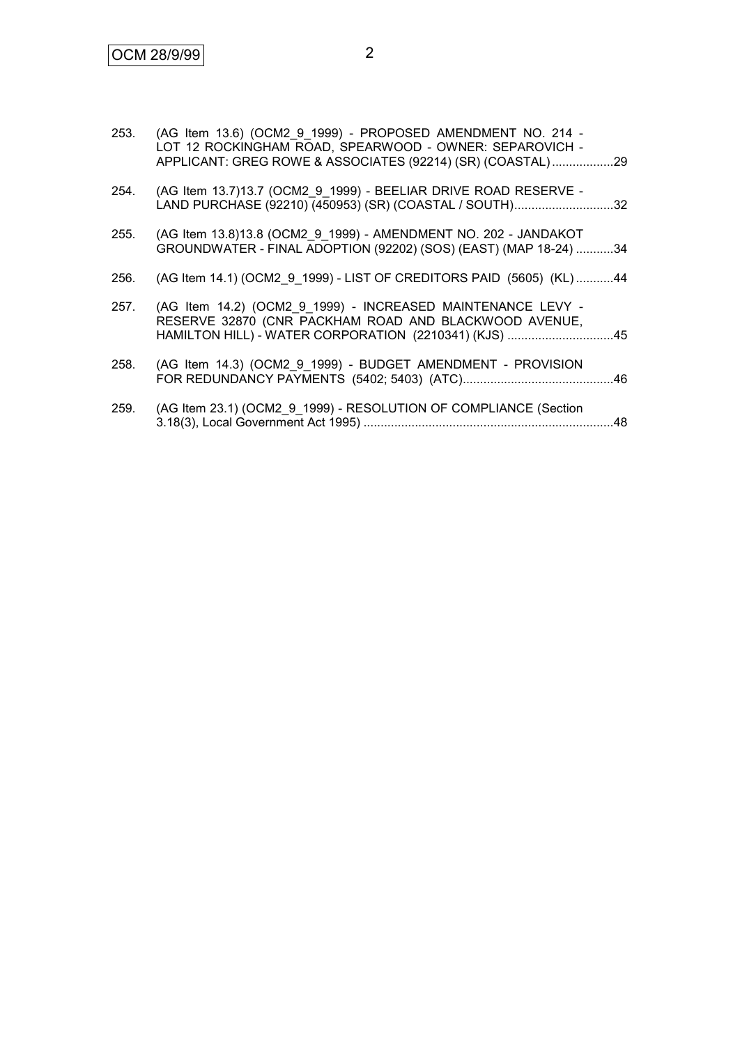253. (AG Item 13.6) (OCM2_9_1999) - PROPOSED AMENDMENT NO. 214 - LOT 12 ROCKINGHAM ROAD, SPEARWOOD - OWNER: SEPAROVICH - APPLICANT: GREG ROWE & ASSOCIATES (92214) (SR) (COASTAL) ..................29

254. (AG Item 13.7)13.7 (OCM2_9_1999) - BEELIAR DRIVE ROAD RESERVE - LAND PURCHASE (92210) (450953) (SR) (COASTAL / SOUTH).............................32

255. (AG Item 13.8)13.8 (OCM2_9_1999) - AMENDMENT NO. 202 - JANDAKOT GROUNDWATER - FINAL ADOPTION (92202) (SOS) (EAST) (MAP 18-24) ...........34

256. (AG Item 14.1) (OCM2_9_1999) - LIST OF CREDITORS PAID (5605) (KL) ...........44

257. (AG Item 14.2) (OCM2_9_1999) - INCREASED MAINTENANCE LEVY - RESERVE 32870 (CNR PACKHAM ROAD AND BLACKWOOD AVENUE, HAMILTON HILL) - WATER CORPORATION (2210341) (KJS) ...............................45

258. (AG Item 14.3) (OCM2_9_1999) - BUDGET AMENDMENT - PROVISION FOR REDUNDANCY PAYMENTS (5402; 5403) (ATC)............................................46

259. (AG Item 23.1) (OCM2_9_1999) - RESOLUTION OF COMPLIANCE (Section 3.18(3), Local Government Act 1995) .........................................................................48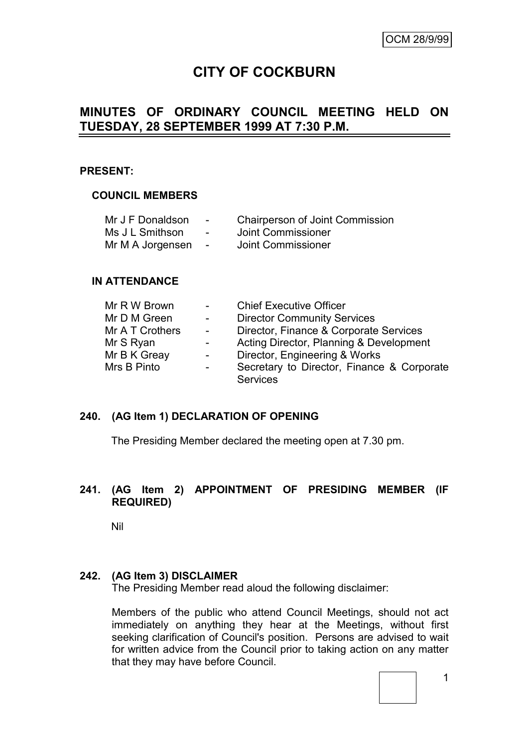OCM 28/9/99

# CITY OF COCKBURN

## MINUTES OF ORDINARY COUNCIL MEETING HELD ON TUESDAY, 28 SEPTEMBER 1999 AT 7:30 P.M.

**PRESENT:**

**COUNCIL MEMBERS**

| | | |
|---|---|---|
| Mr J F Donaldson | - | Chairperson of Joint Commission |
| Ms J L Smithson | - | Joint Commissioner |
| Mr M A Jorgensen | - | Joint Commissioner |

**IN ATTENDANCE**

| | | |
|---|---|---|
| Mr R W Brown | - | Chief Executive Officer |
| Mr D M Green | - | Director Community Services |
| Mr A T Crothers | - | Director, Finance & Corporate Services |
| Mr S Ryan | - | Acting Director, Planning & Development |
| Mr B K Greay | - | Director, Engineering & Works |
| Mrs B Pinto | - | Secretary to Director, Finance & Corporate Services |

**240. (AG Item 1) DECLARATION OF OPENING**

The Presiding Member declared the meeting open at 7.30 pm.

**241. (AG Item 2) APPOINTMENT OF PRESIDING MEMBER (IF REQUIRED)**

Nil

**242. (AG Item 3) DISCLAIMER**

The Presiding Member read aloud the following disclaimer:

Members of the public who attend Council Meetings, should not act immediately on anything they hear at the Meetings, without first seeking clarification of Council's position. Persons are advised to wait for written advice from the Council prior to taking action on any matter that they may have before Council.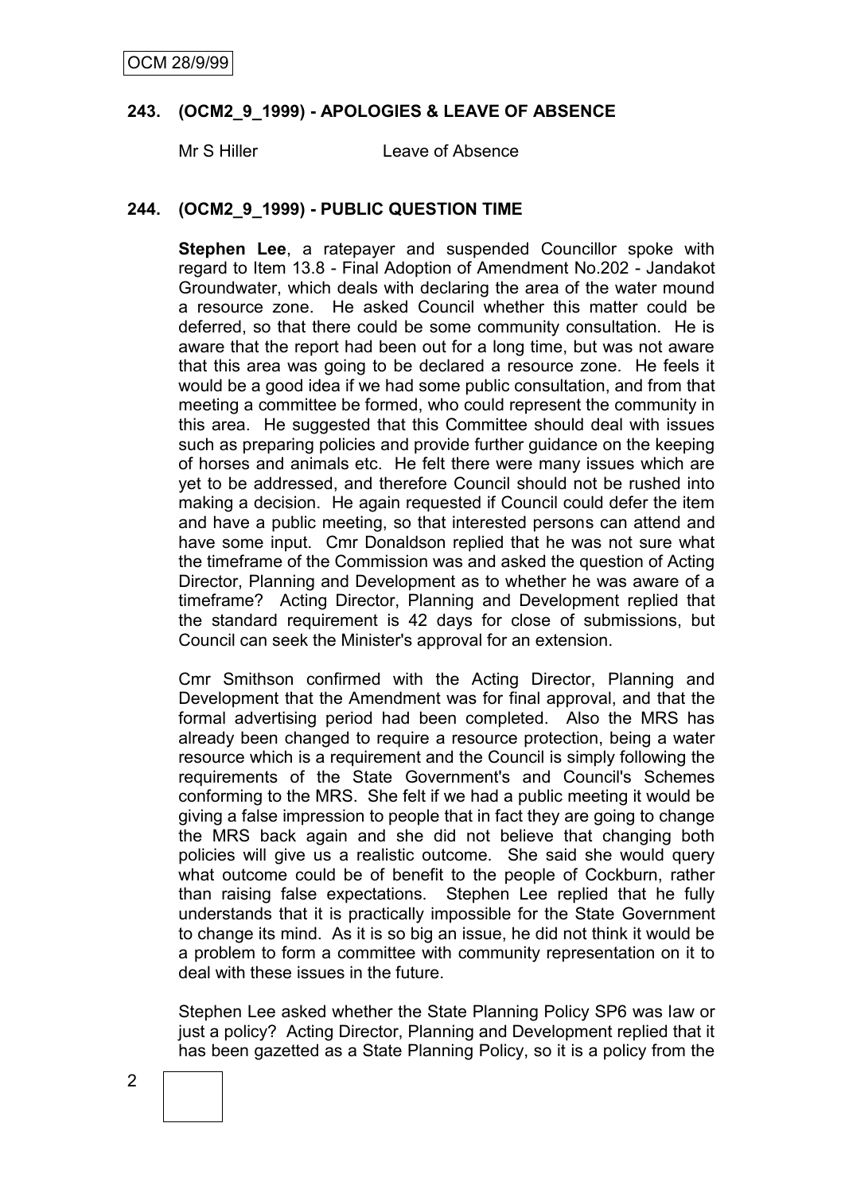## 243. (OCM2_9_1999) - APOLOGIES & LEAVE OF ABSENCE

Mr S Hiller Leave of Absence

## 244. (OCM2_9_1999) - PUBLIC QUESTION TIME

**Stephen Lee**, a ratepayer and suspended Councillor spoke with regard to Item 13.8 - Final Adoption of Amendment No.202 - Jandakot Groundwater, which deals with declaring the area of the water mound a resource zone. He asked Council whether this matter could be deferred, so that there could be some community consultation. He is aware that the report had been out for a long time, but was not aware that this area was going to be declared a resource zone. He feels it would be a good idea if we had some public consultation, and from that meeting a committee be formed, who could represent the community in this area. He suggested that this Committee should deal with issues such as preparing policies and provide further guidance on the keeping of horses and animals etc. He felt there were many issues which are yet to be addressed, and therefore Council should not be rushed into making a decision. He again requested if Council could defer the item and have a public meeting, so that interested persons can attend and have some input. Cmr Donaldson replied that he was not sure what the timeframe of the Commission was and asked the question of Acting Director, Planning and Development as to whether he was aware of a timeframe? Acting Director, Planning and Development replied that the standard requirement is 42 days for close of submissions, but Council can seek the Minister's approval for an extension.

Cmr Smithson confirmed with the Acting Director, Planning and Development that the Amendment was for final approval, and that the formal advertising period had been completed. Also the MRS has already been changed to require a resource protection, being a water resource which is a requirement and the Council is simply following the requirements of the State Government's and Council's Schemes conforming to the MRS. She felt if we had a public meeting it would be giving a false impression to people that in fact they are going to change the MRS back again and she did not believe that changing both policies will give us a realistic outcome. She said she would query what outcome could be of benefit to the people of Cockburn, rather than raising false expectations. Stephen Lee replied that he fully understands that it is practically impossible for the State Government to change its mind. As it is so big an issue, he did not think it would be a problem to form a committee with community representation on it to deal with these issues in the future.

Stephen Lee asked whether the State Planning Policy SP6 was law or just a policy? Acting Director, Planning and Development replied that it has been gazetted as a State Planning Policy, so it is a policy from the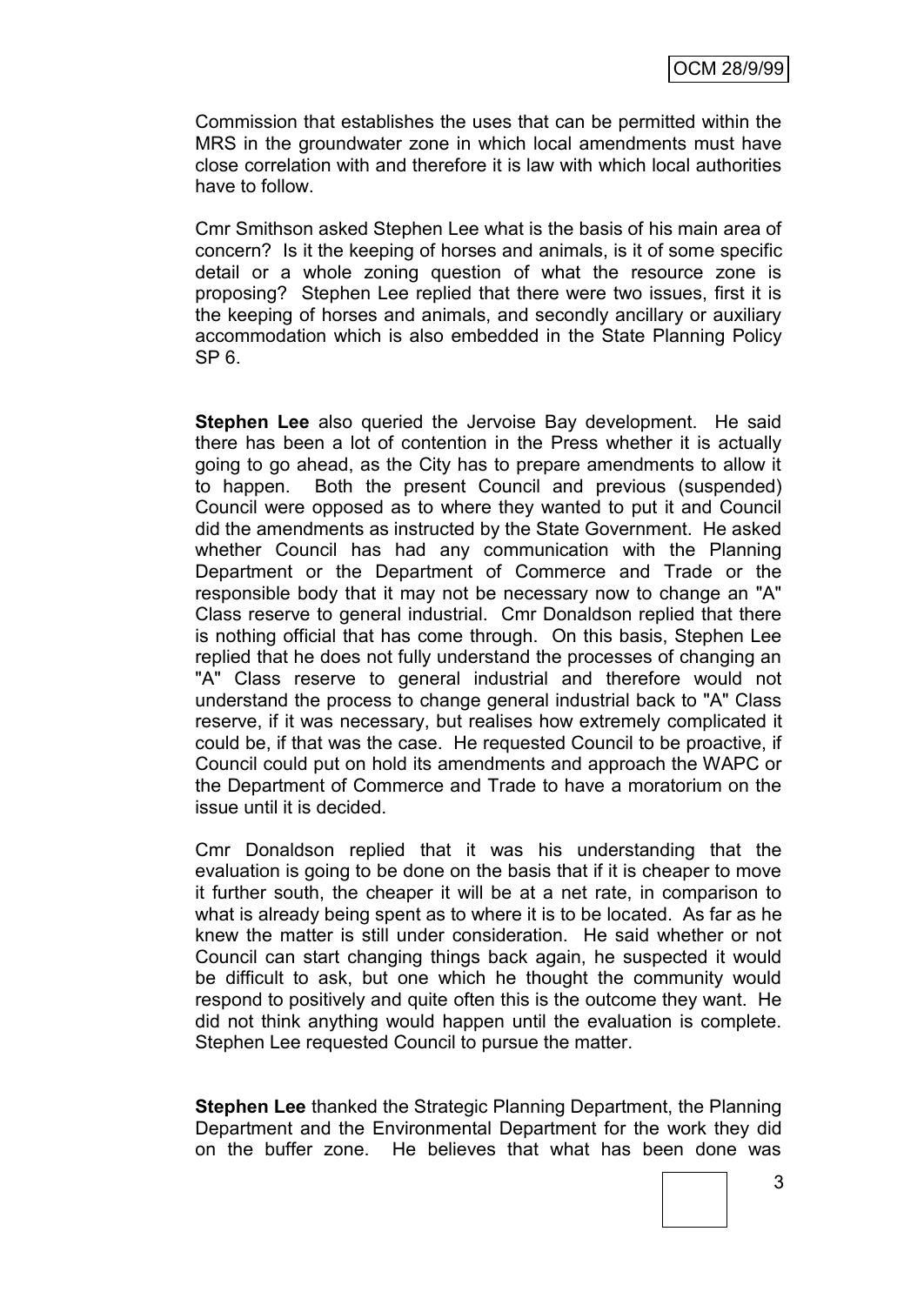Commission that establishes the uses that can be permitted within the MRS in the groundwater zone in which local amendments must have close correlation with and therefore it is law with which local authorities have to follow.

Cmr Smithson asked Stephen Lee what is the basis of his main area of concern? Is it the keeping of horses and animals, is it of some specific detail or a whole zoning question of what the resource zone is proposing? Stephen Lee replied that there were two issues, first it is the keeping of horses and animals, and secondly ancillary or auxiliary accommodation which is also embedded in the State Planning Policy SP 6.

**Stephen Lee** also queried the Jervoise Bay development. He said there has been a lot of contention in the Press whether it is actually going to go ahead, as the City has to prepare amendments to allow it to happen. Both the present Council and previous (suspended) Council were opposed as to where they wanted to put it and Council did the amendments as instructed by the State Government. He asked whether Council has had any communication with the Planning Department or the Department of Commerce and Trade or the responsible body that it may not be necessary now to change an "A" Class reserve to general industrial. Cmr Donaldson replied that there is nothing official that has come through. On this basis, Stephen Lee replied that he does not fully understand the processes of changing an "A" Class reserve to general industrial and therefore would not understand the process to change general industrial back to "A" Class reserve, if it was necessary, but realises how extremely complicated it could be, if that was the case. He requested Council to be proactive, if Council could put on hold its amendments and approach the WAPC or the Department of Commerce and Trade to have a moratorium on the issue until it is decided.

Cmr Donaldson replied that it was his understanding that the evaluation is going to be done on the basis that if it is cheaper to move it further south, the cheaper it will be at a net rate, in comparison to what is already being spent as to where it is to be located. As far as he knew the matter is still under consideration. He said whether or not Council can start changing things back again, he suspected it would be difficult to ask, but one which he thought the community would respond to positively and quite often this is the outcome they want. He did not think anything would happen until the evaluation is complete. Stephen Lee requested Council to pursue the matter.

**Stephen Lee** thanked the Strategic Planning Department, the Planning Department and the Environmental Department for the work they did on the buffer zone. He believes that what has been done was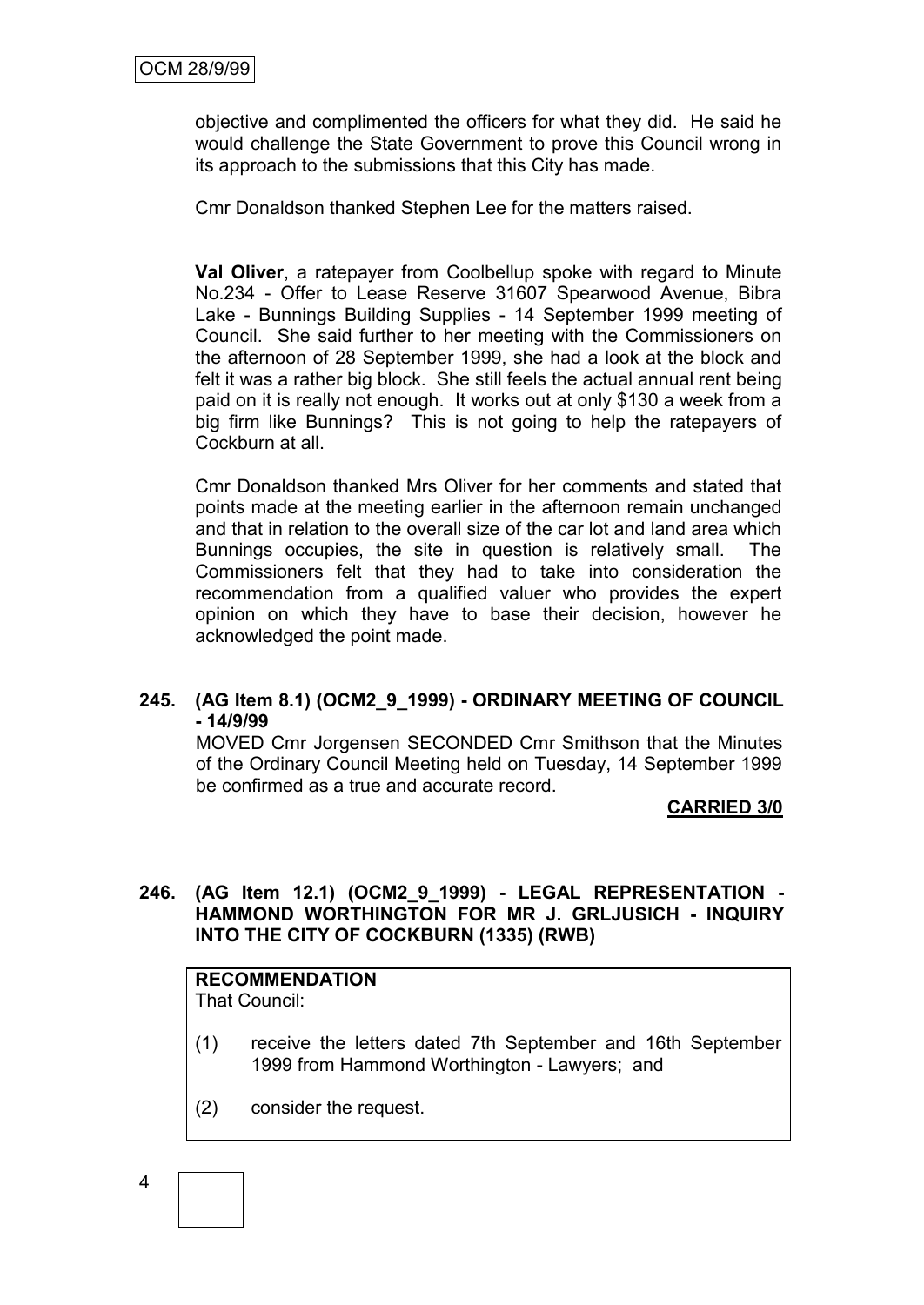objective and complimented the officers for what they did. He said he would challenge the State Government to prove this Council wrong in its approach to the submissions that this City has made.

Cmr Donaldson thanked Stephen Lee for the matters raised.

**Val Oliver**, a ratepayer from Coolbellup spoke with regard to Minute No.234 - Offer to Lease Reserve 31607 Spearwood Avenue, Bibra Lake - Bunnings Building Supplies - 14 September 1999 meeting of Council. She said further to her meeting with the Commissioners on the afternoon of 28 September 1999, she had a look at the block and felt it was a rather big block. She still feels the actual annual rent being paid on it is really not enough. It works out at only $130 a week from a big firm like Bunnings? This is not going to help the ratepayers of Cockburn at all.

Cmr Donaldson thanked Mrs Oliver for her comments and stated that points made at the meeting earlier in the afternoon remain unchanged and that in relation to the overall size of the car lot and land area which Bunnings occupies, the site in question is relatively small. The Commissioners felt that they had to take into consideration the recommendation from a qualified valuer who provides the expert opinion on which they have to base their decision, however he acknowledged the point made.

**245. (AG Item 8.1) (OCM2_9_1999) - ORDINARY MEETING OF COUNCIL - 14/9/99**

MOVED Cmr Jorgensen SECONDED Cmr Smithson that the Minutes of the Ordinary Council Meeting held on Tuesday, 14 September 1999 be confirmed as a true and accurate record.

**CARRIED 3/0**

**246. (AG Item 12.1) (OCM2_9_1999) - LEGAL REPRESENTATION - HAMMOND WORTHINGTON FOR MR J. GRLJUSICH - INQUIRY INTO THE CITY OF COCKBURN (1335) (RWB)**

**RECOMMENDATION**

That Council:

(1) receive the letters dated 7th September and 16th September 1999 from Hammond Worthington - Lawyers; and

(2) consider the request.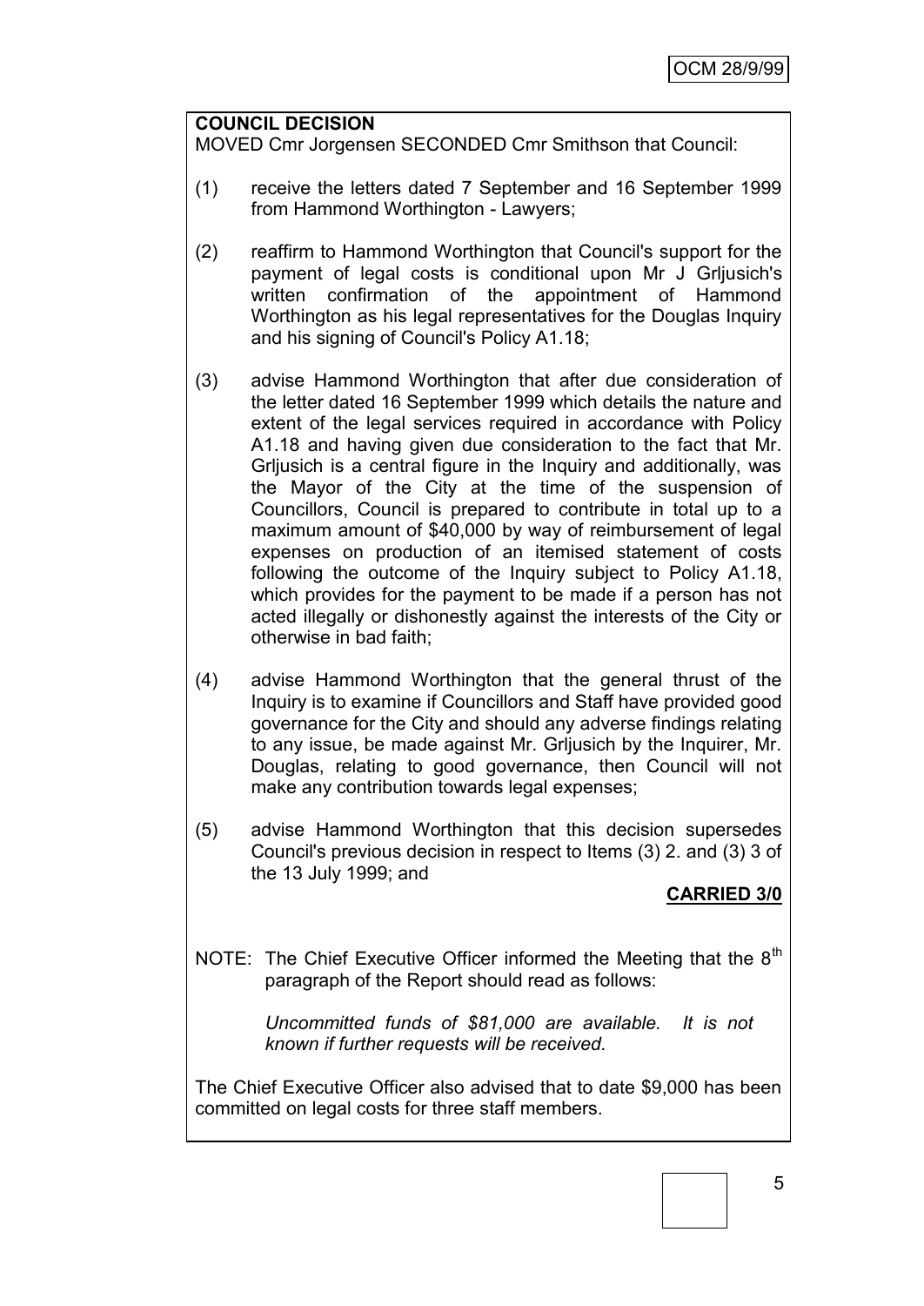**COUNCIL DECISION**

MOVED Cmr Jorgensen SECONDED Cmr Smithson that Council:

(1) receive the letters dated 7 September and 16 September 1999 from Hammond Worthington - Lawyers;

(2) reaffirm to Hammond Worthington that Council's support for the payment of legal costs is conditional upon Mr J Grljusich's written confirmation of the appointment of Hammond Worthington as his legal representatives for the Douglas Inquiry and his signing of Council's Policy A1.18;

(3) advise Hammond Worthington that after due consideration of the letter dated 16 September 1999 which details the nature and extent of the legal services required in accordance with Policy A1.18 and having given due consideration to the fact that Mr. Grljusich is a central figure in the Inquiry and additionally, was the Mayor of the City at the time of the suspension of Councillors, Council is prepared to contribute in total up to a maximum amount of $40,000 by way of reimbursement of legal expenses on production of an itemised statement of costs following the outcome of the Inquiry subject to Policy A1.18, which provides for the payment to be made if a person has not acted illegally or dishonestly against the interests of the City or otherwise in bad faith;

(4) advise Hammond Worthington that the general thrust of the Inquiry is to examine if Councillors and Staff have provided good governance for the City and should any adverse findings relating to any issue, be made against Mr. Grljusich by the Inquirer, Mr. Douglas, relating to good governance, then Council will not make any contribution towards legal expenses;

(5) advise Hammond Worthington that this decision supersedes Council's previous decision in respect to Items (3) 2. and (3) 3 of the 13 July 1999; and

**CARRIED 3/0**

NOTE: The Chief Executive Officer informed the Meeting that the 8th paragraph of the Report should read as follows:

*Uncommitted funds of $81,000 are available. It is not known if further requests will be received.*

The Chief Executive Officer also advised that to date $9,000 has been committed on legal costs for three staff members.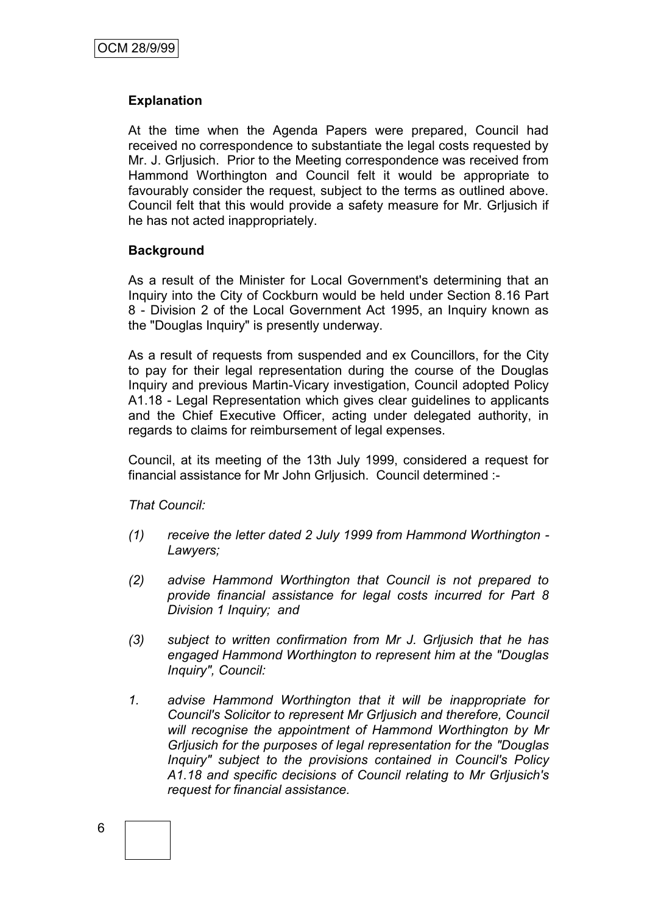**Explanation**

At the time when the Agenda Papers were prepared, Council had received no correspondence to substantiate the legal costs requested by Mr. J. Grljusich. Prior to the Meeting correspondence was received from Hammond Worthington and Council felt it would be appropriate to favourably consider the request, subject to the terms as outlined above. Council felt that this would provide a safety measure for Mr. Grljusich if he has not acted inappropriately.

**Background**

As a result of the Minister for Local Government's determining that an Inquiry into the City of Cockburn would be held under Section 8.16 Part 8 - Division 2 of the Local Government Act 1995, an Inquiry known as the "Douglas Inquiry" is presently underway.

As a result of requests from suspended and ex Councillors, for the City to pay for their legal representation during the course of the Douglas Inquiry and previous Martin-Vicary investigation, Council adopted Policy A1.18 - Legal Representation which gives clear guidelines to applicants and the Chief Executive Officer, acting under delegated authority, in regards to claims for reimbursement of legal expenses.

Council, at its meeting of the 13th July 1999, considered a request for financial assistance for Mr John Grljusich. Council determined :-

*That Council:*

*(1) receive the letter dated 2 July 1999 from Hammond Worthington - Lawyers;*

*(2) advise Hammond Worthington that Council is not prepared to provide financial assistance for legal costs incurred for Part 8 Division 1 Inquiry; and*

*(3) subject to written confirmation from Mr J. Grljusich that he has engaged Hammond Worthington to represent him at the "Douglas Inquiry", Council:*

*1. advise Hammond Worthington that it will be inappropriate for Council's Solicitor to represent Mr Grljusich and therefore, Council will recognise the appointment of Hammond Worthington by Mr Grljusich for the purposes of legal representation for the "Douglas Inquiry" subject to the provisions contained in Council's Policy A1.18 and specific decisions of Council relating to Mr Grljusich's request for financial assistance.*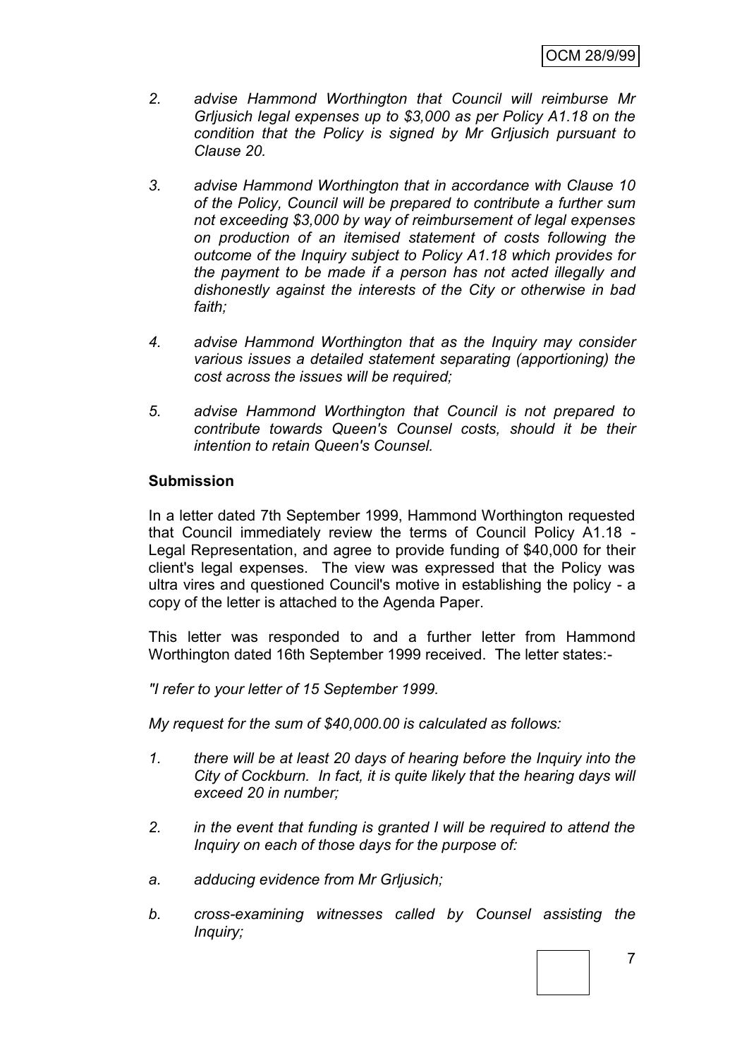2. *advise Hammond Worthington that Council will reimburse Mr Grljusich legal expenses up to $3,000 as per Policy A1.18 on the condition that the Policy is signed by Mr Grljusich pursuant to Clause 20.*

3. *advise Hammond Worthington that in accordance with Clause 10 of the Policy, Council will be prepared to contribute a further sum not exceeding $3,000 by way of reimbursement of legal expenses on production of an itemised statement of costs following the outcome of the Inquiry subject to Policy A1.18 which provides for the payment to be made if a person has not acted illegally and dishonestly against the interests of the City or otherwise in bad faith;*

4. *advise Hammond Worthington that as the Inquiry may consider various issues a detailed statement separating (apportioning) the cost across the issues will be required;*

5. *advise Hammond Worthington that Council is not prepared to contribute towards Queen's Counsel costs, should it be their intention to retain Queen's Counsel.*

**Submission**

In a letter dated 7th September 1999, Hammond Worthington requested that Council immediately review the terms of Council Policy A1.18 - Legal Representation, and agree to provide funding of $40,000 for their client's legal expenses. The view was expressed that the Policy was ultra vires and questioned Council's motive in establishing the policy - a copy of the letter is attached to the Agenda Paper.

This letter was responded to and a further letter from Hammond Worthington dated 16th September 1999 received. The letter states:-

*"I refer to your letter of 15 September 1999.*

*My request for the sum of $40,000.00 is calculated as follows:*

1. *there will be at least 20 days of hearing before the Inquiry into the City of Cockburn. In fact, it is quite likely that the hearing days will exceed 20 in number;*

2. *in the event that funding is granted I will be required to attend the Inquiry on each of those days for the purpose of:*

   a. *adducing evidence from Mr Grljusich;*

   b. *cross-examining witnesses called by Counsel assisting the Inquiry;*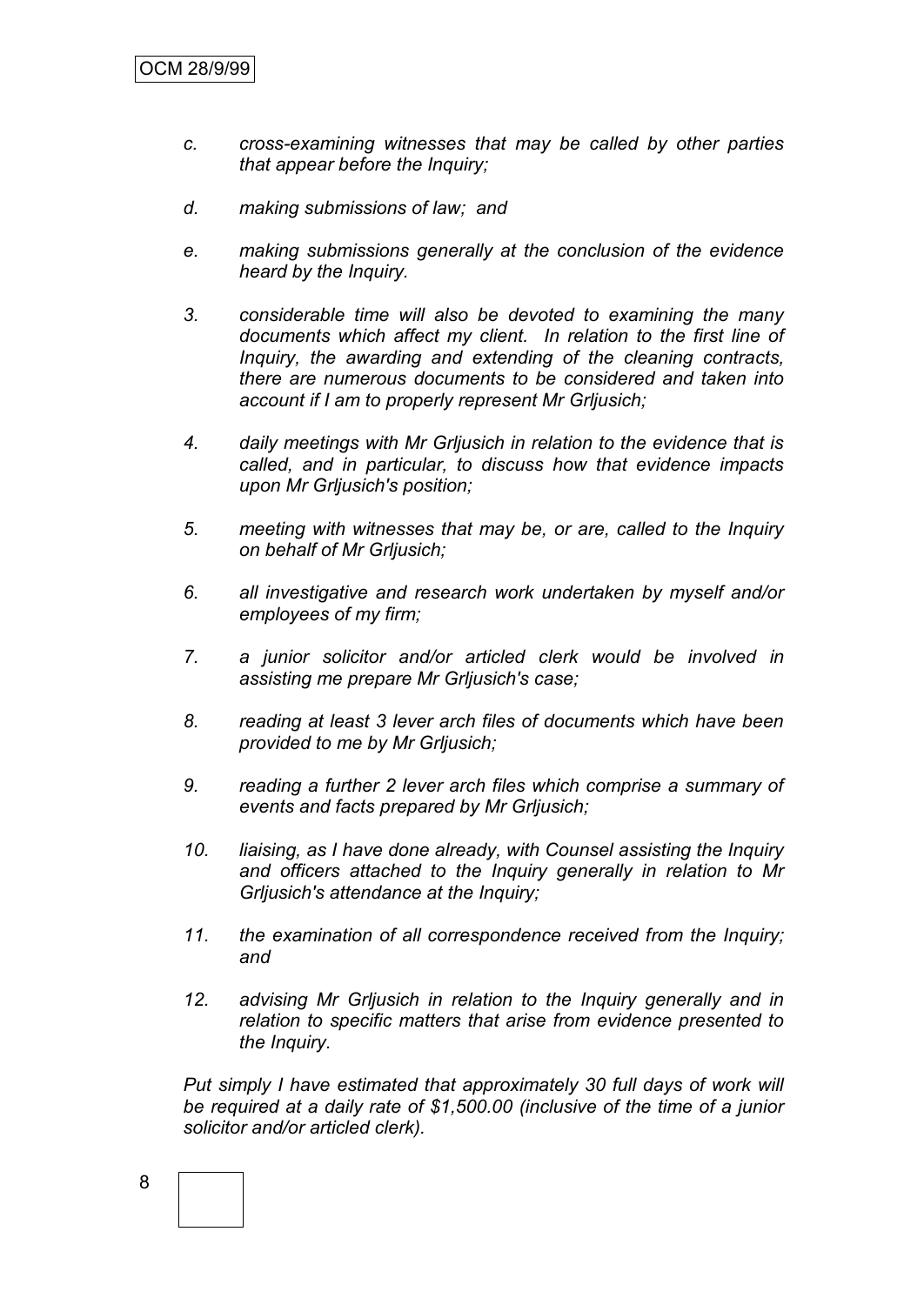*c. cross-examining witnesses that may be called by other parties that appear before the Inquiry;*

*d. making submissions of law; and*

*e. making submissions generally at the conclusion of the evidence heard by the Inquiry.*

*3. considerable time will also be devoted to examining the many documents which affect my client. In relation to the first line of Inquiry, the awarding and extending of the cleaning contracts, there are numerous documents to be considered and taken into account if I am to properly represent Mr Grljusich;*

*4. daily meetings with Mr Grljusich in relation to the evidence that is called, and in particular, to discuss how that evidence impacts upon Mr Grljusich's position;*

*5. meeting with witnesses that may be, or are, called to the Inquiry on behalf of Mr Grljusich;*

*6. all investigative and research work undertaken by myself and/or employees of my firm;*

*7. a junior solicitor and/or articled clerk would be involved in assisting me prepare Mr Grljusich's case;*

*8. reading at least 3 lever arch files of documents which have been provided to me by Mr Grljusich;*

*9. reading a further 2 lever arch files which comprise a summary of events and facts prepared by Mr Grljusich;*

*10. liaising, as I have done already, with Counsel assisting the Inquiry and officers attached to the Inquiry generally in relation to Mr Grljusich's attendance at the Inquiry;*

*11. the examination of all correspondence received from the Inquiry; and*

*12. advising Mr Grljusich in relation to the Inquiry generally and in relation to specific matters that arise from evidence presented to the Inquiry.*

*Put simply I have estimated that approximately 30 full days of work will be required at a daily rate of $1,500.00 (inclusive of the time of a junior solicitor and/or articled clerk).*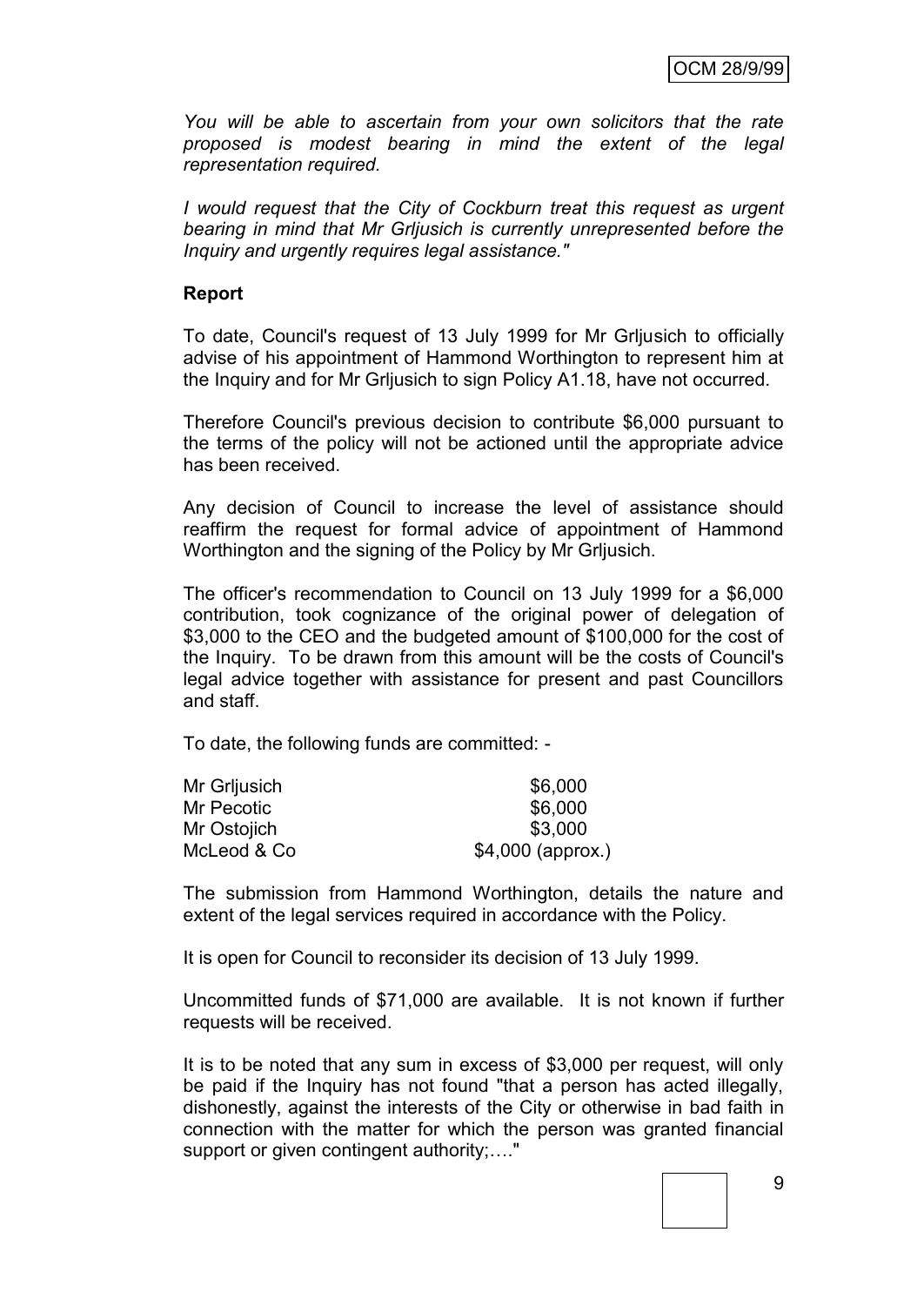*You will be able to ascertain from your own solicitors that the rate proposed is modest bearing in mind the extent of the legal representation required.*

*I would request that the City of Cockburn treat this request as urgent bearing in mind that Mr Grljusich is currently unrepresented before the Inquiry and urgently requires legal assistance."*

**Report**

To date, Council's request of 13 July 1999 for Mr Grljusich to officially advise of his appointment of Hammond Worthington to represent him at the Inquiry and for Mr Grljusich to sign Policy A1.18, have not occurred.

Therefore Council's previous decision to contribute $6,000 pursuant to the terms of the policy will not be actioned until the appropriate advice has been received.

Any decision of Council to increase the level of assistance should reaffirm the request for formal advice of appointment of Hammond Worthington and the signing of the Policy by Mr Grljusich.

The officer's recommendation to Council on 13 July 1999 for a $6,000 contribution, took cognizance of the original power of delegation of $3,000 to the CEO and the budgeted amount of $100,000 for the cost of the Inquiry. To be drawn from this amount will be the costs of Council's legal advice together with assistance for present and past Councillors and staff.

To date, the following funds are committed: -

| | |
|---|---|
| Mr Grljusich | $6,000 |
| Mr Pecotic | $6,000 |
| Mr Ostojich | $3,000 |
| McLeod & Co | $4,000 (approx.) |

The submission from Hammond Worthington, details the nature and extent of the legal services required in accordance with the Policy.

It is open for Council to reconsider its decision of 13 July 1999.

Uncommitted funds of $71,000 are available. It is not known if further requests will be received.

It is to be noted that any sum in excess of $3,000 per request, will only be paid if the Inquiry has not found "that a person has acted illegally, dishonestly, against the interests of the City or otherwise in bad faith in connection with the matter for which the person was granted financial support or given contingent authority;…."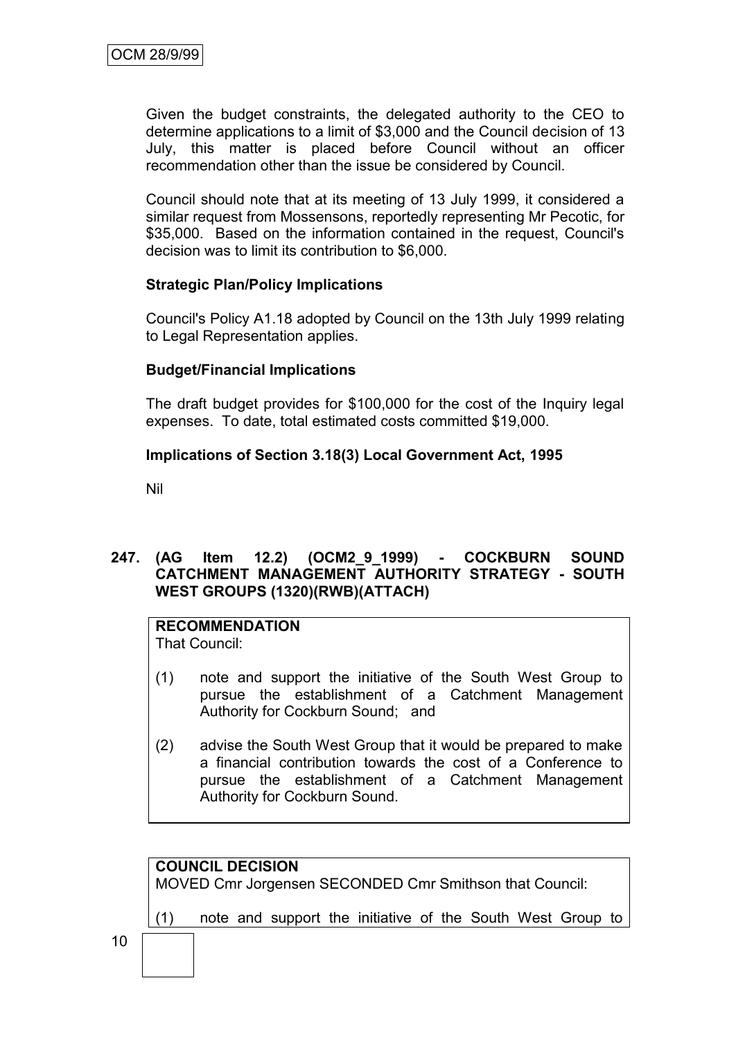Given the budget constraints, the delegated authority to the CEO to determine applications to a limit of $3,000 and the Council decision of 13 July, this matter is placed before Council without an officer recommendation other than the issue be considered by Council.

Council should note that at its meeting of 13 July 1999, it considered a similar request from Mossensons, reportedly representing Mr Pecotic, for $35,000. Based on the information contained in the request, Council's decision was to limit its contribution to $6,000.

**Strategic Plan/Policy Implications**

Council's Policy A1.18 adopted by Council on the 13th July 1999 relating to Legal Representation applies.

**Budget/Financial Implications**

The draft budget provides for $100,000 for the cost of the Inquiry legal expenses. To date, total estimated costs committed $19,000.

**Implications of Section 3.18(3) Local Government Act, 1995**

Nil

## 247. (AG Item 12.2) (OCM2_9_1999) - COCKBURN SOUND CATCHMENT MANAGEMENT AUTHORITY STRATEGY - SOUTH WEST GROUPS (1320)(RWB)(ATTACH)

**RECOMMENDATION**
That Council:

(1) note and support the initiative of the South West Group to pursue the establishment of a Catchment Management Authority for Cockburn Sound; and

(2) advise the South West Group that it would be prepared to make a financial contribution towards the cost of a Conference to pursue the establishment of a Catchment Management Authority for Cockburn Sound.

**COUNCIL DECISION**
MOVED Cmr Jorgensen SECONDED Cmr Smithson that Council:

(1) note and support the initiative of the South West Group to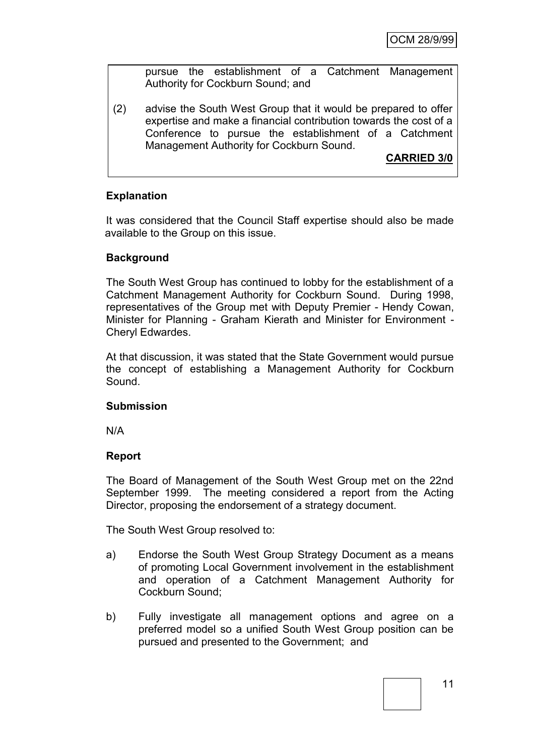pursue the establishment of a Catchment Management Authority for Cockburn Sound; and

(2) advise the South West Group that it would be prepared to offer expertise and make a financial contribution towards the cost of a Conference to pursue the establishment of a Catchment Management Authority for Cockburn Sound.

**CARRIED 3/0**

**Explanation**

It was considered that the Council Staff expertise should also be made available to the Group on this issue.

**Background**

The South West Group has continued to lobby for the establishment of a Catchment Management Authority for Cockburn Sound. During 1998, representatives of the Group met with Deputy Premier - Hendy Cowan, Minister for Planning - Graham Kierath and Minister for Environment - Cheryl Edwardes.

At that discussion, it was stated that the State Government would pursue the concept of establishing a Management Authority for Cockburn Sound.

**Submission**

N/A

**Report**

The Board of Management of the South West Group met on the 22nd September 1999. The meeting considered a report from the Acting Director, proposing the endorsement of a strategy document.

The South West Group resolved to:

a) Endorse the South West Group Strategy Document as a means of promoting Local Government involvement in the establishment and operation of a Catchment Management Authority for Cockburn Sound;

b) Fully investigate all management options and agree on a preferred model so a unified South West Group position can be pursued and presented to the Government; and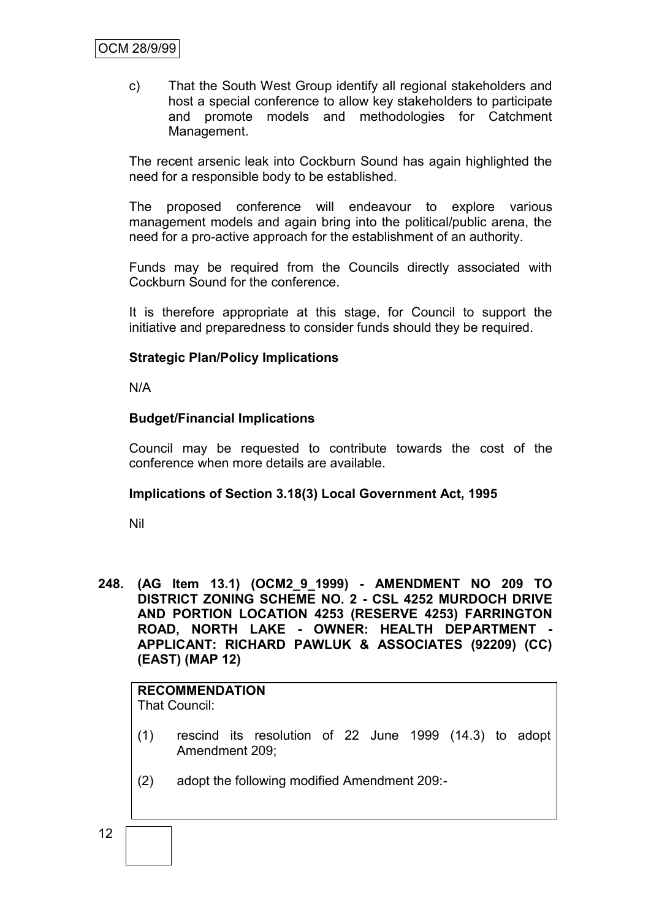c) That the South West Group identify all regional stakeholders and host a special conference to allow key stakeholders to participate and promote models and methodologies for Catchment Management.

The recent arsenic leak into Cockburn Sound has again highlighted the need for a responsible body to be established.

The proposed conference will endeavour to explore various management models and again bring into the political/public arena, the need for a pro-active approach for the establishment of an authority.

Funds may be required from the Councils directly associated with Cockburn Sound for the conference.

It is therefore appropriate at this stage, for Council to support the initiative and preparedness to consider funds should they be required.

**Strategic Plan/Policy Implications**

N/A

**Budget/Financial Implications**

Council may be requested to contribute towards the cost of the conference when more details are available.

**Implications of Section 3.18(3) Local Government Act, 1995**

Nil

**248. (AG Item 13.1) (OCM2_9_1999) - AMENDMENT NO 209 TO DISTRICT ZONING SCHEME NO. 2 - CSL 4252 MURDOCH DRIVE AND PORTION LOCATION 4253 (RESERVE 4253) FARRINGTON ROAD, NORTH LAKE - OWNER: HEALTH DEPARTMENT - APPLICANT: RICHARD PAWLUK & ASSOCIATES (92209) (CC) (EAST) (MAP 12)**

**RECOMMENDATION**

That Council:

(1) rescind its resolution of 22 June 1999 (14.3) to adopt Amendment 209;

(2) adopt the following modified Amendment 209:-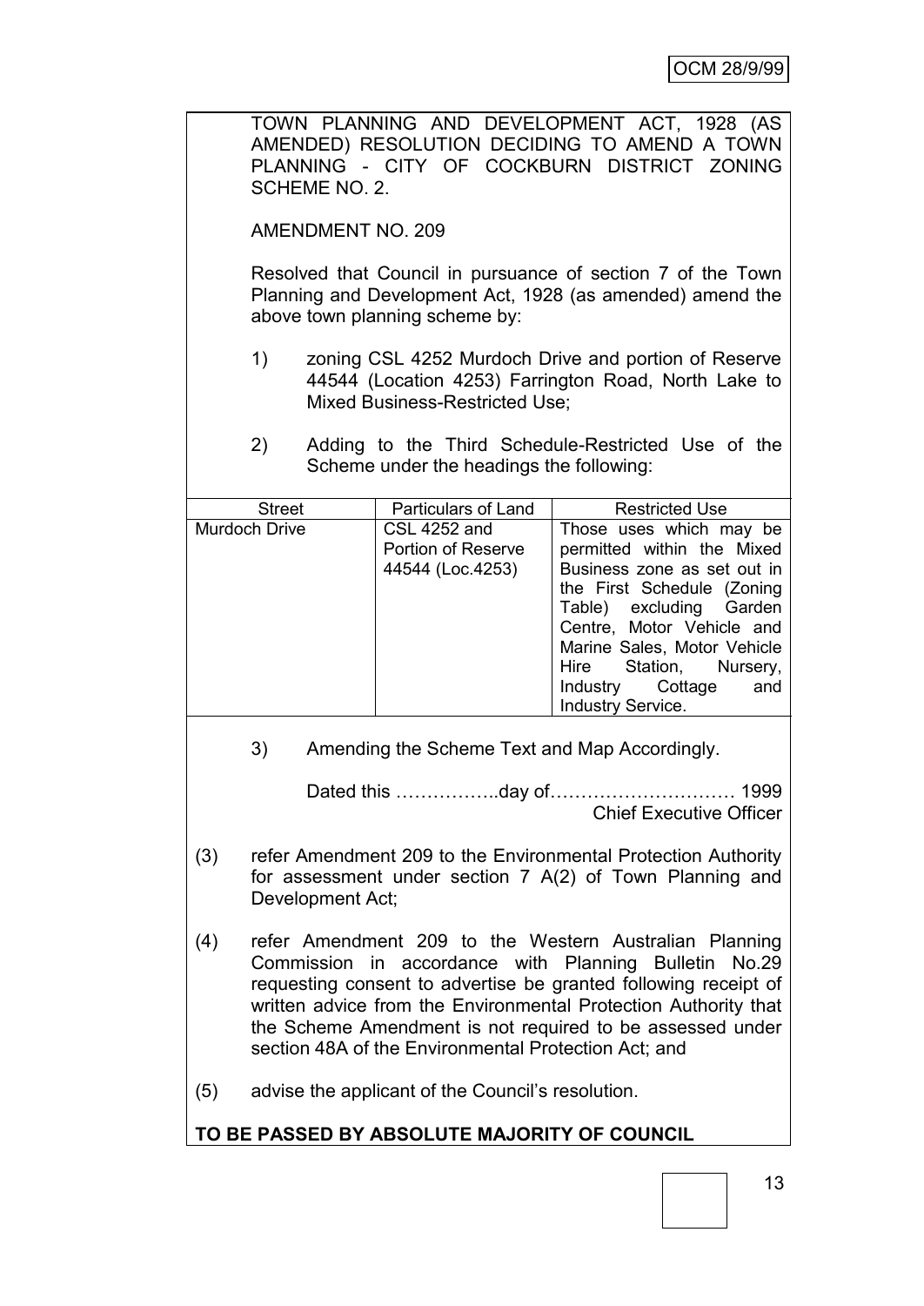TOWN PLANNING AND DEVELOPMENT ACT, 1928 (AS AMENDED) RESOLUTION DECIDING TO AMEND A TOWN PLANNING - CITY OF COCKBURN DISTRICT ZONING SCHEME NO. 2.

AMENDMENT NO. 209

Resolved that Council in pursuance of section 7 of the Town Planning and Development Act, 1928 (as amended) amend the above town planning scheme by:

1) zoning CSL 4252 Murdoch Drive and portion of Reserve 44544 (Location 4253) Farrington Road, North Lake to Mixed Business-Restricted Use;

2) Adding to the Third Schedule-Restricted Use of the Scheme under the headings the following:

| Street | Particulars of Land | Restricted Use |
|---|---|---|
| Murdoch Drive | CSL 4252 and Portion of Reserve 44544 (Loc.4253) | Those uses which may be permitted within the Mixed Business zone as set out in the First Schedule (Zoning Table) excluding Garden Centre, Motor Vehicle and Marine Sales, Motor Vehicle Hire Station, Nursery, Industry Cottage and Industry Service. |

3) Amending the Scheme Text and Map Accordingly.

Dated this ……………..day of………………………… 1999

Chief Executive Officer

(3) refer Amendment 209 to the Environmental Protection Authority for assessment under section 7 A(2) of Town Planning and Development Act;

(4) refer Amendment 209 to the Western Australian Planning Commission in accordance with Planning Bulletin No.29 requesting consent to advertise be granted following receipt of written advice from the Environmental Protection Authority that the Scheme Amendment is not required to be assessed under section 48A of the Environmental Protection Act; and

(5) advise the applicant of the Council's resolution.

**TO BE PASSED BY ABSOLUTE MAJORITY OF COUNCIL**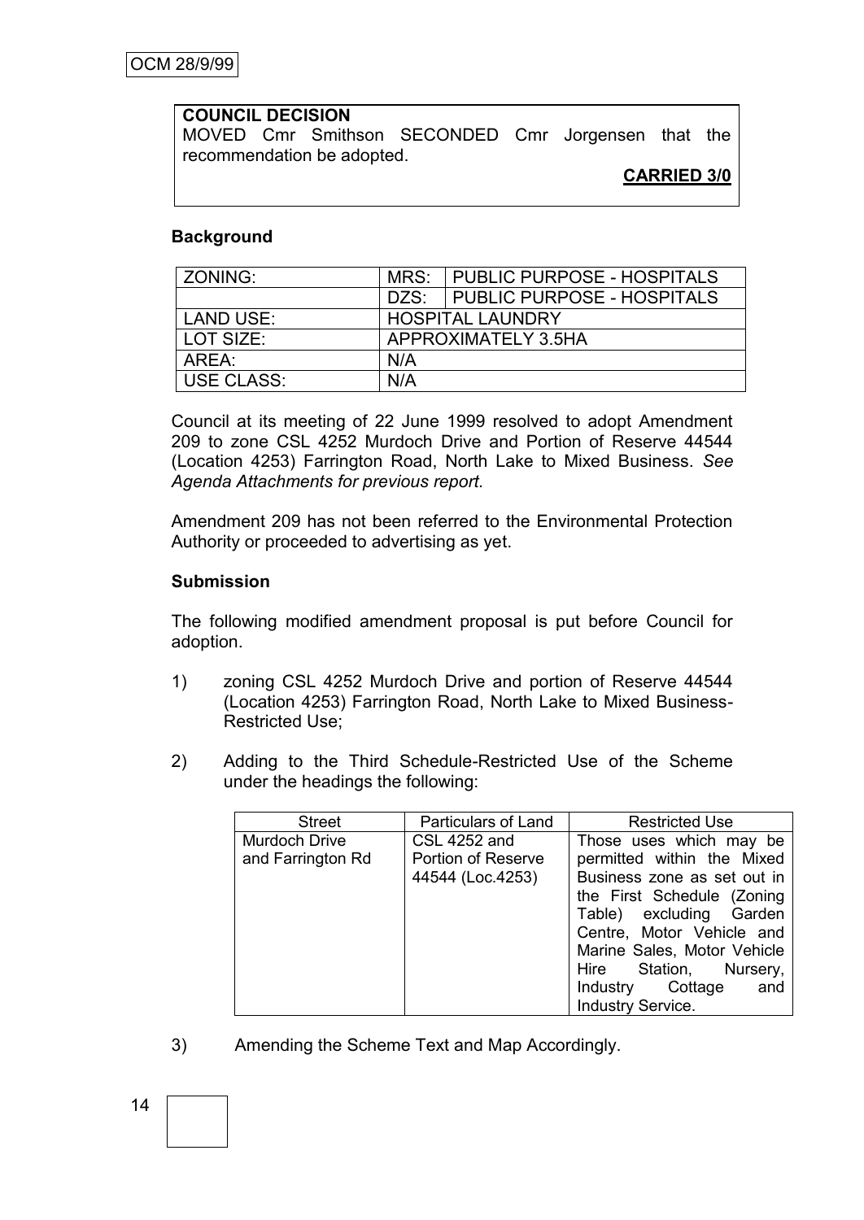**COUNCIL DECISION**
MOVED Cmr Smithson SECONDED Cmr Jorgensen that the recommendation be adopted.

**CARRIED 3/0**

**Background**

| ZONING: | MRS: | PUBLIC PURPOSE - HOSPITALS |
|---|---|---|
| | DZS: | PUBLIC PURPOSE - HOSPITALS |
| LAND USE: | HOSPITAL LAUNDRY | |
| LOT SIZE: | APPROXIMATELY 3.5HA | |
| AREA: | N/A | |
| USE CLASS: | N/A | |

Council at its meeting of 22 June 1999 resolved to adopt Amendment 209 to zone CSL 4252 Murdoch Drive and Portion of Reserve 44544 (Location 4253) Farrington Road, North Lake to Mixed Business. *See Agenda Attachments for previous report.*

Amendment 209 has not been referred to the Environmental Protection Authority or proceeded to advertising as yet.

**Submission**

The following modified amendment proposal is put before Council for adoption.

1) zoning CSL 4252 Murdoch Drive and portion of Reserve 44544 (Location 4253) Farrington Road, North Lake to Mixed Business-Restricted Use;

2) Adding to the Third Schedule-Restricted Use of the Scheme under the headings the following:

| Street | Particulars of Land | Restricted Use |
|---|---|---|
| Murdoch Drive and Farrington Rd | CSL 4252 and Portion of Reserve 44544 (Loc.4253) | Those uses which may be permitted within the Mixed Business zone as set out in the First Schedule (Zoning Table) excluding Garden Centre, Motor Vehicle and Marine Sales, Motor Vehicle Hire Station, Nursery, Industry Cottage and Industry Service. |

3) Amending the Scheme Text and Map Accordingly.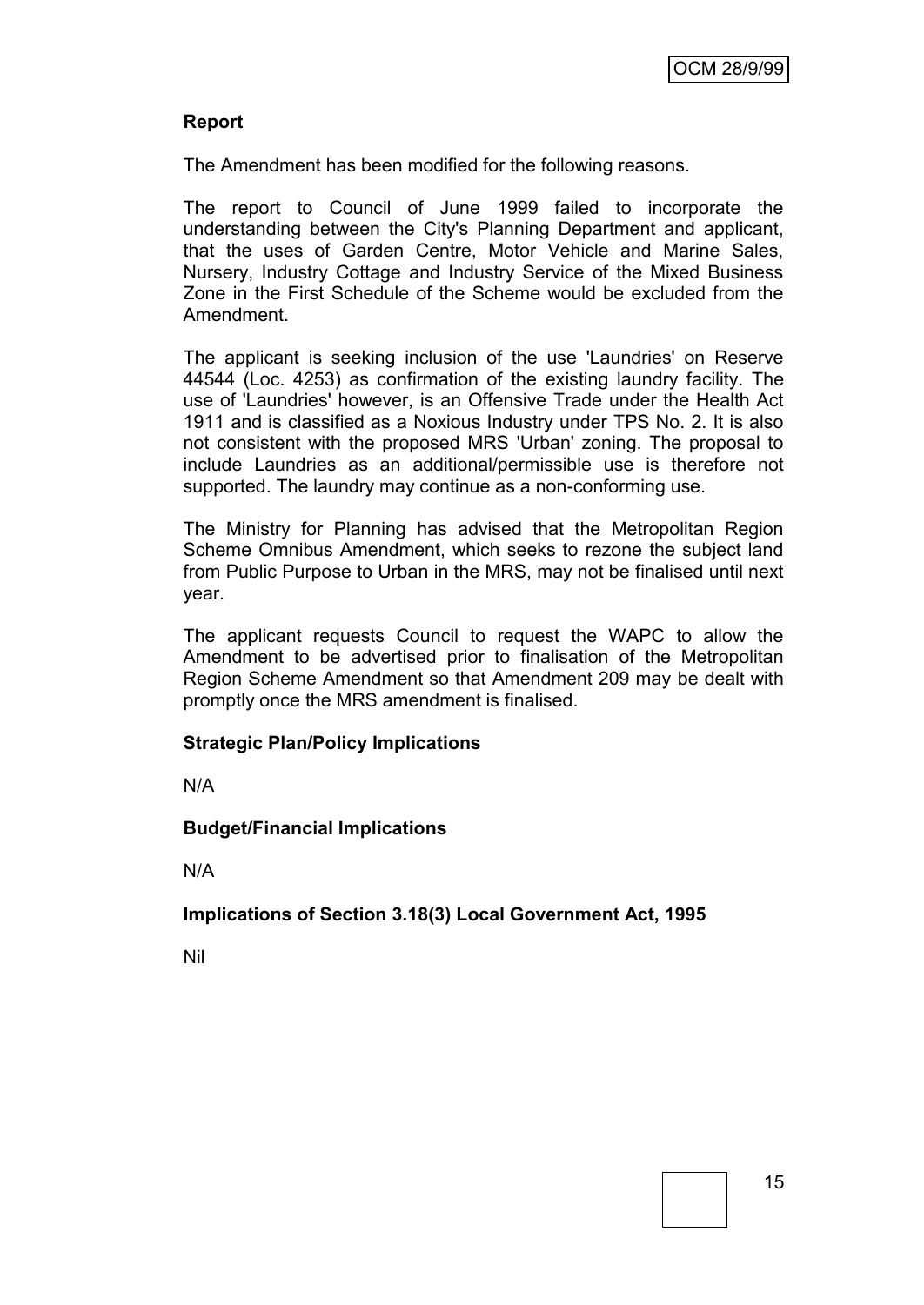**Report**

The Amendment has been modified for the following reasons.

The report to Council of June 1999 failed to incorporate the understanding between the City's Planning Department and applicant, that the uses of Garden Centre, Motor Vehicle and Marine Sales, Nursery, Industry Cottage and Industry Service of the Mixed Business Zone in the First Schedule of the Scheme would be excluded from the Amendment.

The applicant is seeking inclusion of the use 'Laundries' on Reserve 44544 (Loc. 4253) as confirmation of the existing laundry facility. The use of 'Laundries' however, is an Offensive Trade under the Health Act 1911 and is classified as a Noxious Industry under TPS No. 2. It is also not consistent with the proposed MRS 'Urban' zoning. The proposal to include Laundries as an additional/permissible use is therefore not supported. The laundry may continue as a non-conforming use.

The Ministry for Planning has advised that the Metropolitan Region Scheme Omnibus Amendment, which seeks to rezone the subject land from Public Purpose to Urban in the MRS, may not be finalised until next year.

The applicant requests Council to request the WAPC to allow the Amendment to be advertised prior to finalisation of the Metropolitan Region Scheme Amendment so that Amendment 209 may be dealt with promptly once the MRS amendment is finalised.

**Strategic Plan/Policy Implications**

N/A

**Budget/Financial Implications**

N/A

**Implications of Section 3.18(3) Local Government Act, 1995**

Nil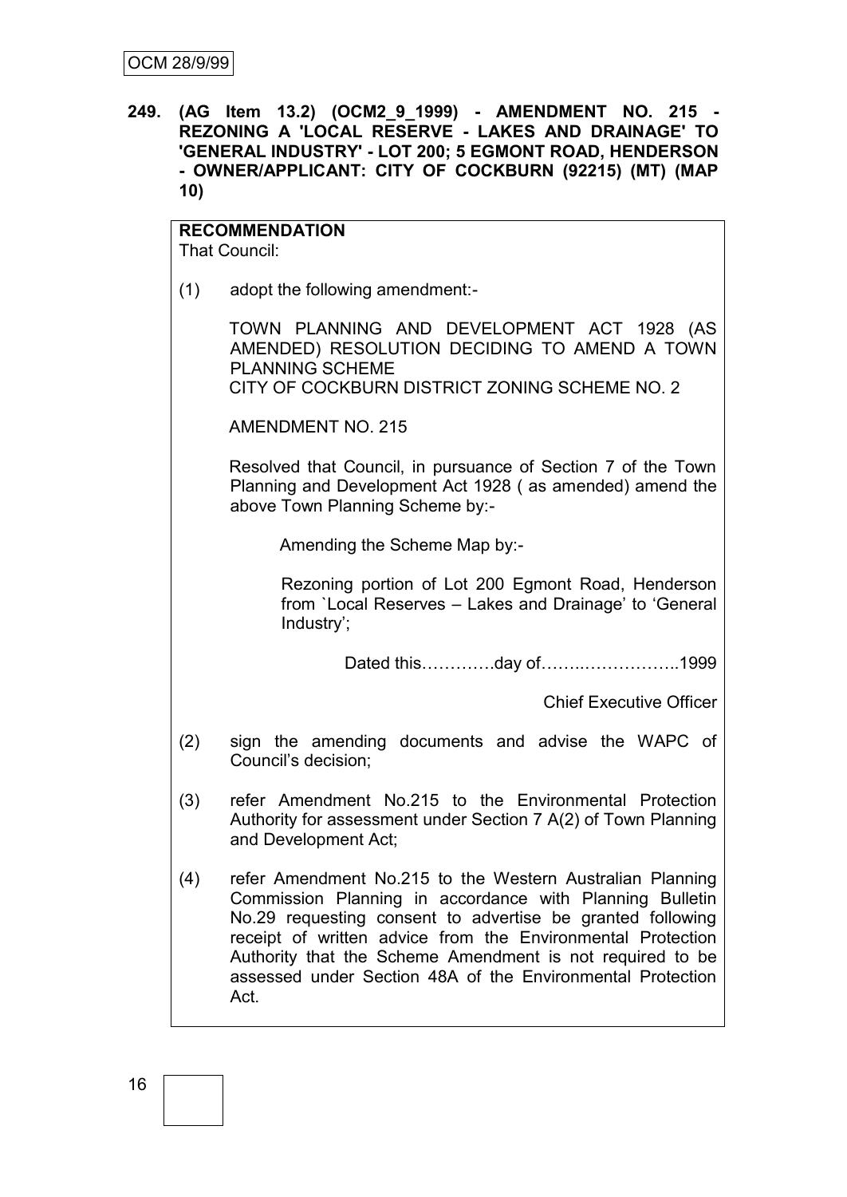**249. (AG Item 13.2) (OCM2_9_1999) - AMENDMENT NO. 215 - REZONING A 'LOCAL RESERVE - LAKES AND DRAINAGE' TO 'GENERAL INDUSTRY' - LOT 200; 5 EGMONT ROAD, HENDERSON - OWNER/APPLICANT: CITY OF COCKBURN (92215) (MT) (MAP 10)**

**RECOMMENDATION**

That Council:

(1) adopt the following amendment:-

TOWN PLANNING AND DEVELOPMENT ACT 1928 (AS AMENDED) RESOLUTION DECIDING TO AMEND A TOWN PLANNING SCHEME
CITY OF COCKBURN DISTRICT ZONING SCHEME NO. 2

AMENDMENT NO. 215

Resolved that Council, in pursuance of Section 7 of the Town Planning and Development Act 1928 ( as amended) amend the above Town Planning Scheme by:-

Amending the Scheme Map by:-

Rezoning portion of Lot 200 Egmont Road, Henderson from `Local Reserves – Lakes and Drainage' to 'General Industry';

Dated this………….day of……..……………..1999

Chief Executive Officer

(2) sign the amending documents and advise the WAPC of Council's decision;

(3) refer Amendment No.215 to the Environmental Protection Authority for assessment under Section 7 A(2) of Town Planning and Development Act;

(4) refer Amendment No.215 to the Western Australian Planning Commission Planning in accordance with Planning Bulletin No.29 requesting consent to advertise be granted following receipt of written advice from the Environmental Protection Authority that the Scheme Amendment is not required to be assessed under Section 48A of the Environmental Protection Act.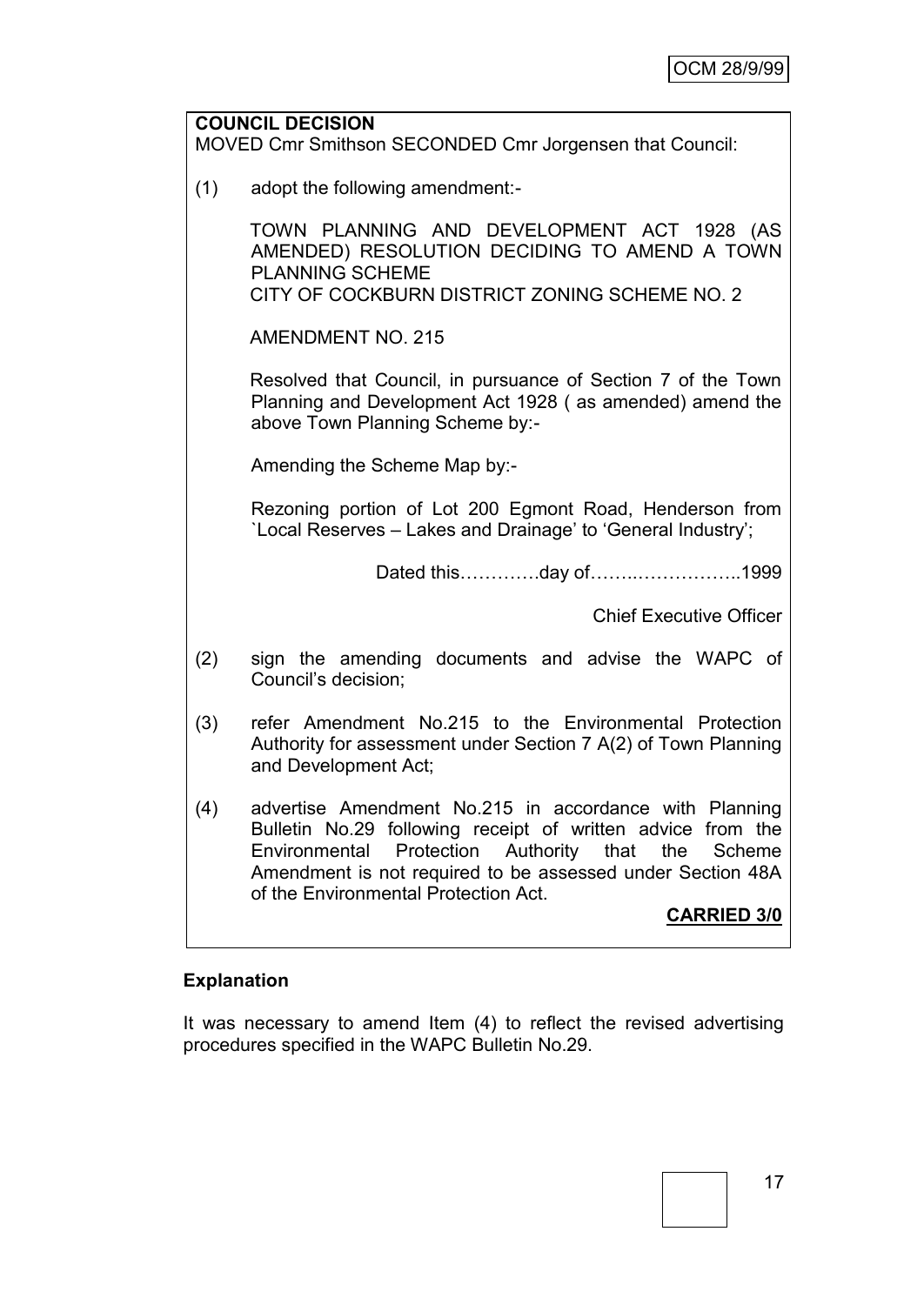**COUNCIL DECISION**

MOVED Cmr Smithson SECONDED Cmr Jorgensen that Council:

(1) adopt the following amendment:-

TOWN PLANNING AND DEVELOPMENT ACT 1928 (AS AMENDED) RESOLUTION DECIDING TO AMEND A TOWN PLANNING SCHEME
CITY OF COCKBURN DISTRICT ZONING SCHEME NO. 2

AMENDMENT NO. 215

Resolved that Council, in pursuance of Section 7 of the Town Planning and Development Act 1928 ( as amended) amend the above Town Planning Scheme by:-

Amending the Scheme Map by:-

Rezoning portion of Lot 200 Egmont Road, Henderson from `Local Reserves – Lakes and Drainage' to 'General Industry';

Dated this………….day of……..……………..1999

Chief Executive Officer

(2) sign the amending documents and advise the WAPC of Council's decision;

(3) refer Amendment No.215 to the Environmental Protection Authority for assessment under Section 7 A(2) of Town Planning and Development Act;

(4) advertise Amendment No.215 in accordance with Planning Bulletin No.29 following receipt of written advice from the Environmental Protection Authority that the Scheme Amendment is not required to be assessed under Section 48A of the Environmental Protection Act.

**CARRIED 3/0**

**Explanation**

It was necessary to amend Item (4) to reflect the revised advertising procedures specified in the WAPC Bulletin No.29.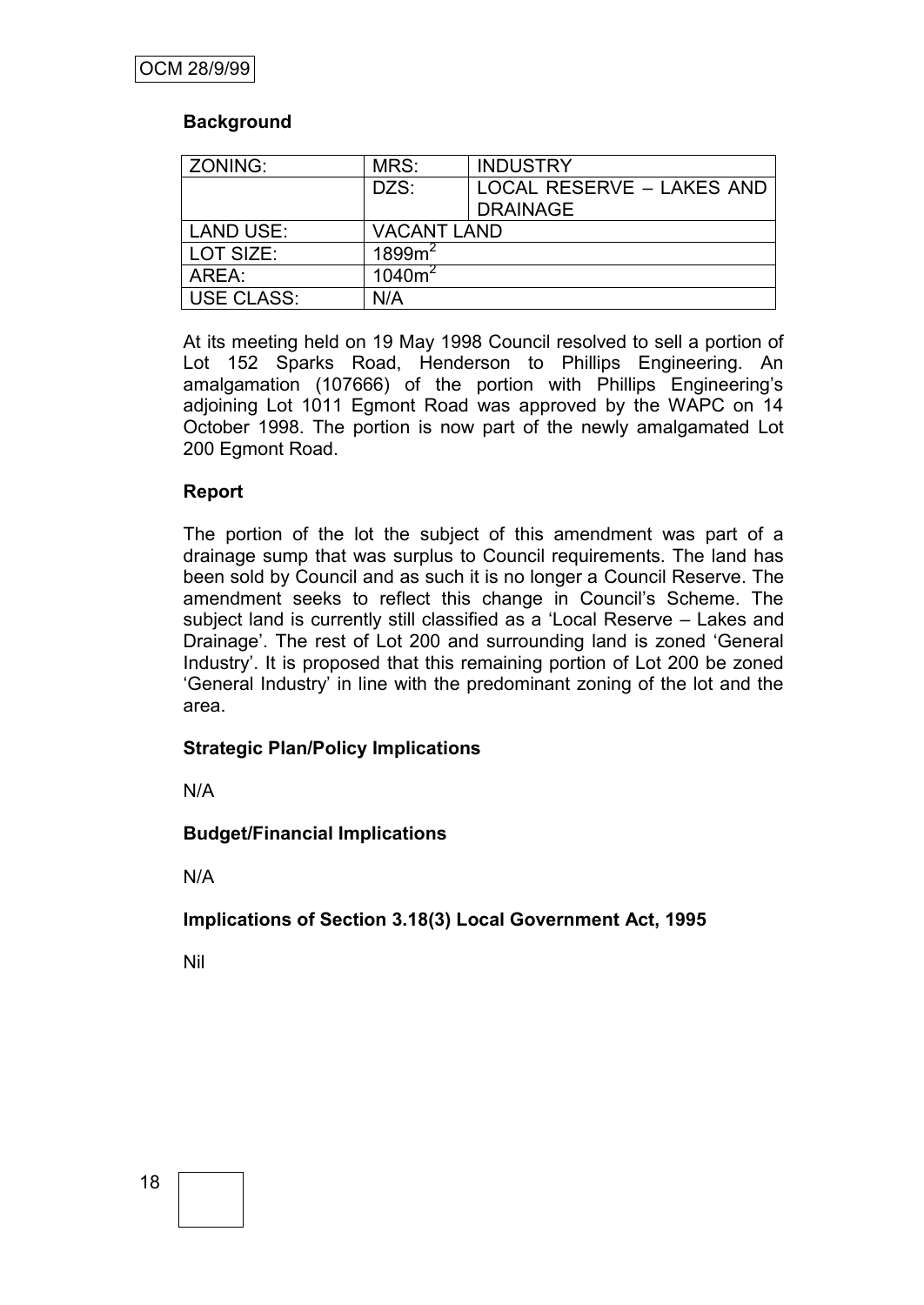### Background

| ZONING: | MRS: | INDUSTRY |
|---|---|---|
| | DZS: | LOCAL RESERVE – LAKES AND DRAINAGE |
| LAND USE: | VACANT LAND | |
| LOT SIZE: | $1899m^2$ | |
| AREA: | $1040m^2$ | |
| USE CLASS: | N/A | |

At its meeting held on 19 May 1998 Council resolved to sell a portion of Lot 152 Sparks Road, Henderson to Phillips Engineering. An amalgamation (107666) of the portion with Phillips Engineering's adjoining Lot 1011 Egmont Road was approved by the WAPC on 14 October 1998. The portion is now part of the newly amalgamated Lot 200 Egmont Road.

### Report

The portion of the lot the subject of this amendment was part of a drainage sump that was surplus to Council requirements. The land has been sold by Council and as such it is no longer a Council Reserve. The amendment seeks to reflect this change in Council's Scheme. The subject land is currently still classified as a 'Local Reserve – Lakes and Drainage'. The rest of Lot 200 and surrounding land is zoned 'General Industry'. It is proposed that this remaining portion of Lot 200 be zoned 'General Industry' in line with the predominant zoning of the lot and the area.

### Strategic Plan/Policy Implications

N/A

### Budget/Financial Implications

N/A

### Implications of Section 3.18(3) Local Government Act, 1995

Nil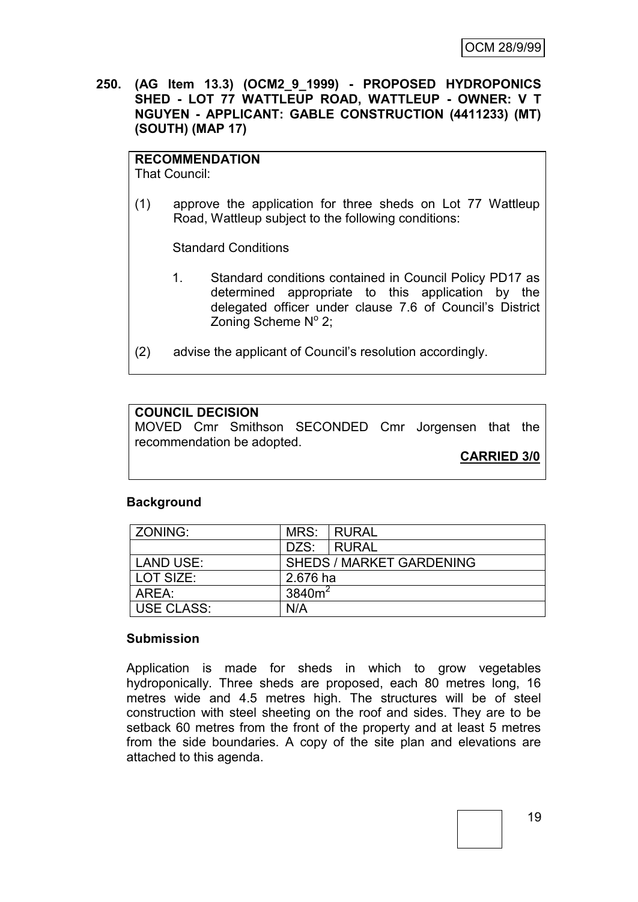**250. (AG Item 13.3) (OCM2_9_1999) - PROPOSED HYDROPONICS SHED - LOT 77 WATTLEUP ROAD, WATTLEUP - OWNER: V T NGUYEN - APPLICANT: GABLE CONSTRUCTION (4411233) (MT) (SOUTH) (MAP 17)**

**RECOMMENDATION**
That Council:

(1) approve the application for three sheds on Lot 77 Wattleup Road, Wattleup subject to the following conditions:

Standard Conditions

1. Standard conditions contained in Council Policy PD17 as determined appropriate to this application by the delegated officer under clause 7.6 of Council's District Zoning Scheme N$^{o}$ 2;

(2) advise the applicant of Council's resolution accordingly.

**COUNCIL DECISION**
MOVED Cmr Smithson SECONDED Cmr Jorgensen that the recommendation be adopted.

**CARRIED 3/0**

**Background**

| ZONING: | MRS: | RURAL |
|---|---|---|
| | DZS: | RURAL |
| LAND USE: | SHEDS / MARKET GARDENING | |
| LOT SIZE: | 2.676 ha | |
| AREA: | 3840m$^2$ | |
| USE CLASS: | N/A | |

**Submission**

Application is made for sheds in which to grow vegetables hydroponically. Three sheds are proposed, each 80 metres long, 16 metres wide and 4.5 metres high. The structures will be of steel construction with steel sheeting on the roof and sides. They are to be setback 60 metres from the front of the property and at least 5 metres from the side boundaries. A copy of the site plan and elevations are attached to this agenda.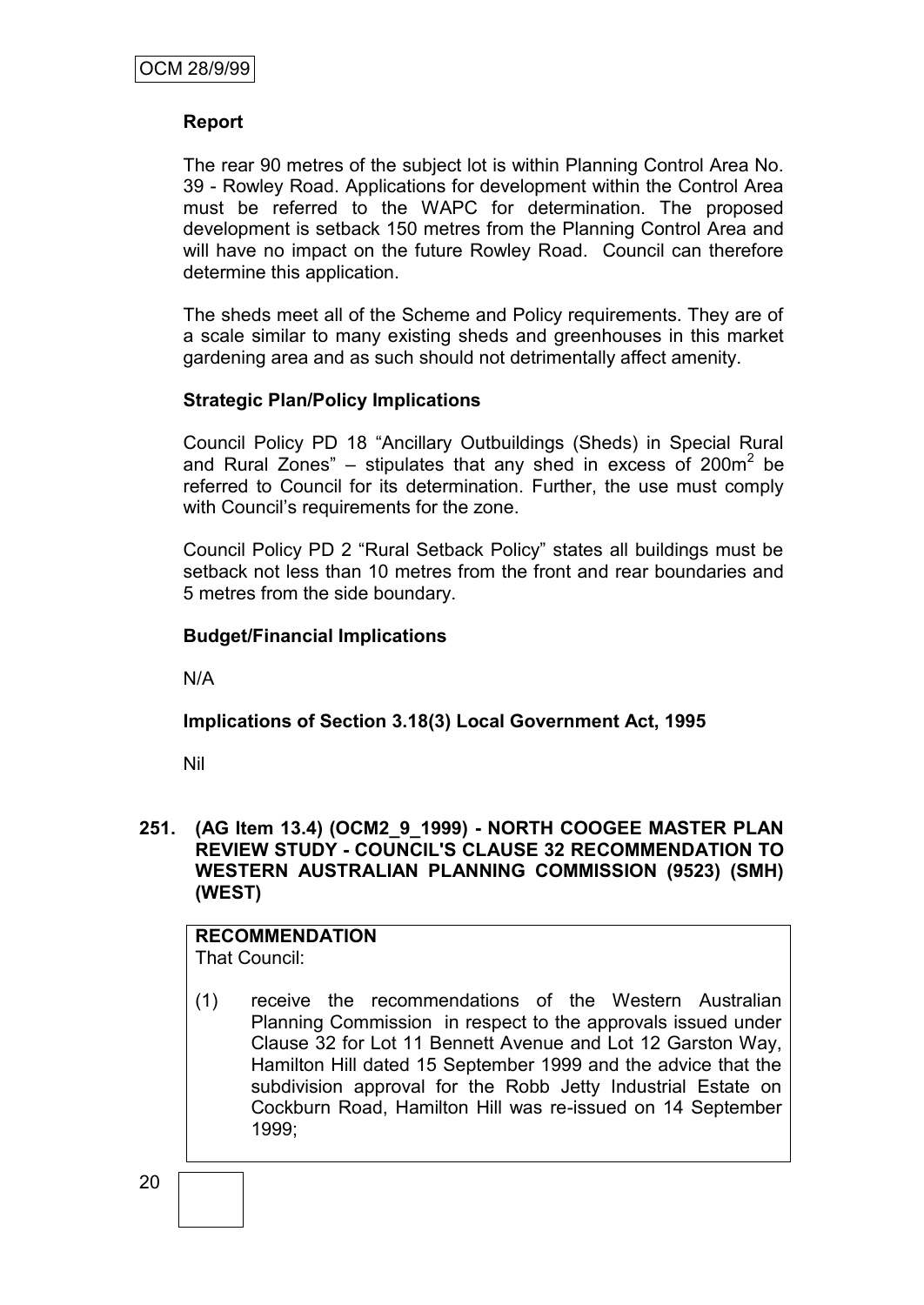**Report**

The rear 90 metres of the subject lot is within Planning Control Area No. 39 - Rowley Road. Applications for development within the Control Area must be referred to the WAPC for determination. The proposed development is setback 150 metres from the Planning Control Area and will have no impact on the future Rowley Road. Council can therefore determine this application.

The sheds meet all of the Scheme and Policy requirements. They are of a scale similar to many existing sheds and greenhouses in this market gardening area and as such should not detrimentally affect amenity.

**Strategic Plan/Policy Implications**

Council Policy PD 18 "Ancillary Outbuildings (Sheds) in Special Rural and Rural Zones" – stipulates that any shed in excess of $200m^2$ be referred to Council for its determination. Further, the use must comply with Council's requirements for the zone.

Council Policy PD 2 "Rural Setback Policy" states all buildings must be setback not less than 10 metres from the front and rear boundaries and 5 metres from the side boundary.

**Budget/Financial Implications**

N/A

**Implications of Section 3.18(3) Local Government Act, 1995**

Nil

**251. (AG Item 13.4) (OCM2_9_1999) - NORTH COOGEE MASTER PLAN REVIEW STUDY - COUNCIL'S CLAUSE 32 RECOMMENDATION TO WESTERN AUSTRALIAN PLANNING COMMISSION (9523) (SMH) (WEST)**

**RECOMMENDATION**
That Council:

(1) receive the recommendations of the Western Australian Planning Commission in respect to the approvals issued under Clause 32 for Lot 11 Bennett Avenue and Lot 12 Garston Way, Hamilton Hill dated 15 September 1999 and the advice that the subdivision approval for the Robb Jetty Industrial Estate on Cockburn Road, Hamilton Hill was re-issued on 14 September 1999;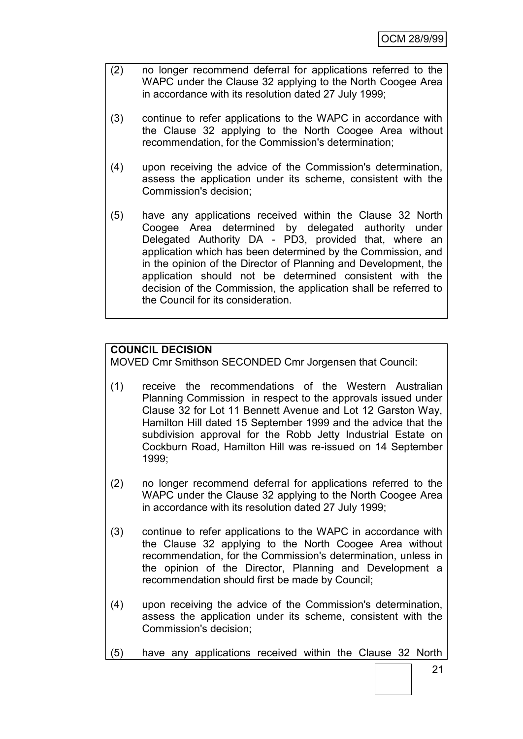(2) no longer recommend deferral for applications referred to the WAPC under the Clause 32 applying to the North Coogee Area in accordance with its resolution dated 27 July 1999;

(3) continue to refer applications to the WAPC in accordance with the Clause 32 applying to the North Coogee Area without recommendation, for the Commission's determination;

(4) upon receiving the advice of the Commission's determination, assess the application under its scheme, consistent with the Commission's decision;

(5) have any applications received within the Clause 32 North Coogee Area determined by delegated authority under Delegated Authority DA - PD3, provided that, where an application which has been determined by the Commission, and in the opinion of the Director of Planning and Development, the application should not be determined consistent with the decision of the Commission, the application shall be referred to the Council for its consideration.

**COUNCIL DECISION**

MOVED Cmr Smithson SECONDED Cmr Jorgensen that Council:

(1) receive the recommendations of the Western Australian Planning Commission in respect to the approvals issued under Clause 32 for Lot 11 Bennett Avenue and Lot 12 Garston Way, Hamilton Hill dated 15 September 1999 and the advice that the subdivision approval for the Robb Jetty Industrial Estate on Cockburn Road, Hamilton Hill was re-issued on 14 September 1999;

(2) no longer recommend deferral for applications referred to the WAPC under the Clause 32 applying to the North Coogee Area in accordance with its resolution dated 27 July 1999;

(3) continue to refer applications to the WAPC in accordance with the Clause 32 applying to the North Coogee Area without recommendation, for the Commission's determination, unless in the opinion of the Director, Planning and Development a recommendation should first be made by Council;

(4) upon receiving the advice of the Commission's determination, assess the application under its scheme, consistent with the Commission's decision;

(5) have any applications received within the Clause 32 North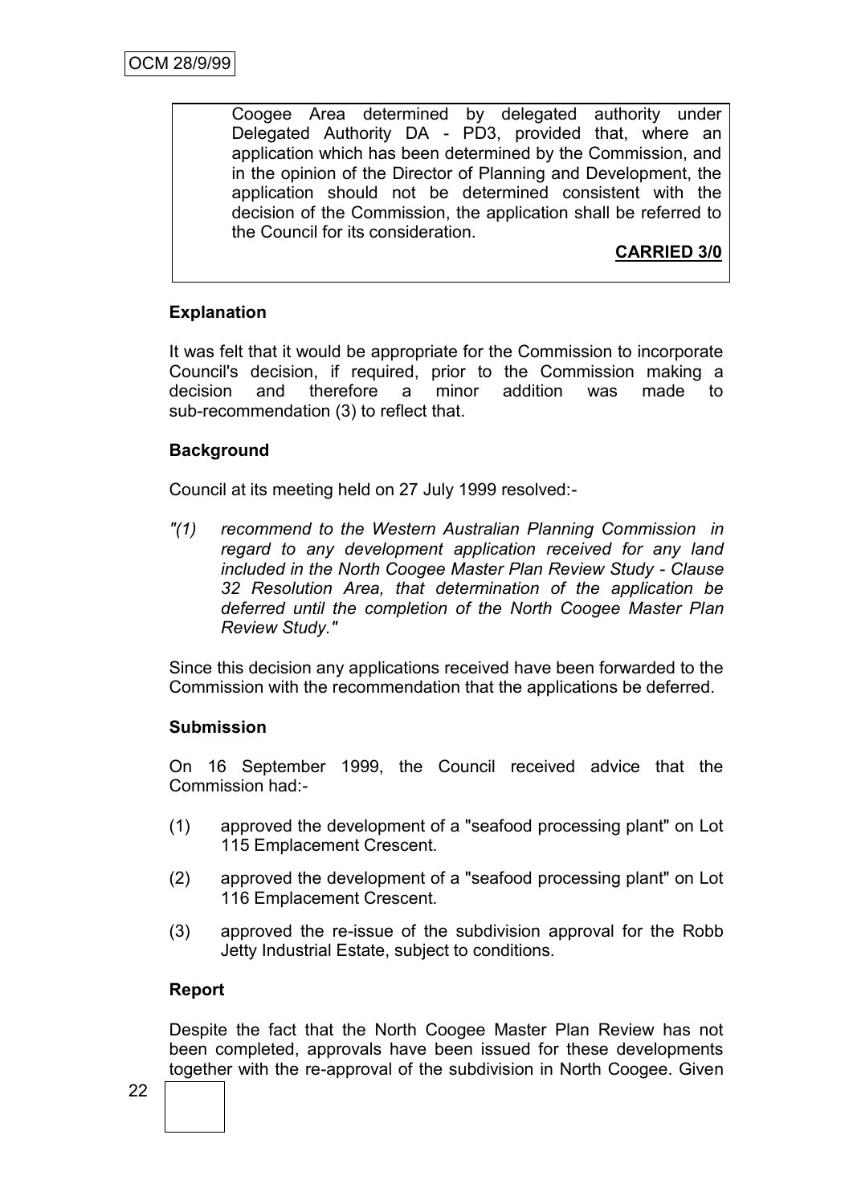Coogee Area determined by delegated authority under Delegated Authority DA - PD3, provided that, where an application which has been determined by the Commission, and in the opinion of the Director of Planning and Development, the application should not be determined consistent with the decision of the Commission, the application shall be referred to the Council for its consideration.

**CARRIED 3/0**

**Explanation**

It was felt that it would be appropriate for the Commission to incorporate Council's decision, if required, prior to the Commission making a decision and therefore a minor addition was made to sub-recommendation (3) to reflect that.

**Background**

Council at its meeting held on 27 July 1999 resolved:-

*"(1) recommend to the Western Australian Planning Commission in regard to any development application received for any land included in the North Coogee Master Plan Review Study - Clause 32 Resolution Area, that determination of the application be deferred until the completion of the North Coogee Master Plan Review Study."*

Since this decision any applications received have been forwarded to the Commission with the recommendation that the applications be deferred.

**Submission**

On 16 September 1999, the Council received advice that the Commission had:-

(1) approved the development of a "seafood processing plant" on Lot 115 Emplacement Crescent.

(2) approved the development of a "seafood processing plant" on Lot 116 Emplacement Crescent.

(3) approved the re-issue of the subdivision approval for the Robb Jetty Industrial Estate, subject to conditions.

**Report**

Despite the fact that the North Coogee Master Plan Review has not been completed, approvals have been issued for these developments together with the re-approval of the subdivision in North Coogee. Given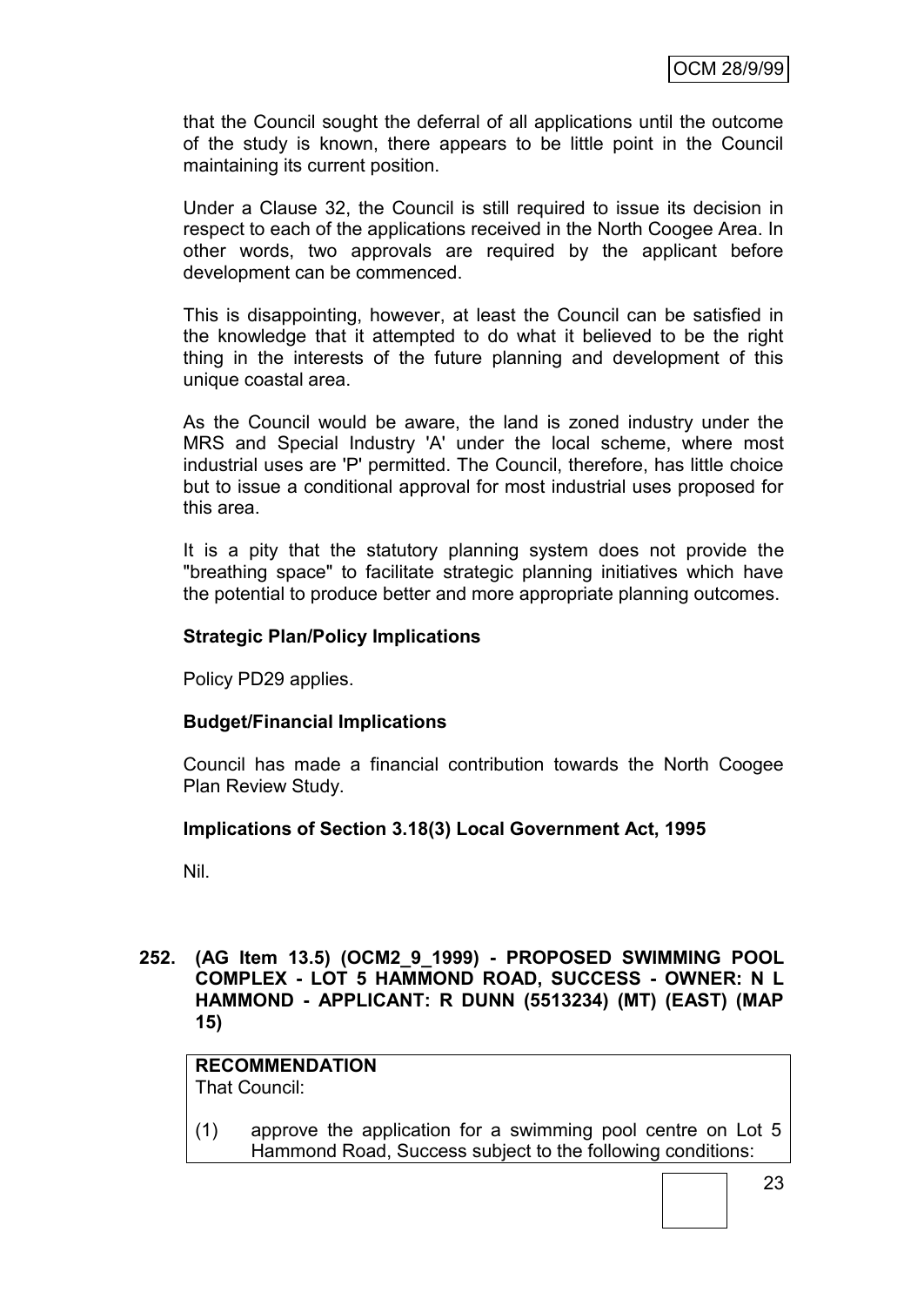that the Council sought the deferral of all applications until the outcome of the study is known, there appears to be little point in the Council maintaining its current position.

Under a Clause 32, the Council is still required to issue its decision in respect to each of the applications received in the North Coogee Area. In other words, two approvals are required by the applicant before development can be commenced.

This is disappointing, however, at least the Council can be satisfied in the knowledge that it attempted to do what it believed to be the right thing in the interests of the future planning and development of this unique coastal area.

As the Council would be aware, the land is zoned industry under the MRS and Special Industry 'A' under the local scheme, where most industrial uses are 'P' permitted. The Council, therefore, has little choice but to issue a conditional approval for most industrial uses proposed for this area.

It is a pity that the statutory planning system does not provide the "breathing space" to facilitate strategic planning initiatives which have the potential to produce better and more appropriate planning outcomes.

**Strategic Plan/Policy Implications**

Policy PD29 applies.

**Budget/Financial Implications**

Council has made a financial contribution towards the North Coogee Plan Review Study.

**Implications of Section 3.18(3) Local Government Act, 1995**

Nil.

**252. (AG Item 13.5) (OCM2_9_1999) - PROPOSED SWIMMING POOL COMPLEX - LOT 5 HAMMOND ROAD, SUCCESS - OWNER: N L HAMMOND - APPLICANT: R DUNN (5513234) (MT) (EAST) (MAP 15)**

**RECOMMENDATION**
That Council:

(1) approve the application for a swimming pool centre on Lot 5 Hammond Road, Success subject to the following conditions: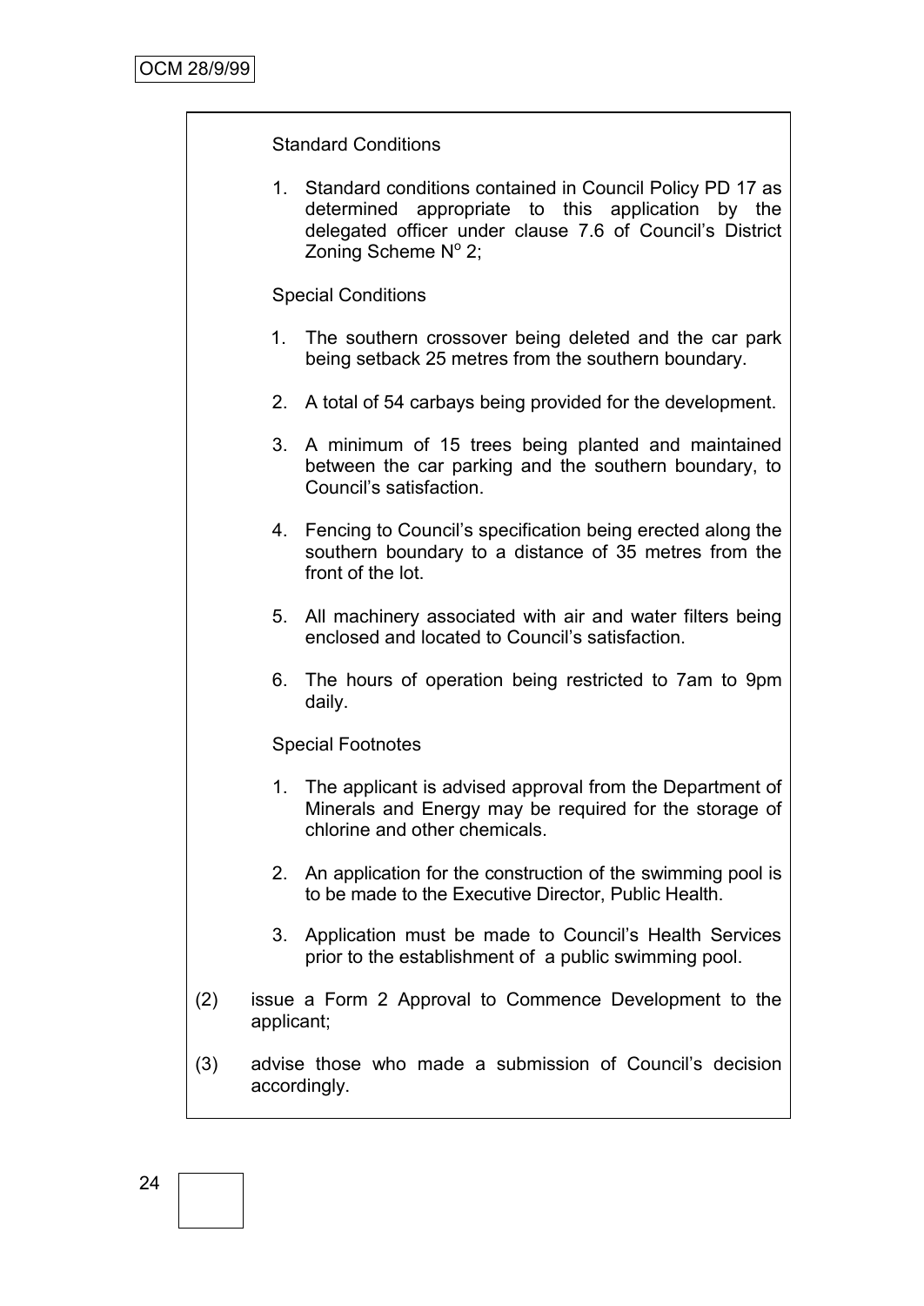Standard Conditions

1. Standard conditions contained in Council Policy PD 17 as determined appropriate to this application by the delegated officer under clause 7.6 of Council's District Zoning Scheme N$^{o}$ 2;

Special Conditions

1. The southern crossover being deleted and the car park being setback 25 metres from the southern boundary.
2. A total of 54 carbays being provided for the development.
3. A minimum of 15 trees being planted and maintained between the car parking and the southern boundary, to Council's satisfaction.
4. Fencing to Council's specification being erected along the southern boundary to a distance of 35 metres from the front of the lot.
5. All machinery associated with air and water filters being enclosed and located to Council's satisfaction.
6. The hours of operation being restricted to 7am to 9pm daily.

Special Footnotes

1. The applicant is advised approval from the Department of Minerals and Energy may be required for the storage of chlorine and other chemicals.
2. An application for the construction of the swimming pool is to be made to the Executive Director, Public Health.
3. Application must be made to Council's Health Services prior to the establishment of a public swimming pool.

(2) issue a Form 2 Approval to Commence Development to the applicant;

(3) advise those who made a submission of Council's decision accordingly.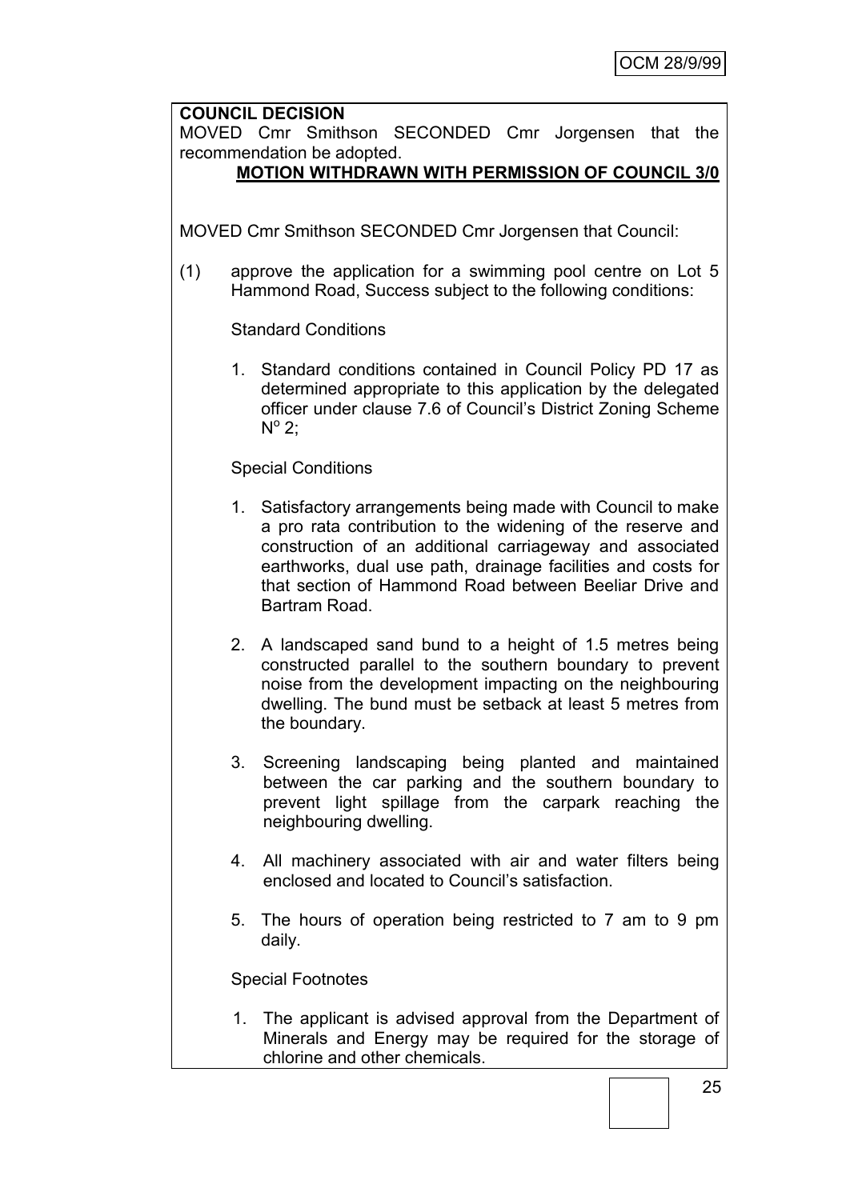**COUNCIL DECISION**

MOVED Cmr Smithson SECONDED Cmr Jorgensen that the recommendation be adopted.

**MOTION WITHDRAWN WITH PERMISSION OF COUNCIL 3/0**

MOVED Cmr Smithson SECONDED Cmr Jorgensen that Council:

(1) approve the application for a swimming pool centre on Lot 5 Hammond Road, Success subject to the following conditions:

Standard Conditions

1. Standard conditions contained in Council Policy PD 17 as determined appropriate to this application by the delegated officer under clause 7.6 of Council's District Zoning Scheme N$^{o}$ 2;

Special Conditions

1. Satisfactory arrangements being made with Council to make a pro rata contribution to the widening of the reserve and construction of an additional carriageway and associated earthworks, dual use path, drainage facilities and costs for that section of Hammond Road between Beeliar Drive and Bartram Road.

2. A landscaped sand bund to a height of 1.5 metres being constructed parallel to the southern boundary to prevent noise from the development impacting on the neighbouring dwelling. The bund must be setback at least 5 metres from the boundary.

3. Screening landscaping being planted and maintained between the car parking and the southern boundary to prevent light spillage from the carpark reaching the neighbouring dwelling.

4. All machinery associated with air and water filters being enclosed and located to Council's satisfaction.

5. The hours of operation being restricted to 7 am to 9 pm daily.

Special Footnotes

1. The applicant is advised approval from the Department of Minerals and Energy may be required for the storage of chlorine and other chemicals.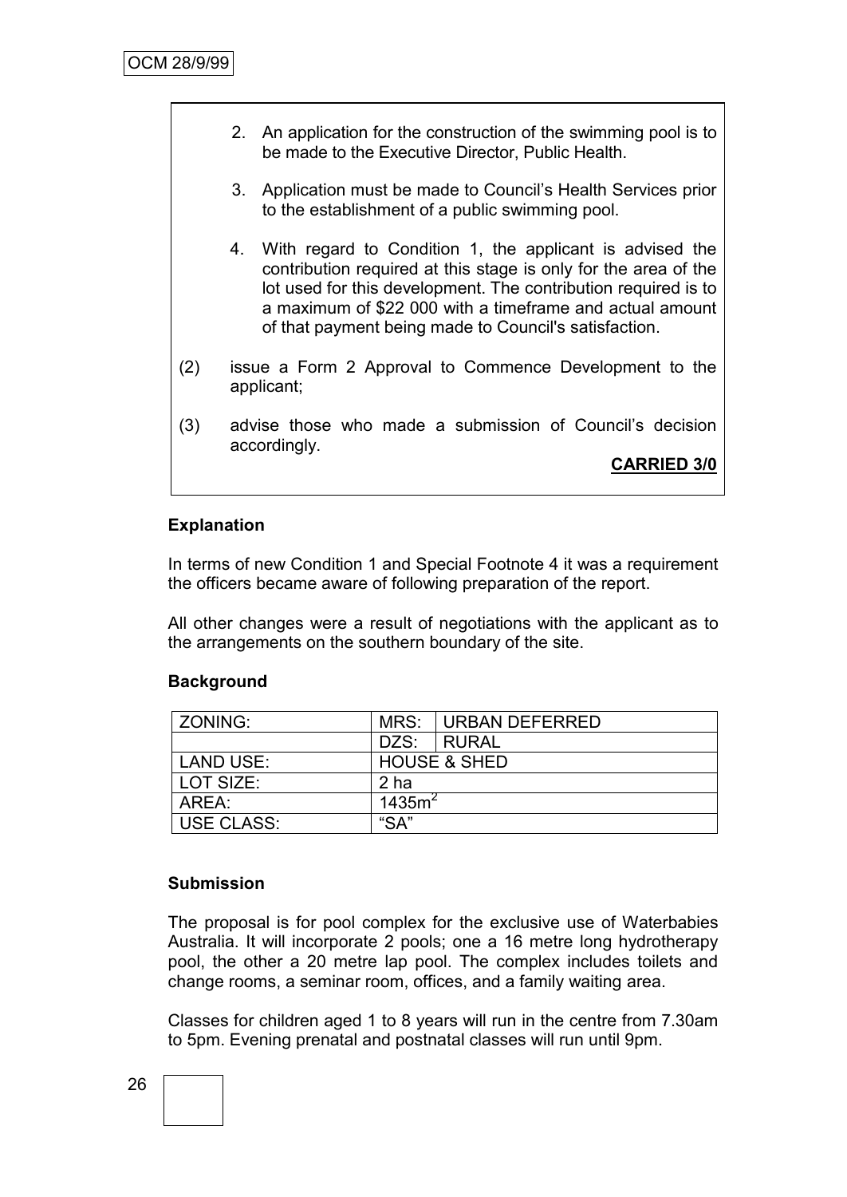2. An application for the construction of the swimming pool is to be made to the Executive Director, Public Health.

3. Application must be made to Council's Health Services prior to the establishment of a public swimming pool.

4. With regard to Condition 1, the applicant is advised the contribution required at this stage is only for the area of the lot used for this development. The contribution required is to a maximum of $22 000 with a timeframe and actual amount of that payment being made to Council's satisfaction.

(2) issue a Form 2 Approval to Commence Development to the applicant;

(3) advise those who made a submission of Council's decision accordingly.

**CARRIED 3/0**

**Explanation**

In terms of new Condition 1 and Special Footnote 4 it was a requirement the officers became aware of following preparation of the report.

All other changes were a result of negotiations with the applicant as to the arrangements on the southern boundary of the site.

**Background**

| ZONING: | MRS: | URBAN DEFERRED |
|---|---|---|
| | DZS: | RURAL |
| LAND USE: | HOUSE & SHED | |
| LOT SIZE: | 2 ha | |
| AREA: | 1435m$^2$ | |
| USE CLASS: | "SA" | |

**Submission**

The proposal is for pool complex for the exclusive use of Waterbabies Australia. It will incorporate 2 pools; one a 16 metre long hydrotherapy pool, the other a 20 metre lap pool. The complex includes toilets and change rooms, a seminar room, offices, and a family waiting area.

Classes for children aged 1 to 8 years will run in the centre from 7.30am to 5pm. Evening prenatal and postnatal classes will run until 9pm.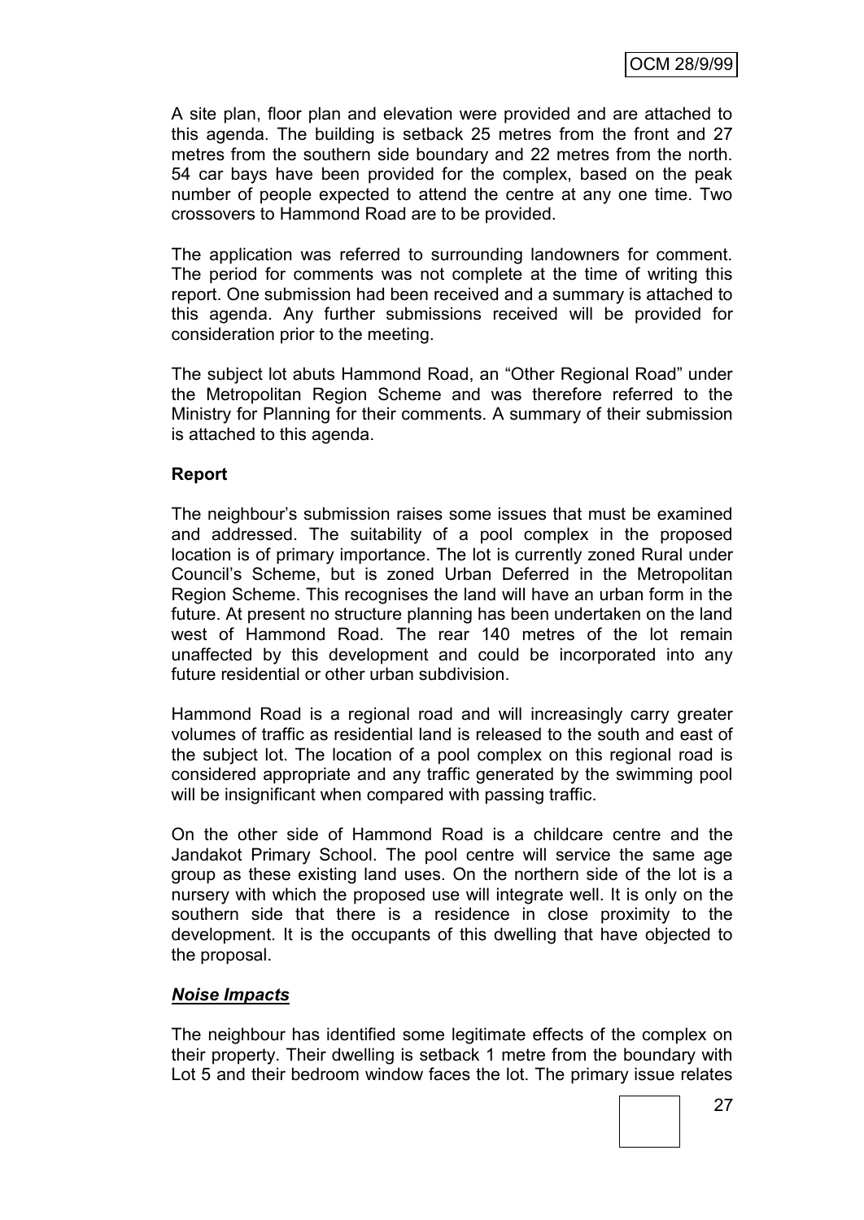A site plan, floor plan and elevation were provided and are attached to this agenda. The building is setback 25 metres from the front and 27 metres from the southern side boundary and 22 metres from the north. 54 car bays have been provided for the complex, based on the peak number of people expected to attend the centre at any one time. Two crossovers to Hammond Road are to be provided.

The application was referred to surrounding landowners for comment. The period for comments was not complete at the time of writing this report. One submission had been received and a summary is attached to this agenda. Any further submissions received will be provided for consideration prior to the meeting.

The subject lot abuts Hammond Road, an "Other Regional Road" under the Metropolitan Region Scheme and was therefore referred to the Ministry for Planning for their comments. A summary of their submission is attached to this agenda.

**Report**

The neighbour's submission raises some issues that must be examined and addressed. The suitability of a pool complex in the proposed location is of primary importance. The lot is currently zoned Rural under Council's Scheme, but is zoned Urban Deferred in the Metropolitan Region Scheme. This recognises the land will have an urban form in the future. At present no structure planning has been undertaken on the land west of Hammond Road. The rear 140 metres of the lot remain unaffected by this development and could be incorporated into any future residential or other urban subdivision.

Hammond Road is a regional road and will increasingly carry greater volumes of traffic as residential land is released to the south and east of the subject lot. The location of a pool complex on this regional road is considered appropriate and any traffic generated by the swimming pool will be insignificant when compared with passing traffic.

On the other side of Hammond Road is a childcare centre and the Jandakot Primary School. The pool centre will service the same age group as these existing land uses. On the northern side of the lot is a nursery with which the proposed use will integrate well. It is only on the southern side that there is a residence in close proximity to the development. It is the occupants of this dwelling that have objected to the proposal.

***Noise Impacts***

The neighbour has identified some legitimate effects of the complex on their property. Their dwelling is setback 1 metre from the boundary with Lot 5 and their bedroom window faces the lot. The primary issue relates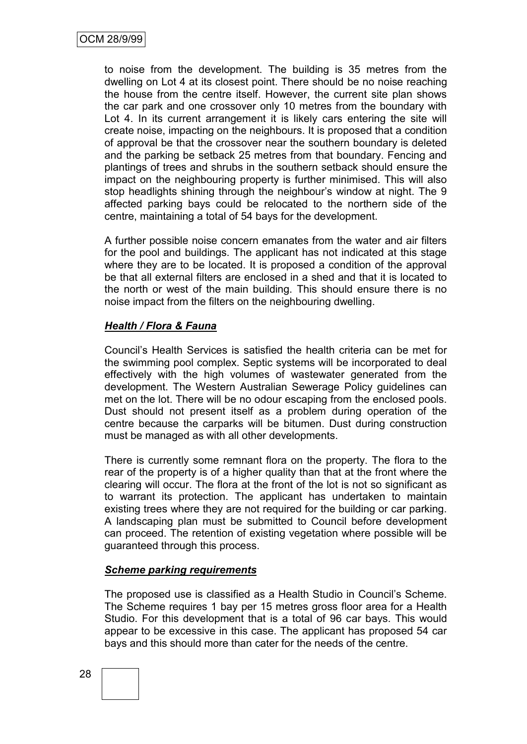to noise from the development. The building is 35 metres from the dwelling on Lot 4 at its closest point. There should be no noise reaching the house from the centre itself. However, the current site plan shows the car park and one crossover only 10 metres from the boundary with Lot 4. In its current arrangement it is likely cars entering the site will create noise, impacting on the neighbours. It is proposed that a condition of approval be that the crossover near the southern boundary is deleted and the parking be setback 25 metres from that boundary. Fencing and plantings of trees and shrubs in the southern setback should ensure the impact on the neighbouring property is further minimised. This will also stop headlights shining through the neighbour's window at night. The 9 affected parking bays could be relocated to the northern side of the centre, maintaining a total of 54 bays for the development.

A further possible noise concern emanates from the water and air filters for the pool and buildings. The applicant has not indicated at this stage where they are to be located. It is proposed a condition of the approval be that all external filters are enclosed in a shed and that it is located to the north or west of the main building. This should ensure there is no noise impact from the filters on the neighbouring dwelling.

***Health / Flora & Fauna***

Council's Health Services is satisfied the health criteria can be met for the swimming pool complex. Septic systems will be incorporated to deal effectively with the high volumes of wastewater generated from the development. The Western Australian Sewerage Policy guidelines can met on the lot. There will be no odour escaping from the enclosed pools. Dust should not present itself as a problem during operation of the centre because the carparks will be bitumen. Dust during construction must be managed as with all other developments.

There is currently some remnant flora on the property. The flora to the rear of the property is of a higher quality than that at the front where the clearing will occur. The flora at the front of the lot is not so significant as to warrant its protection. The applicant has undertaken to maintain existing trees where they are not required for the building or car parking. A landscaping plan must be submitted to Council before development can proceed. The retention of existing vegetation where possible will be guaranteed through this process.

***Scheme parking requirements***

The proposed use is classified as a Health Studio in Council's Scheme. The Scheme requires 1 bay per 15 metres gross floor area for a Health Studio. For this development that is a total of 96 car bays. This would appear to be excessive in this case. The applicant has proposed 54 car bays and this should more than cater for the needs of the centre.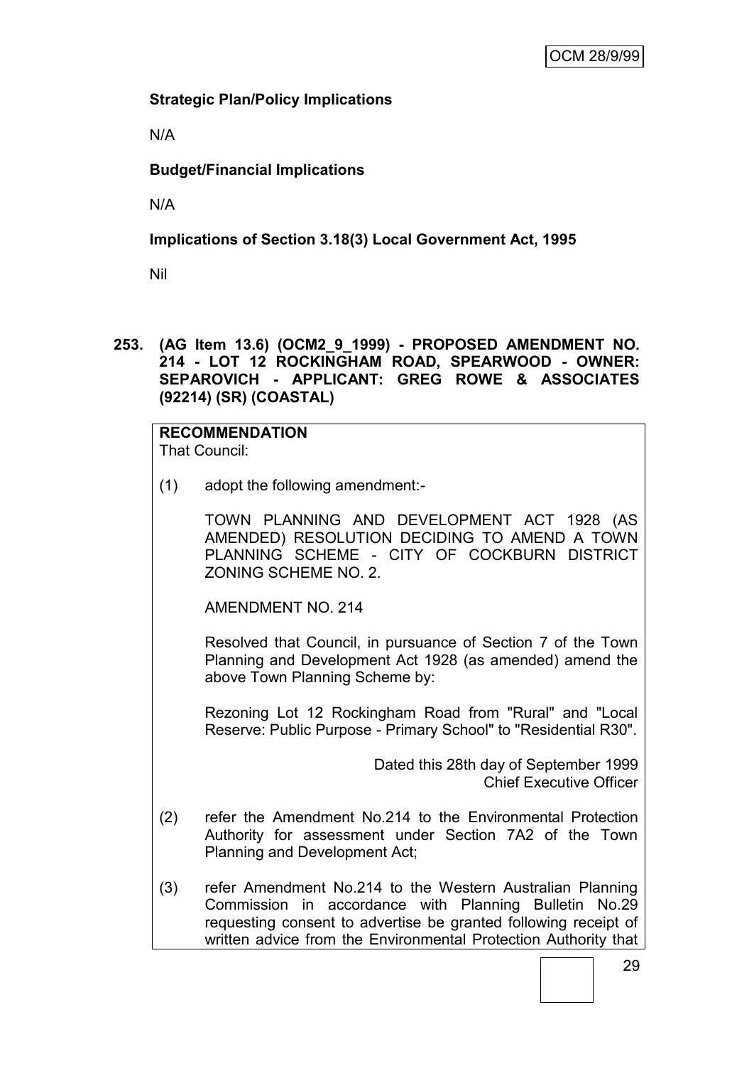**Strategic Plan/Policy Implications**

N/A

**Budget/Financial Implications**

N/A

**Implications of Section 3.18(3) Local Government Act, 1995**

Nil

**253. (AG Item 13.6) (OCM2_9_1999) - PROPOSED AMENDMENT NO. 214 - LOT 12 ROCKINGHAM ROAD, SPEARWOOD - OWNER: SEPAROVICH - APPLICANT: GREG ROWE & ASSOCIATES (92214) (SR) (COASTAL)**

**RECOMMENDATION**
That Council:

(1) adopt the following amendment:-

TOWN PLANNING AND DEVELOPMENT ACT 1928 (AS AMENDED) RESOLUTION DECIDING TO AMEND A TOWN PLANNING SCHEME - CITY OF COCKBURN DISTRICT ZONING SCHEME NO. 2.

AMENDMENT NO. 214

Resolved that Council, in pursuance of Section 7 of the Town Planning and Development Act 1928 (as amended) amend the above Town Planning Scheme by:

Rezoning Lot 12 Rockingham Road from "Rural" and "Local Reserve: Public Purpose - Primary School" to "Residential R30".

Dated this 28th day of September 1999
Chief Executive Officer

(2) refer the Amendment No.214 to the Environmental Protection Authority for assessment under Section 7A2 of the Town Planning and Development Act;

(3) refer Amendment No.214 to the Western Australian Planning Commission in accordance with Planning Bulletin No.29 requesting consent to advertise be granted following receipt of written advice from the Environmental Protection Authority that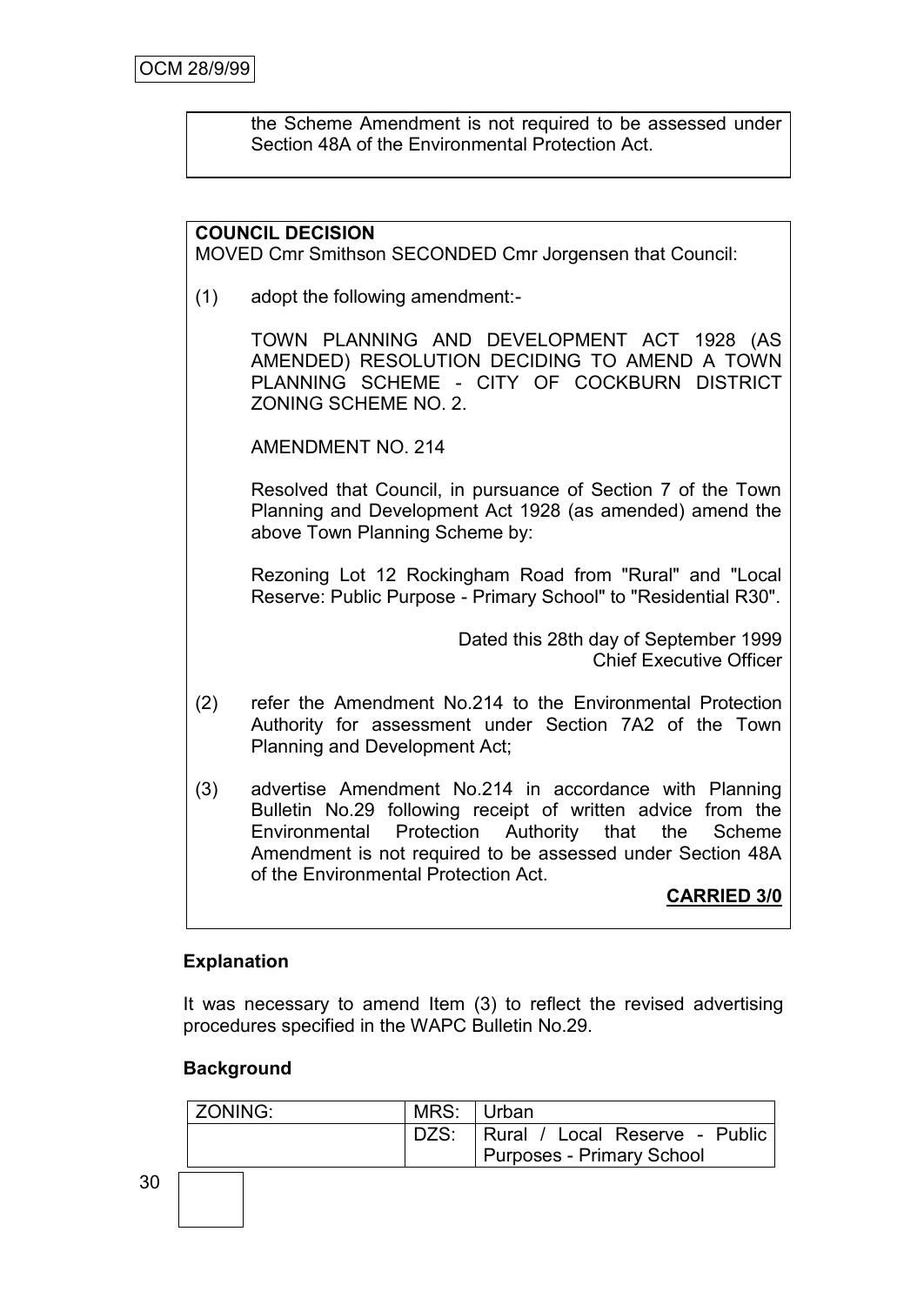the Scheme Amendment is not required to be assessed under Section 48A of the Environmental Protection Act.

**COUNCIL DECISION**

MOVED Cmr Smithson SECONDED Cmr Jorgensen that Council:

(1) adopt the following amendment:-

TOWN PLANNING AND DEVELOPMENT ACT 1928 (AS AMENDED) RESOLUTION DECIDING TO AMEND A TOWN PLANNING SCHEME - CITY OF COCKBURN DISTRICT ZONING SCHEME NO. 2.

AMENDMENT NO. 214

Resolved that Council, in pursuance of Section 7 of the Town Planning and Development Act 1928 (as amended) amend the above Town Planning Scheme by:

Rezoning Lot 12 Rockingham Road from "Rural" and "Local Reserve: Public Purpose - Primary School" to "Residential R30".

Dated this 28th day of September 1999
Chief Executive Officer

(2) refer the Amendment No.214 to the Environmental Protection Authority for assessment under Section 7A2 of the Town Planning and Development Act;

(3) advertise Amendment No.214 in accordance with Planning Bulletin No.29 following receipt of written advice from the Environmental Protection Authority that the Scheme Amendment is not required to be assessed under Section 48A of the Environmental Protection Act.

**CARRIED 3/0**

**Explanation**

It was necessary to amend Item (3) to reflect the revised advertising procedures specified in the WAPC Bulletin No.29.

**Background**

| ZONING: | MRS: | Urban |
|---|---|---|
| | DZS: | Rural / Local Reserve - Public Purposes - Primary School |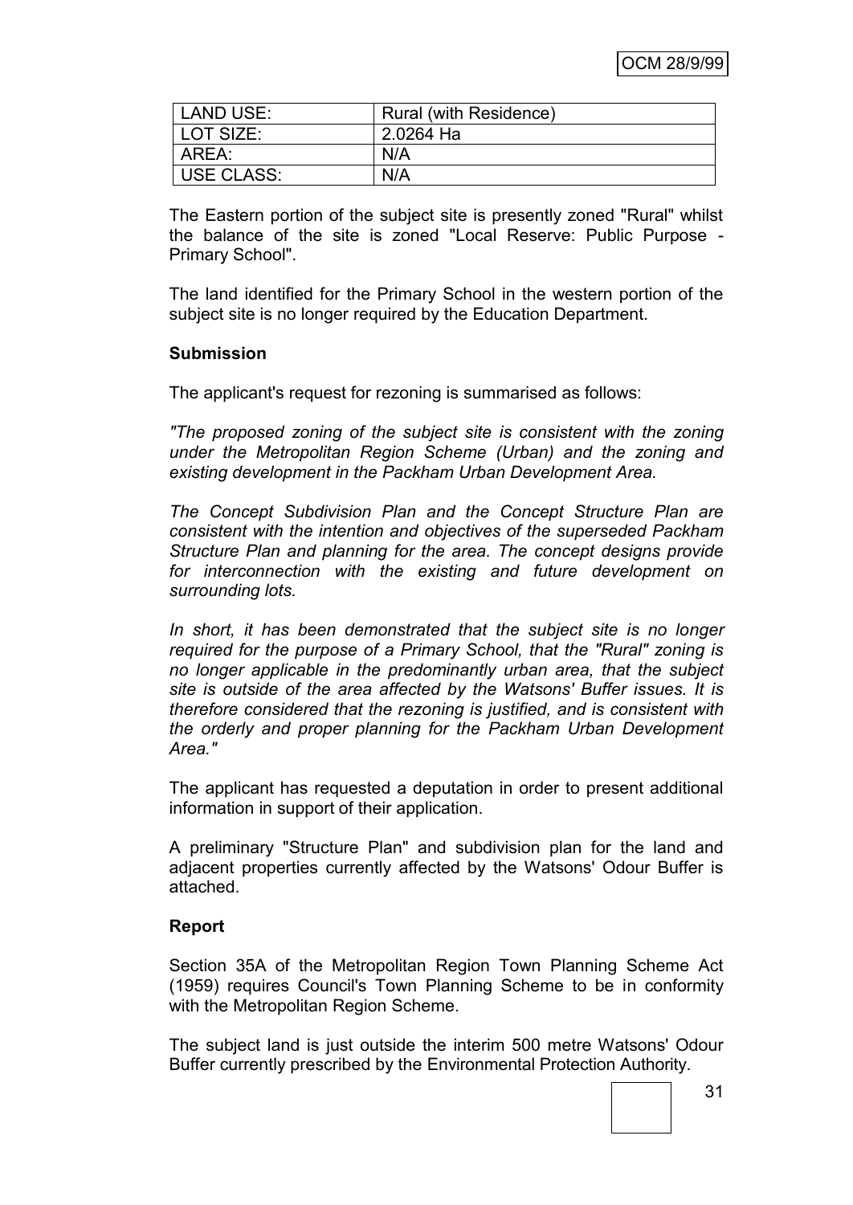| LAND USE: | Rural (with Residence) |
|---|---|
| LOT SIZE: | 2.0264 Ha |
| AREA: | N/A |
| USE CLASS: | N/A |

The Eastern portion of the subject site is presently zoned "Rural" whilst the balance of the site is zoned "Local Reserve: Public Purpose - Primary School".

The land identified for the Primary School in the western portion of the subject site is no longer required by the Education Department.

**Submission**

The applicant's request for rezoning is summarised as follows:

*"The proposed zoning of the subject site is consistent with the zoning under the Metropolitan Region Scheme (Urban) and the zoning and existing development in the Packham Urban Development Area.*

*The Concept Subdivision Plan and the Concept Structure Plan are consistent with the intention and objectives of the superseded Packham Structure Plan and planning for the area. The concept designs provide for interconnection with the existing and future development on surrounding lots.*

*In short, it has been demonstrated that the subject site is no longer required for the purpose of a Primary School, that the "Rural" zoning is no longer applicable in the predominantly urban area, that the subject site is outside of the area affected by the Watsons' Buffer issues. It is therefore considered that the rezoning is justified, and is consistent with the orderly and proper planning for the Packham Urban Development Area."*

The applicant has requested a deputation in order to present additional information in support of their application.

A preliminary "Structure Plan" and subdivision plan for the land and adjacent properties currently affected by the Watsons' Odour Buffer is attached.

**Report**

Section 35A of the Metropolitan Region Town Planning Scheme Act (1959) requires Council's Town Planning Scheme to be in conformity with the Metropolitan Region Scheme.

The subject land is just outside the interim 500 metre Watsons' Odour Buffer currently prescribed by the Environmental Protection Authority.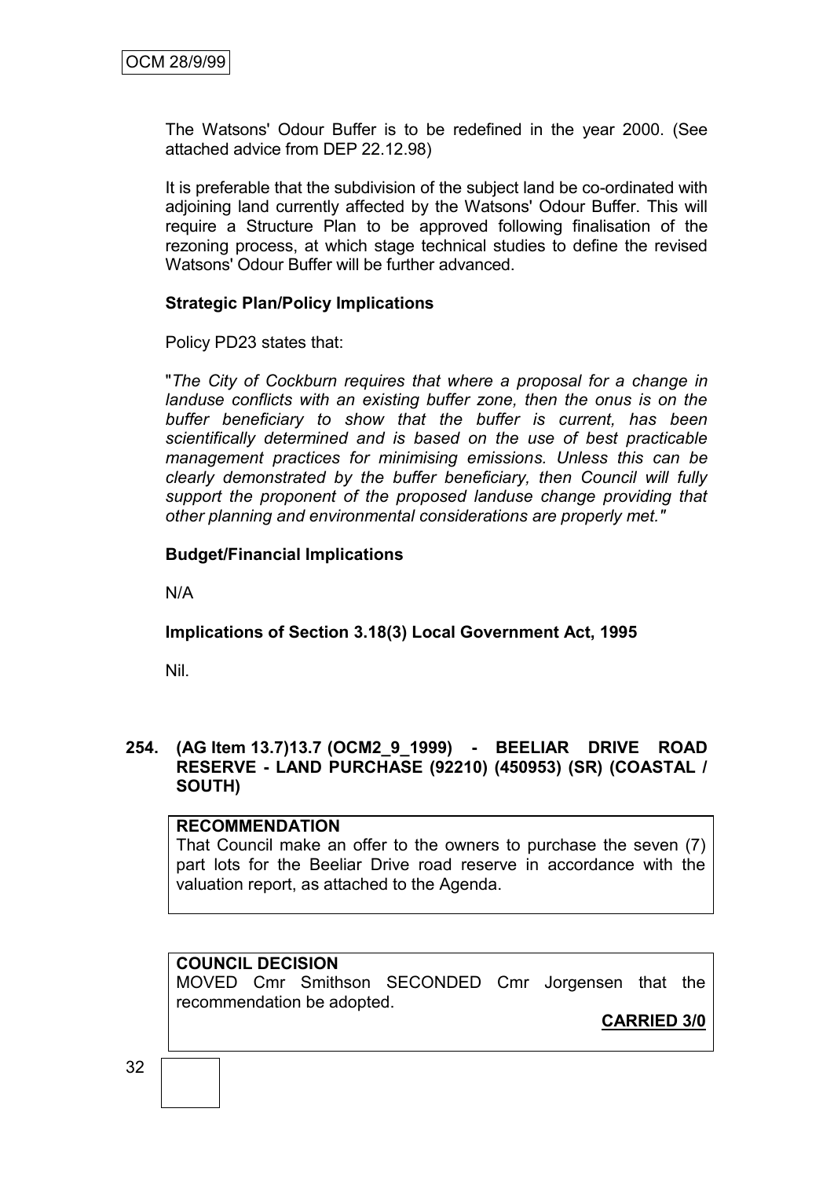The Watsons' Odour Buffer is to be redefined in the year 2000. (See attached advice from DEP 22.12.98)

It is preferable that the subdivision of the subject land be co-ordinated with adjoining land currently affected by the Watsons' Odour Buffer. This will require a Structure Plan to be approved following finalisation of the rezoning process, at which stage technical studies to define the revised Watsons' Odour Buffer will be further advanced.

**Strategic Plan/Policy Implications**

Policy PD23 states that:

"*The City of Cockburn requires that where a proposal for a change in landuse conflicts with an existing buffer zone, then the onus is on the buffer beneficiary to show that the buffer is current, has been scientifically determined and is based on the use of best practicable management practices for minimising emissions. Unless this can be clearly demonstrated by the buffer beneficiary, then Council will fully support the proponent of the proposed landuse change providing that other planning and environmental considerations are properly met.*"

**Budget/Financial Implications**

N/A

**Implications of Section 3.18(3) Local Government Act, 1995**

Nil.

**254. (AG Item 13.7)13.7 (OCM2_9_1999) - BEELIAR DRIVE ROAD RESERVE - LAND PURCHASE (92210) (450953) (SR) (COASTAL / SOUTH)**

**RECOMMENDATION**
That Council make an offer to the owners to purchase the seven (7) part lots for the Beeliar Drive road reserve in accordance with the valuation report, as attached to the Agenda.

**COUNCIL DECISION**
MOVED Cmr Smithson SECONDED Cmr Jorgensen that the recommendation be adopted.

**CARRIED 3/0**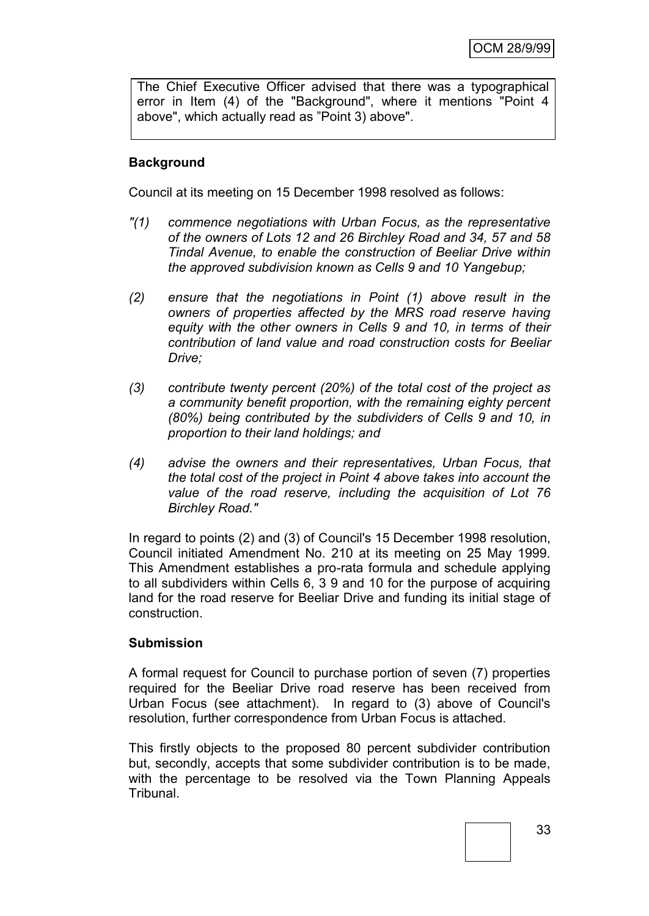The Chief Executive Officer advised that there was a typographical error in Item (4) of the "Background", where it mentions "Point 4 above", which actually read as "Point 3) above".

**Background**

Council at its meeting on 15 December 1998 resolved as follows:

*"(1) commence negotiations with Urban Focus, as the representative of the owners of Lots 12 and 26 Birchley Road and 34, 57 and 58 Tindal Avenue, to enable the construction of Beeliar Drive within the approved subdivision known as Cells 9 and 10 Yangebup;*

*(2) ensure that the negotiations in Point (1) above result in the owners of properties affected by the MRS road reserve having equity with the other owners in Cells 9 and 10, in terms of their contribution of land value and road construction costs for Beeliar Drive;*

*(3) contribute twenty percent (20%) of the total cost of the project as a community benefit proportion, with the remaining eighty percent (80%) being contributed by the subdividers of Cells 9 and 10, in proportion to their land holdings; and*

*(4) advise the owners and their representatives, Urban Focus, that the total cost of the project in Point 4 above takes into account the value of the road reserve, including the acquisition of Lot 76 Birchley Road."*

In regard to points (2) and (3) of Council's 15 December 1998 resolution, Council initiated Amendment No. 210 at its meeting on 25 May 1999. This Amendment establishes a pro-rata formula and schedule applying to all subdividers within Cells 6, 3 9 and 10 for the purpose of acquiring land for the road reserve for Beeliar Drive and funding its initial stage of construction.

**Submission**

A formal request for Council to purchase portion of seven (7) properties required for the Beeliar Drive road reserve having been received from Urban Focus (see attachment). In regard to (3) above of Council's resolution, further correspondence from Urban Focus is attached.

This firstly objects to the proposed 80 percent subdivider contribution but, secondly, accepts that some subdivider contribution is to be made, with the percentage to be resolved via the Town Planning Appeals Tribunal.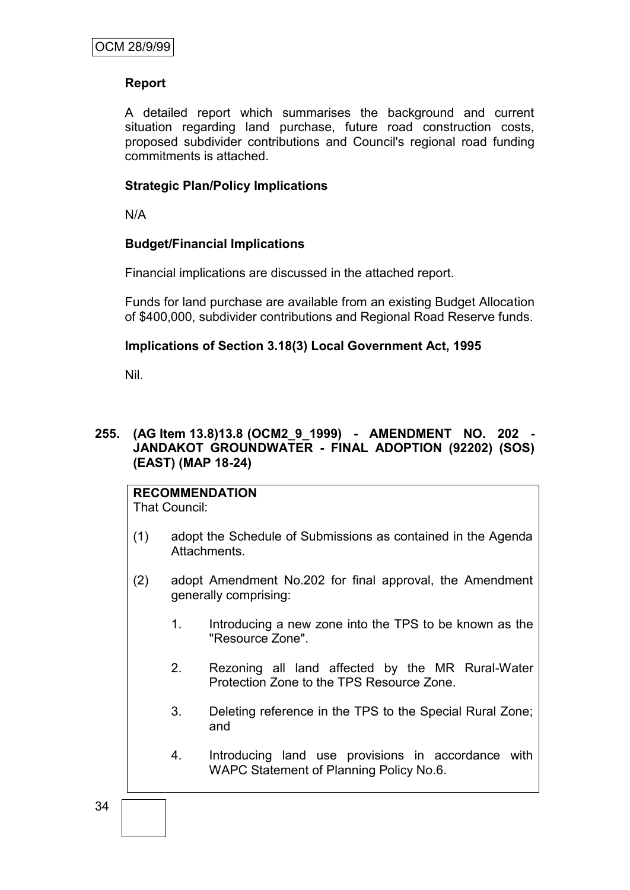**Report**

A detailed report which summarises the background and current situation regarding land purchase, future road construction costs, proposed subdivider contributions and Council's regional road funding commitments is attached.

**Strategic Plan/Policy Implications**

N/A

**Budget/Financial Implications**

Financial implications are discussed in the attached report.

Funds for land purchase are available from an existing Budget Allocation of $400,000, subdivider contributions and Regional Road Reserve funds.

**Implications of Section 3.18(3) Local Government Act, 1995**

Nil.

**255. (AG Item 13.8)13.8 (OCM2_9_1999) - AMENDMENT NO. 202 - JANDAKOT GROUNDWATER - FINAL ADOPTION (92202) (SOS) (EAST) (MAP 18-24)**

**RECOMMENDATION**
That Council:

(1) adopt the Schedule of Submissions as contained in the Agenda Attachments.

(2) adopt Amendment No.202 for final approval, the Amendment generally comprising:

1. Introducing a new zone into the TPS to be known as the "Resource Zone".

2. Rezoning all land affected by the MR Rural-Water Protection Zone to the TPS Resource Zone.

3. Deleting reference in the TPS to the Special Rural Zone; and

4. Introducing land use provisions in accordance with WAPC Statement of Planning Policy No.6.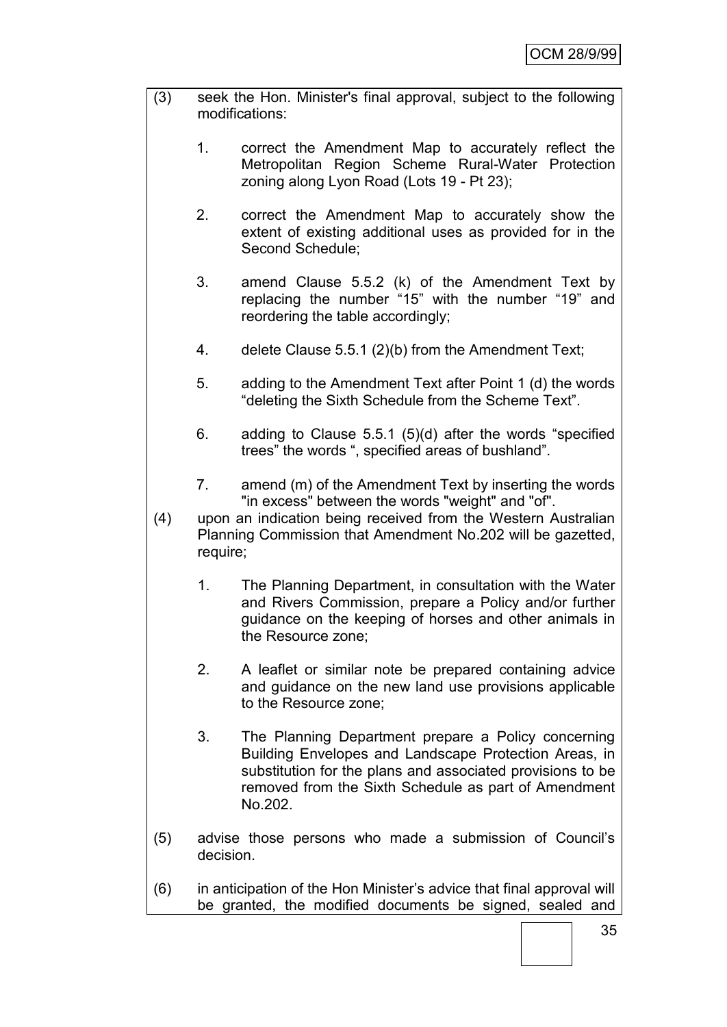(3) seek the Hon. Minister's final approval, subject to the following modifications:

   1. correct the Amendment Map to accurately reflect the Metropolitan Region Scheme Rural-Water Protection zoning along Lyon Road (Lots 19 - Pt 23);

   2. correct the Amendment Map to accurately show the extent of existing additional uses as provided for in the Second Schedule;

   3. amend Clause 5.5.2 (k) of the Amendment Text by replacing the number "15" with the number "19" and reordering the table accordingly;

   4. delete Clause 5.5.1 (2)(b) from the Amendment Text;

   5. adding to the Amendment Text after Point 1 (d) the words "deleting the Sixth Schedule from the Scheme Text".

   6. adding to Clause 5.5.1 (5)(d) after the words "specified trees" the words ", specified areas of bushland".

   7. amend (m) of the Amendment Text by inserting the words "in excess" between the words "weight" and "of".

(4) upon an indication being received from the Western Australian Planning Commission that Amendment No.202 will be gazetted, require;

   1. The Planning Department, in consultation with the Water and Rivers Commission, prepare a Policy and/or further guidance on the keeping of horses and other animals in the Resource zone;

   2. A leaflet or similar note be prepared containing advice and guidance on the new land use provisions applicable to the Resource zone;

   3. The Planning Department prepare a Policy concerning Building Envelopes and Landscape Protection Areas, in substitution for the plans and associated provisions to be removed from the Sixth Schedule as part of Amendment No.202.

(5) advise those persons who made a submission of Council's decision.

(6) in anticipation of the Hon Minister's advice that final approval will be granted, the modified documents be signed, sealed and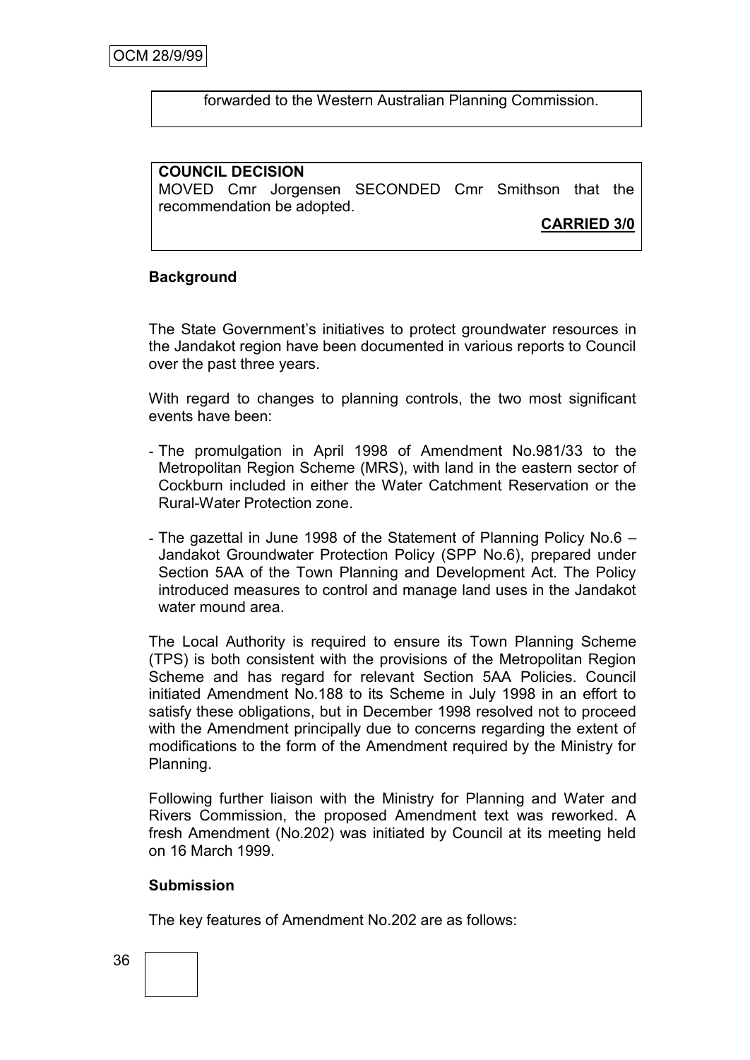forwarded to the Western Australian Planning Commission.

**COUNCIL DECISION**
MOVED Cmr Jorgensen SECONDED Cmr Smithson that the recommendation be adopted.

**CARRIED 3/0**

**Background**

The State Government's initiatives to protect groundwater resources in the Jandakot region have been documented in various reports to Council over the past three years.

With regard to changes to planning controls, the two most significant events have been:

- The promulgation in April 1998 of Amendment No.981/33 to the Metropolitan Region Scheme (MRS), with land in the eastern sector of Cockburn included in either the Water Catchment Reservation or the Rural-Water Protection zone.
- The gazettal in June 1998 of the Statement of Planning Policy No.6 – Jandakot Groundwater Protection Policy (SPP No.6), prepared under Section 5AA of the Town Planning and Development Act. The Policy introduced measures to control and manage land uses in the Jandakot water mound area.

The Local Authority is required to ensure its Town Planning Scheme (TPS) is both consistent with the provisions of the Metropolitan Region Scheme and has regard for relevant Section 5AA Policies. Council initiated Amendment No.188 to its Scheme in July 1998 in an effort to satisfy these obligations, but in December 1998 resolved not to proceed with the Amendment principally due to concerns regarding the extent of modifications to the form of the Amendment required by the Ministry for Planning.

Following further liaison with the Ministry for Planning and Water and Rivers Commission, the proposed Amendment text was reworked. A fresh Amendment (No.202) was initiated by Council at its meeting held on 16 March 1999.

**Submission**

The key features of Amendment No.202 are as follows: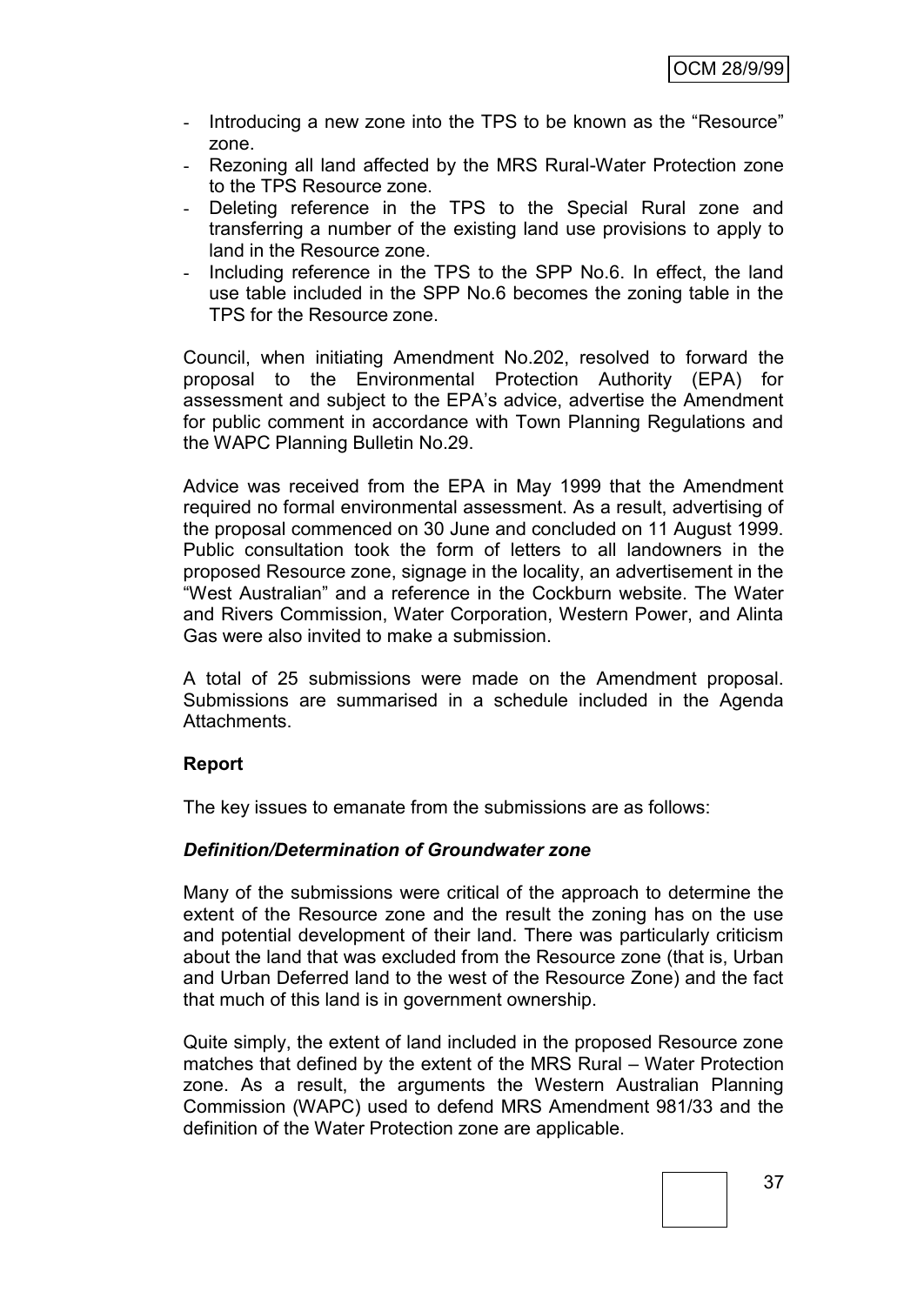- Introducing a new zone into the TPS to be known as the "Resource" zone.
- Rezoning all land affected by the MRS Rural-Water Protection zone to the TPS Resource zone.
- Deleting reference in the TPS to the Special Rural zone and transferring a number of the existing land use provisions to apply to land in the Resource zone.
- Including reference in the TPS to the SPP No.6. In effect, the land use table included in the SPP No.6 becomes the zoning table in the TPS for the Resource zone.

Council, when initiating Amendment No.202, resolved to forward the proposal to the Environmental Protection Authority (EPA) for assessment and subject to the EPA's advice, advertise the Amendment for public comment in accordance with Town Planning Regulations and the WAPC Planning Bulletin No.29.

Advice was received from the EPA in May 1999 that the Amendment required no formal environmental assessment. As a result, advertising of the proposal commenced on 30 June and concluded on 11 August 1999. Public consultation took the form of letters to all landowners in the proposed Resource zone, signage in the locality, an advertisement in the "West Australian" and a reference in the Cockburn website. The Water and Rivers Commission, Water Corporation, Western Power, and Alinta Gas were also invited to make a submission.

A total of 25 submissions were made on the Amendment proposal. Submissions are summarised in a schedule included in the Agenda Attachments.

**Report**

The key issues to emanate from the submissions are as follows:

***Definition/Determination of Groundwater zone***

Many of the submissions were critical of the approach to determine the extent of the Resource zone and the result the zoning has on the use and potential development of their land. There was particularly criticism about the land that was excluded from the Resource zone (that is, Urban and Urban Deferred land to the west of the Resource Zone) and the fact that much of this land is in government ownership.

Quite simply, the extent of land included in the proposed Resource zone matches that defined by the extent of the MRS Rural – Water Protection zone. As a result, the arguments the Western Australian Planning Commission (WAPC) used to defend MRS Amendment 981/33 and the definition of the Water Protection zone are applicable.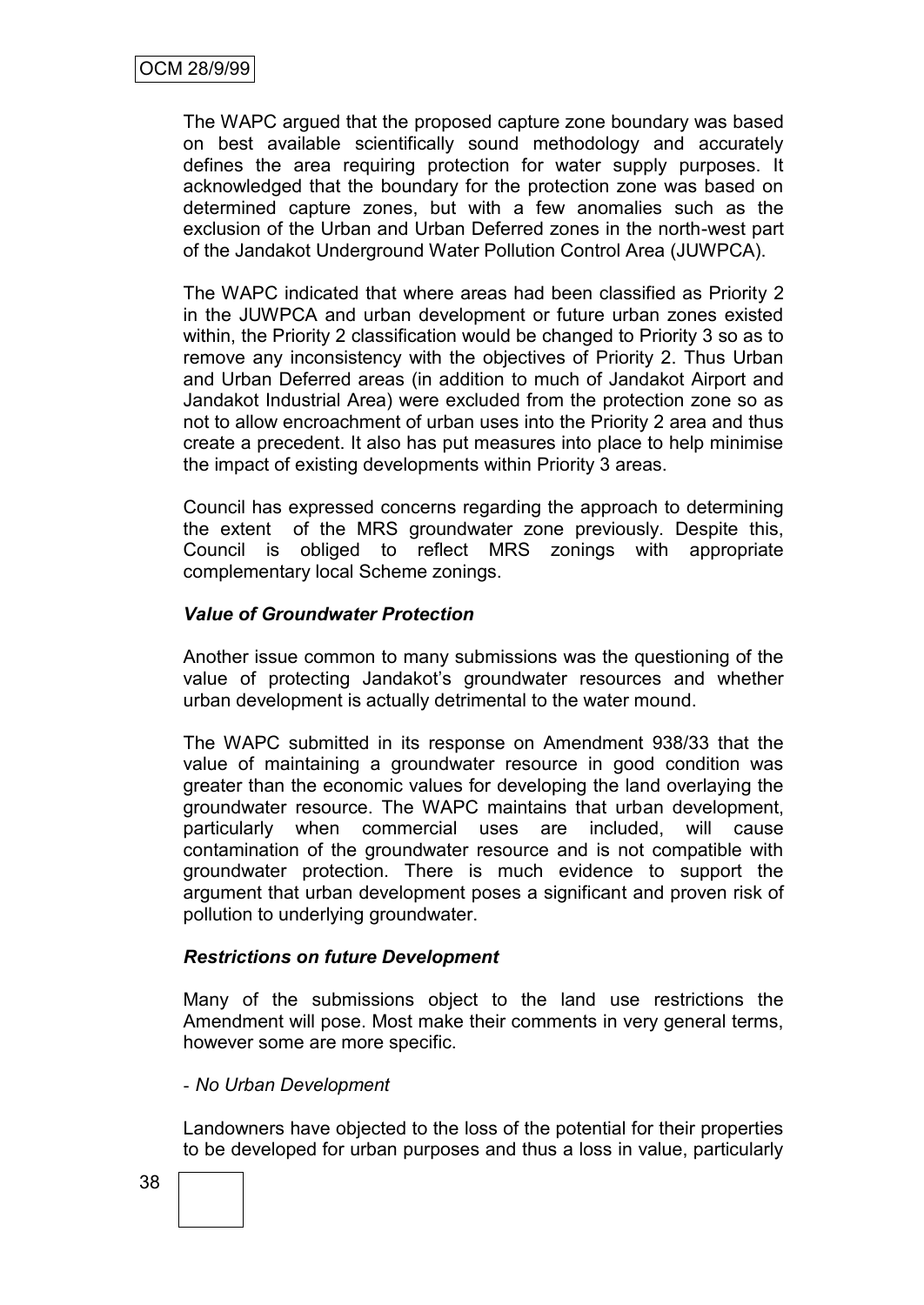The WAPC argued that the proposed capture zone boundary was based on best available scientifically sound methodology and accurately defines the area requiring protection for water supply purposes. It acknowledged that the boundary for the protection zone was based on determined capture zones, but with a few anomalies such as the exclusion of the Urban and Urban Deferred zones in the north-west part of the Jandakot Underground Water Pollution Control Area (JUWPCA).

The WAPC indicated that where areas had been classified as Priority 2 in the JUWPCA and urban development or future urban zones existed within, the Priority 2 classification would be changed to Priority 3 so as to remove any inconsistency with the objectives of Priority 2. Thus Urban and Urban Deferred areas (in addition to much of Jandakot Airport and Jandakot Industrial Area) were excluded from the protection zone so as not to allow encroachment of urban uses into the Priority 2 area and thus create a precedent. It also has put measures into place to help minimise the impact of existing developments within Priority 3 areas.

Council has expressed concerns regarding the approach to determining the extent of the MRS groundwater zone previously. Despite this, Council is obliged to reflect MRS zonings with appropriate complementary local Scheme zonings.

***Value of Groundwater Protection***

Another issue common to many submissions was the questioning of the value of protecting Jandakot's groundwater resources and whether urban development is actually detrimental to the water mound.

The WAPC submitted in its response on Amendment 938/33 that the value of maintaining a groundwater resource in good condition was greater than the economic values for developing the land overlaying the groundwater resource. The WAPC maintains that urban development, particularly when commercial uses are included, will cause contamination of the groundwater resource and is not compatible with groundwater protection. There is much evidence to support the argument that urban development poses a significant and proven risk of pollution to underlying groundwater.

***Restrictions on future Development***

Many of the submissions object to the land use restrictions the Amendment will pose. Most make their comments in very general terms, however some are more specific.

- *No Urban Development*

Landowners have objected to the loss of the potential for their properties to be developed for urban purposes and thus a loss in value, particularly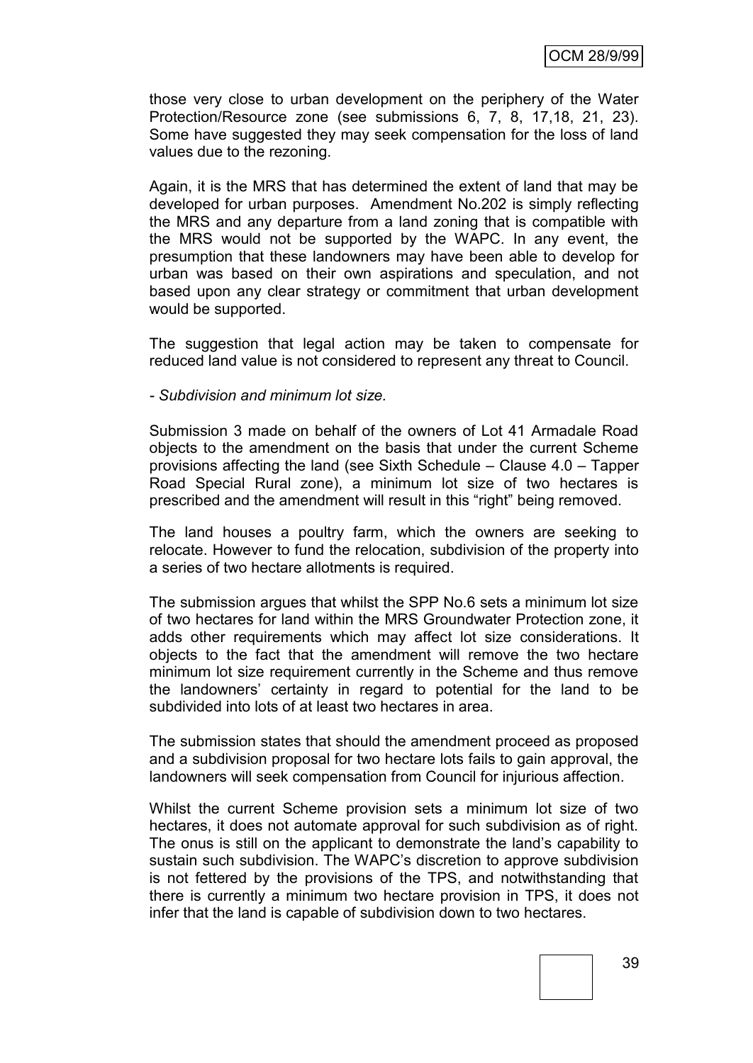those very close to urban development on the periphery of the Water Protection/Resource zone (see submissions 6, 7, 8, 17,18, 21, 23). Some have suggested they may seek compensation for the loss of land values due to the rezoning.

Again, it is the MRS that has determined the extent of land that may be developed for urban purposes. Amendment No.202 is simply reflecting the MRS and any departure from a land zoning that is compatible with the MRS would not be supported by the WAPC. In any event, the presumption that these landowners may have been able to develop for urban was based on their own aspirations and speculation, and not based upon any clear strategy or commitment that urban development would be supported.

The suggestion that legal action may be taken to compensate for reduced land value is not considered to represent any threat to Council.

- *Subdivision and minimum lot size.*

Submission 3 made on behalf of the owners of Lot 41 Armadale Road objects to the amendment on the basis that under the current Scheme provisions affecting the land (see Sixth Schedule – Clause 4.0 – Tapper Road Special Rural zone), a minimum lot size of two hectares is prescribed and the amendment will result in this "right" being removed.

The land houses a poultry farm, which the owners are seeking to relocate. However to fund the relocation, subdivision of the property into a series of two hectare allotments is required.

The submission argues that whilst the SPP No.6 sets a minimum lot size of two hectares for land within the MRS Groundwater Protection zone, it adds other requirements which may affect lot size considerations. It objects to the fact that the amendment will remove the two hectare minimum lot size requirement currently in the Scheme and thus remove the landowners' certainty in regard to potential for the land to be subdivided into lots of at least two hectares in area.

The submission states that should the amendment proceed as proposed and a subdivision proposal for two hectare lots fails to gain approval, the landowners will seek compensation from Council for injurious affection.

Whilst the current Scheme provision sets a minimum lot size of two hectares, it does not automate approval for such subdivision as of right. The onus is still on the applicant to demonstrate the land's capability to sustain such subdivision. The WAPC's discretion to approve subdivision is not fettered by the provisions of the TPS, and notwithstanding that there is currently a minimum two hectare provision in TPS, it does not infer that the land is capable of subdivision down to two hectares.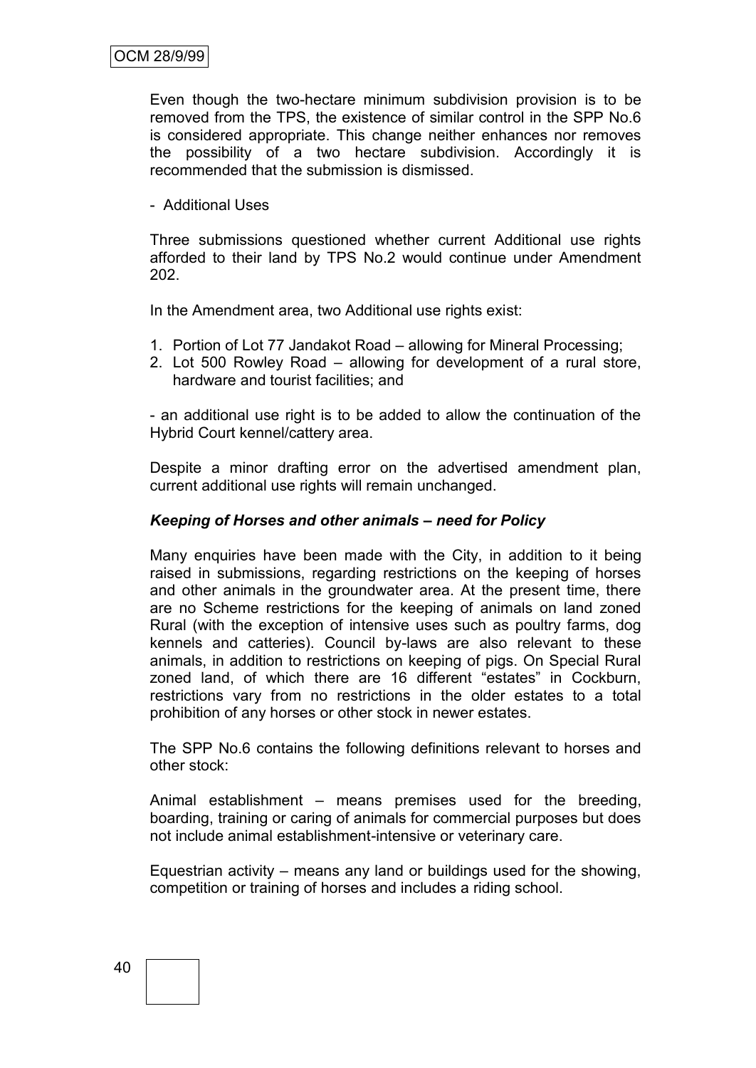Even though the two-hectare minimum subdivision provision is to be removed from the TPS, the existence of similar control in the SPP No.6 is considered appropriate. This change neither enhances nor removes the possibility of a two hectare subdivision. Accordingly it is recommended that the submission is dismissed.

- Additional Uses

Three submissions questioned whether current Additional use rights afforded to their land by TPS No.2 would continue under Amendment 202.

In the Amendment area, two Additional use rights exist:

1. Portion of Lot 77 Jandakot Road – allowing for Mineral Processing;
2. Lot 500 Rowley Road – allowing for development of a rural store, hardware and tourist facilities; and

- an additional use right is to be added to allow the continuation of the Hybrid Court kennel/cattery area.

Despite a minor drafting error on the advertised amendment plan, current additional use rights will remain unchanged.

***Keeping of Horses and other animals – need for Policy***

Many enquiries have been made with the City, in addition to it being raised in submissions, regarding restrictions on the keeping of horses and other animals in the groundwater area. At the present time, there are no Scheme restrictions for the keeping of animals on land zoned Rural (with the exception of intensive uses such as poultry farms, dog kennels and catteries). Council by-laws are also relevant to these animals, in addition to restrictions on keeping of pigs. On Special Rural zoned land, of which there are 16 different "estates" in Cockburn, restrictions vary from no restrictions in the older estates to a total prohibition of any horses or other stock in newer estates.

The SPP No.6 contains the following definitions relevant to horses and other stock:

Animal establishment – means premises used for the breeding, boarding, training or caring of animals for commercial purposes but does not include animal establishment-intensive or veterinary care.

Equestrian activity – means any land or buildings used for the showing, competition or training of horses and includes a riding school.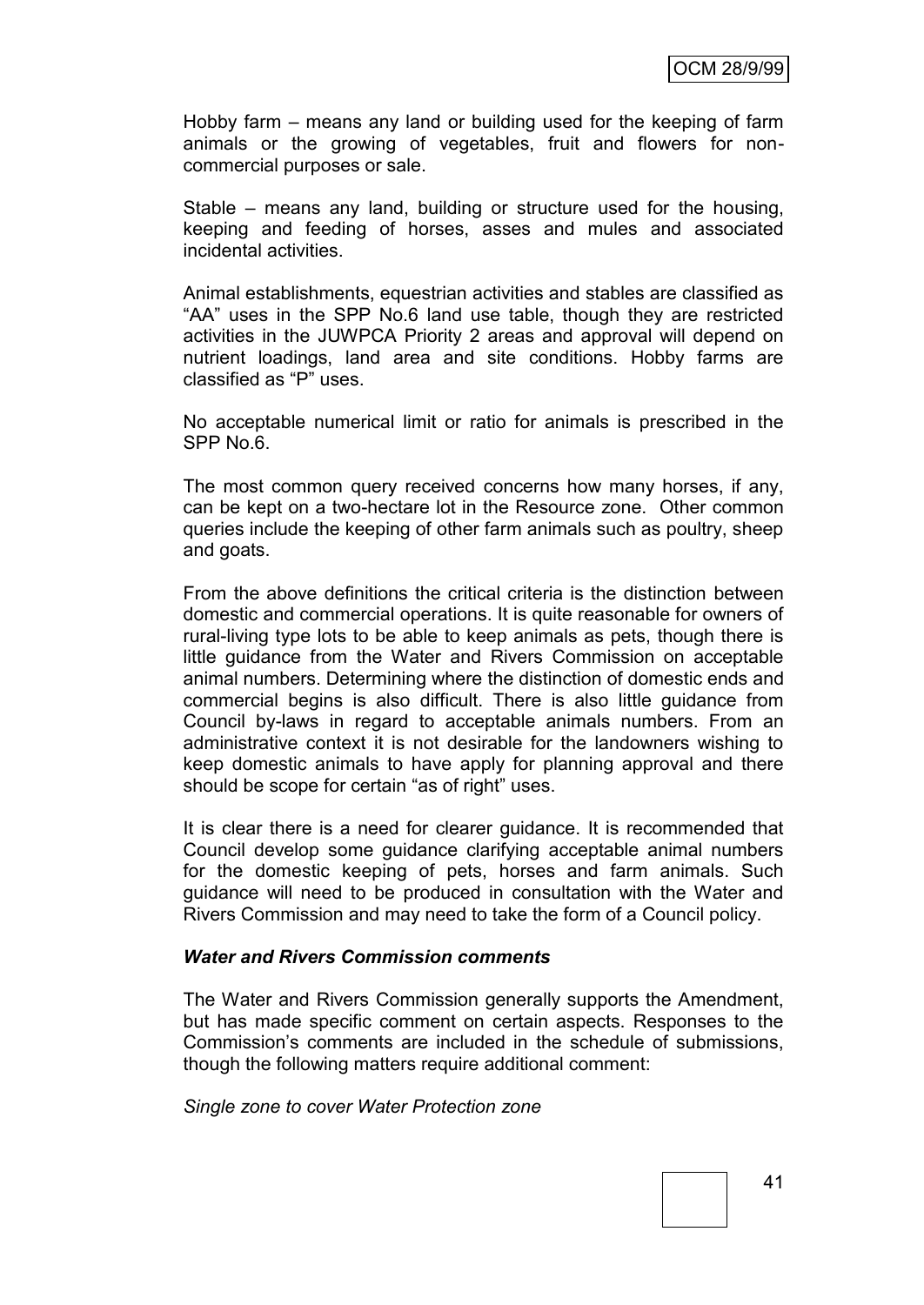Hobby farm – means any land or building used for the keeping of farm animals or the growing of vegetables, fruit and flowers for non-commercial purposes or sale.

Stable – means any land, building or structure used for the housing, keeping and feeding of horses, asses and mules and associated incidental activities.

Animal establishments, equestrian activities and stables are classified as "AA" uses in the SPP No.6 land use table, though they are restricted activities in the JUWPCA Priority 2 areas and approval will depend on nutrient loadings, land area and site conditions. Hobby farms are classified as "P" uses.

No acceptable numerical limit or ratio for animals is prescribed in the SPP No.6.

The most common query received concerns how many horses, if any, can be kept on a two-hectare lot in the Resource zone. Other common queries include the keeping of other farm animals such as poultry, sheep and goats.

From the above definitions the critical criteria is the distinction between domestic and commercial operations. It is quite reasonable for owners of rural-living type lots to be able to keep animals as pets, though there is little guidance from the Water and Rivers Commission on acceptable animal numbers. Determining where the distinction of domestic ends and commercial begins is also difficult. There is also little guidance from Council by-laws in regard to acceptable animals numbers. From an administrative context it is not desirable for the landowners wishing to keep domestic animals to have apply for planning approval and there should be scope for certain "as of right" uses.

It is clear there is a need for clearer guidance. It is recommended that Council develop some guidance clarifying acceptable animal numbers for the domestic keeping of pets, horses and farm animals. Such guidance will need to be produced in consultation with the Water and Rivers Commission and may need to take the form of a Council policy.

***Water and Rivers Commission comments***

The Water and Rivers Commission generally supports the Amendment, but has made specific comment on certain aspects. Responses to the Commission's comments are included in the schedule of submissions, though the following matters require additional comment:

*Single zone to cover Water Protection zone*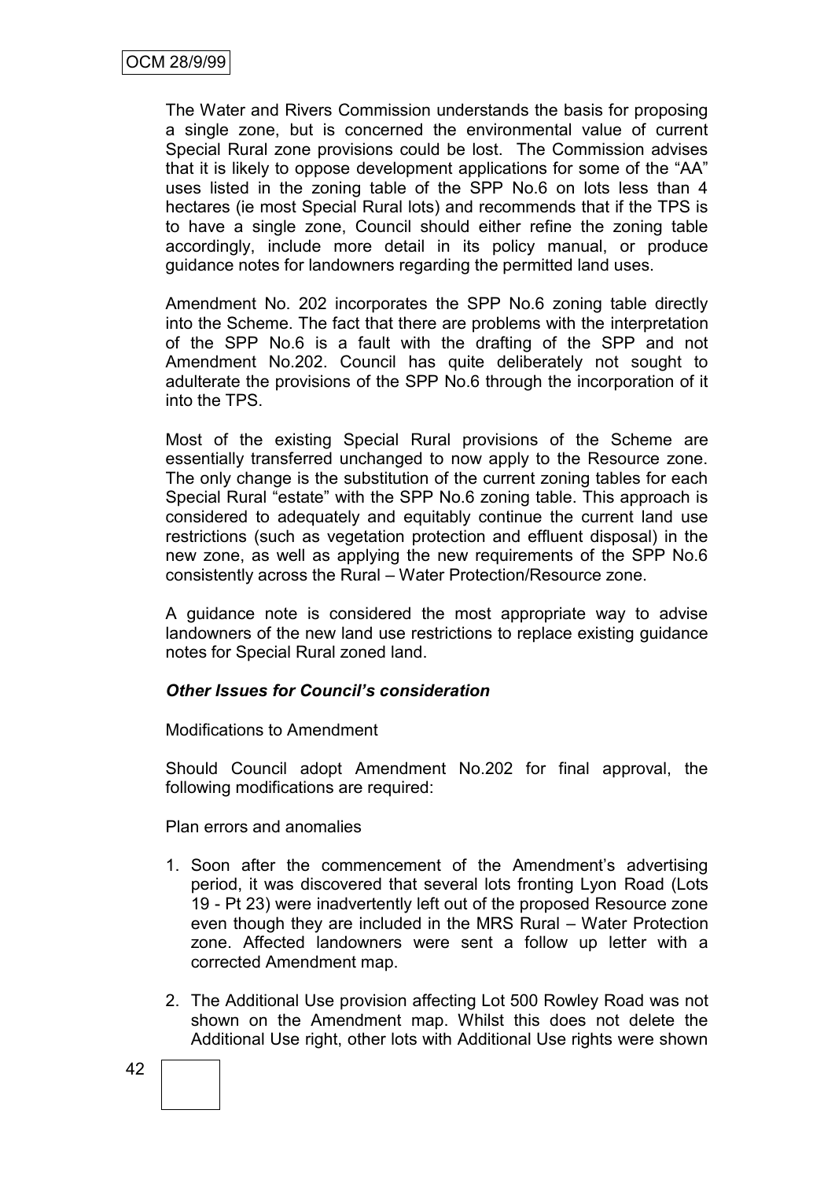The Water and Rivers Commission understands the basis for proposing a single zone, but is concerned the environmental value of current Special Rural zone provisions could be lost. The Commission advises that it is likely to oppose development applications for some of the "AA" uses listed in the zoning table of the SPP No.6 on lots less than 4 hectares (ie most Special Rural lots) and recommends that if the TPS is to have a single zone, Council should either refine the zoning table accordingly, include more detail in its policy manual, or produce guidance notes for landowners regarding the permitted land uses.

Amendment No. 202 incorporates the SPP No.6 zoning table directly into the Scheme. The fact that there are problems with the interpretation of the SPP No.6 is a fault with the drafting of the SPP and not Amendment No.202. Council has quite deliberately not sought to adulterate the provisions of the SPP No.6 through the incorporation of it into the TPS.

Most of the existing Special Rural provisions of the Scheme are essentially transferred unchanged to now apply to the Resource zone. The only change is the substitution of the current zoning tables for each Special Rural "estate" with the SPP No.6 zoning table. This approach is considered to adequately and equitably continue the current land use restrictions (such as vegetation protection and effluent disposal) in the new zone, as well as applying the new requirements of the SPP No.6 consistently across the Rural – Water Protection/Resource zone.

A guidance note is considered the most appropriate way to advise landowners of the new land use restrictions to replace existing guidance notes for Special Rural zoned land.

***Other Issues for Council's consideration***

Modifications to Amendment

Should Council adopt Amendment No.202 for final approval, the following modifications are required:

Plan errors and anomalies

1. Soon after the commencement of the Amendment's advertising period, it was discovered that several lots fronting Lyon Road (Lots 19 - Pt 23) were inadvertently left out of the proposed Resource zone even though they are included in the MRS Rural – Water Protection zone. Affected landowners were sent a follow up letter with a corrected Amendment map.

2. The Additional Use provision affecting Lot 500 Rowley Road was not shown on the Amendment map. Whilst this does not delete the Additional Use right, other lots with Additional Use rights were shown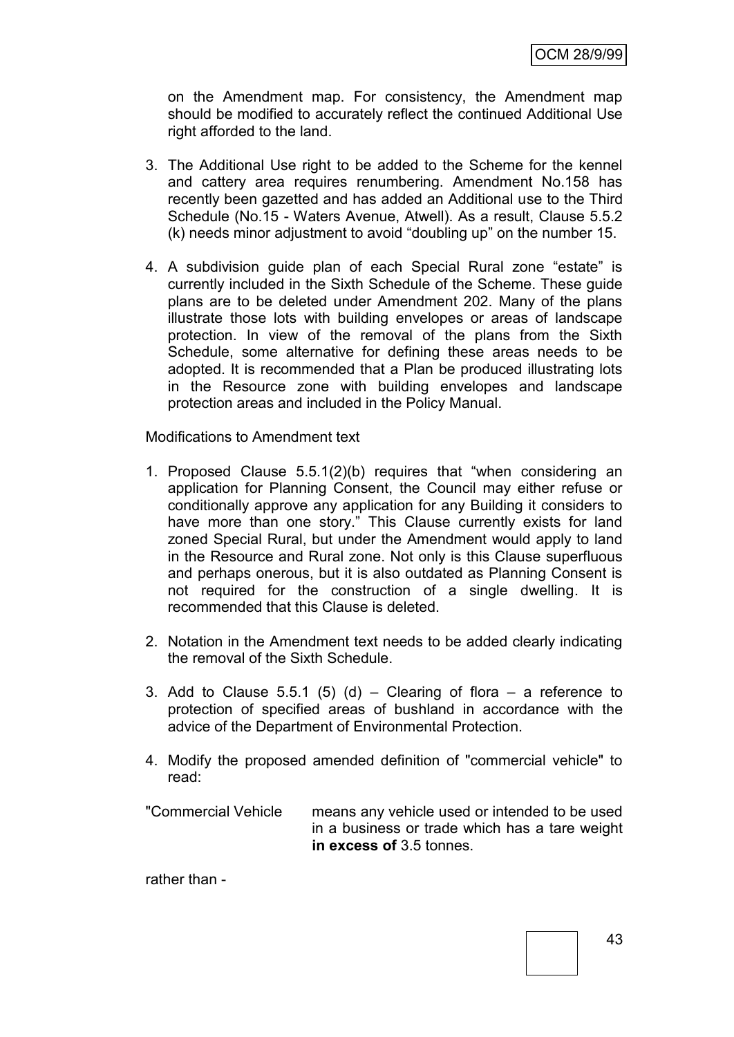on the Amendment map. For consistency, the Amendment map should be modified to accurately reflect the continued Additional Use right afforded to the land.

3. The Additional Use right to be added to the Scheme for the kennel and cattery area requires renumbering. Amendment No.158 has recently been gazetted and has added an Additional use to the Third Schedule (No.15 - Waters Avenue, Atwell). As a result, Clause 5.5.2 (k) needs minor adjustment to avoid "doubling up" on the number 15.

4. A subdivision guide plan of each Special Rural zone "estate" is currently included in the Sixth Schedule of the Scheme. These guide plans are to be deleted under Amendment 202. Many of the plans illustrate those lots with building envelopes or areas of landscape protection. In view of the removal of the plans from the Sixth Schedule, some alternative for defining these areas needs to be adopted. It is recommended that a Plan be produced illustrating lots in the Resource zone with building envelopes and landscape protection areas and included in the Policy Manual.

Modifications to Amendment text

1. Proposed Clause 5.5.1(2)(b) requires that "when considering an application for Planning Consent, the Council may either refuse or conditionally approve any application for any Building it considers to have more than one story." This Clause currently exists for land zoned Special Rural, but under the Amendment would apply to land in the Resource and Rural zone. Not only is this Clause superfluous and perhaps onerous, but it is also outdated as Planning Consent is not required for the construction of a single dwelling. It is recommended that this Clause is deleted.

2. Notation in the Amendment text needs to be added clearly indicating the removal of the Sixth Schedule.

3. Add to Clause 5.5.1 (5) (d) – Clearing of flora – a reference to protection of specified areas of bushland in accordance with the advice of the Department of Environmental Protection.

4. Modify the proposed amended definition of "commercial vehicle" to read:

"Commercial Vehicle means any vehicle used or intended to be used in a business or trade which has a tare weight **in excess of** 3.5 tonnes.

rather than -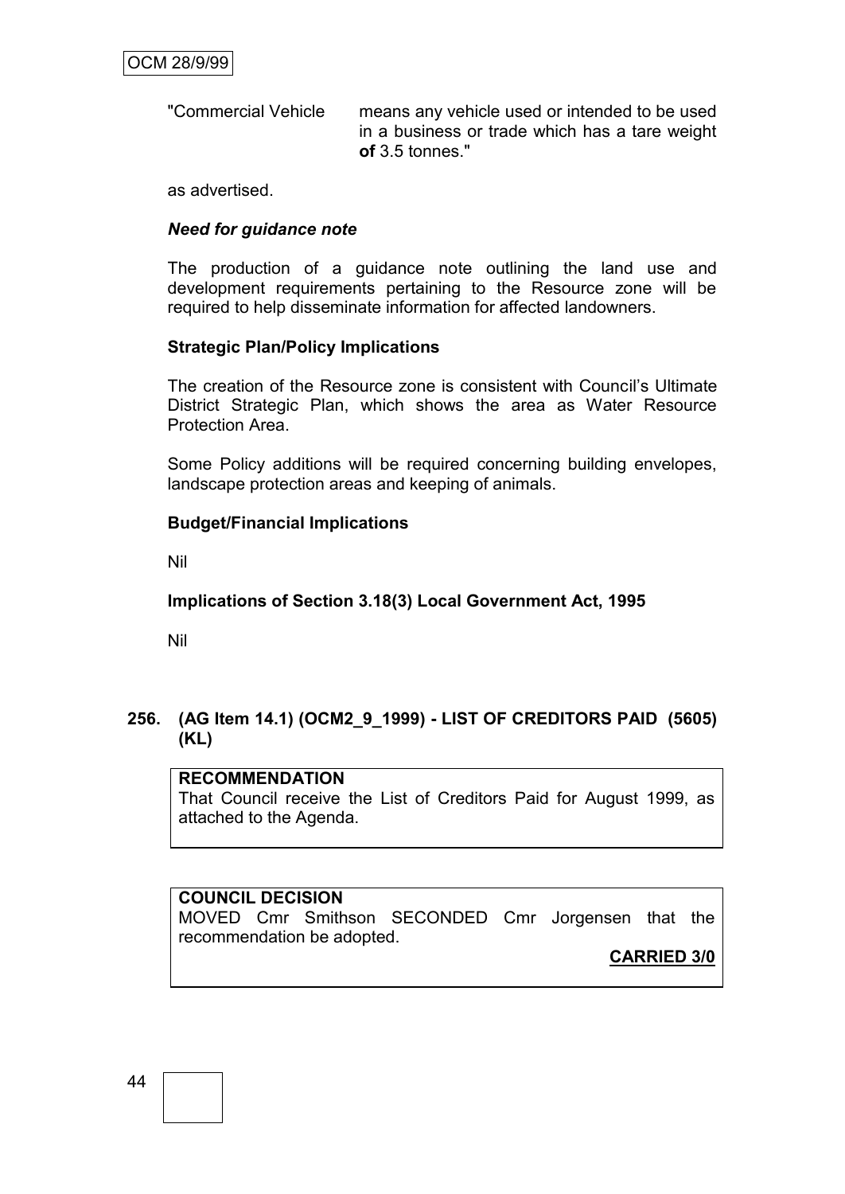"Commercial Vehicle means any vehicle used or intended to be used in a business or trade which has a tare weight **of** 3.5 tonnes."

as advertised.

***Need for guidance note***

The production of a guidance note outlining the land use and development requirements pertaining to the Resource zone will be required to help disseminate information for affected landowners.

**Strategic Plan/Policy Implications**

The creation of the Resource zone is consistent with Council's Ultimate District Strategic Plan, which shows the area as Water Resource Protection Area.

Some Policy additions will be required concerning building envelopes, landscape protection areas and keeping of animals.

**Budget/Financial Implications**

Nil

**Implications of Section 3.18(3) Local Government Act, 1995**

Nil

### 256. (AG Item 14.1) (OCM2_9_1999) - LIST OF CREDITORS PAID (5605) (KL)

**RECOMMENDATION**
That Council receive the List of Creditors Paid for August 1999, as attached to the Agenda.

**COUNCIL DECISION**
MOVED Cmr Smithson SECONDED Cmr Jorgensen that the recommendation be adopted.

**CARRIED 3/0**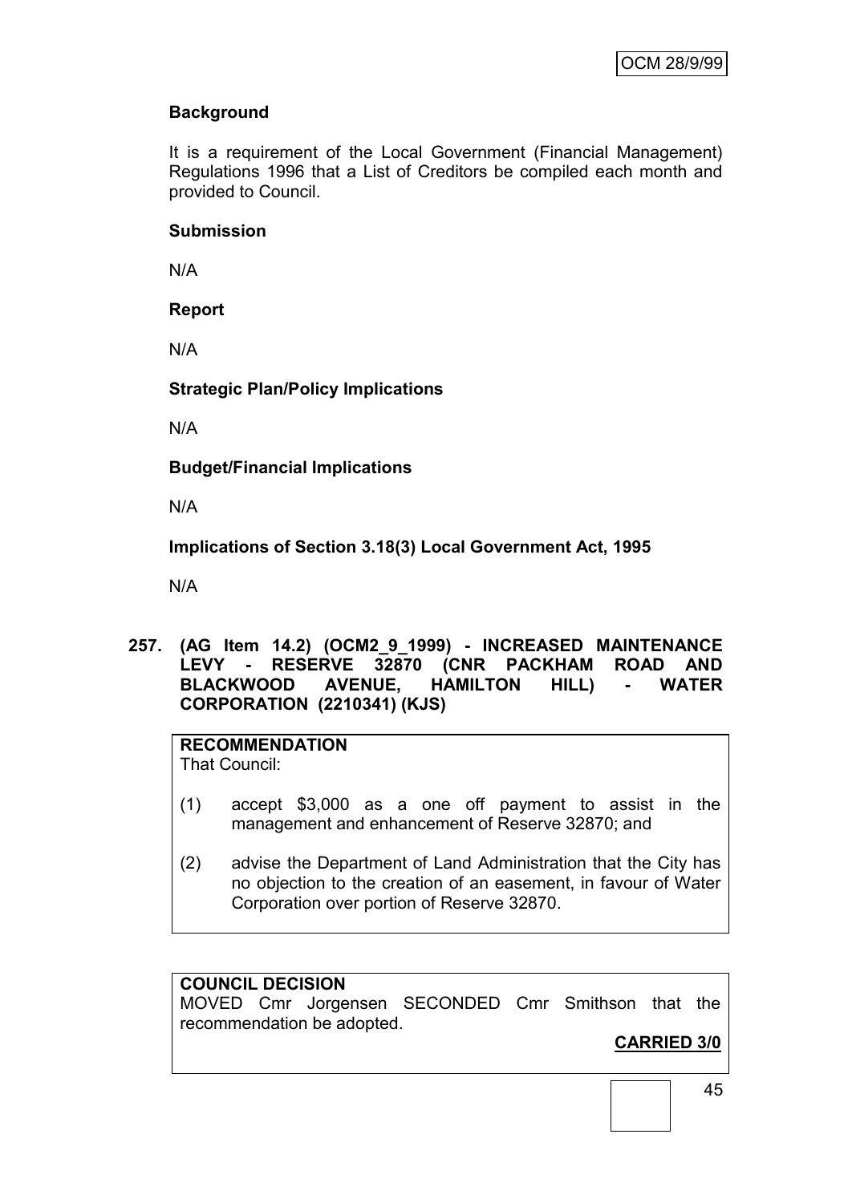**Background**

It is a requirement of the Local Government (Financial Management) Regulations 1996 that a List of Creditors be compiled each month and provided to Council.

**Submission**

N/A

**Report**

N/A

**Strategic Plan/Policy Implications**

N/A

**Budget/Financial Implications**

N/A

**Implications of Section 3.18(3) Local Government Act, 1995**

N/A

**257. (AG Item 14.2) (OCM2_9_1999) - INCREASED MAINTENANCE LEVY - RESERVE 32870 (CNR PACKHAM ROAD AND BLACKWOOD AVENUE, HAMILTON HILL) - WATER CORPORATION (2210341) (KJS)**

**RECOMMENDATION**
That Council:

(1) accept $3,000 as a one off payment to assist in the management and enhancement of Reserve 32870; and

(2) advise the Department of Land Administration that the City has no objection to the creation of an easement, in favour of Water Corporation over portion of Reserve 32870.

**COUNCIL DECISION**
MOVED Cmr Jorgensen SECONDED Cmr Smithson that the recommendation be adopted.

**CARRIED 3/0**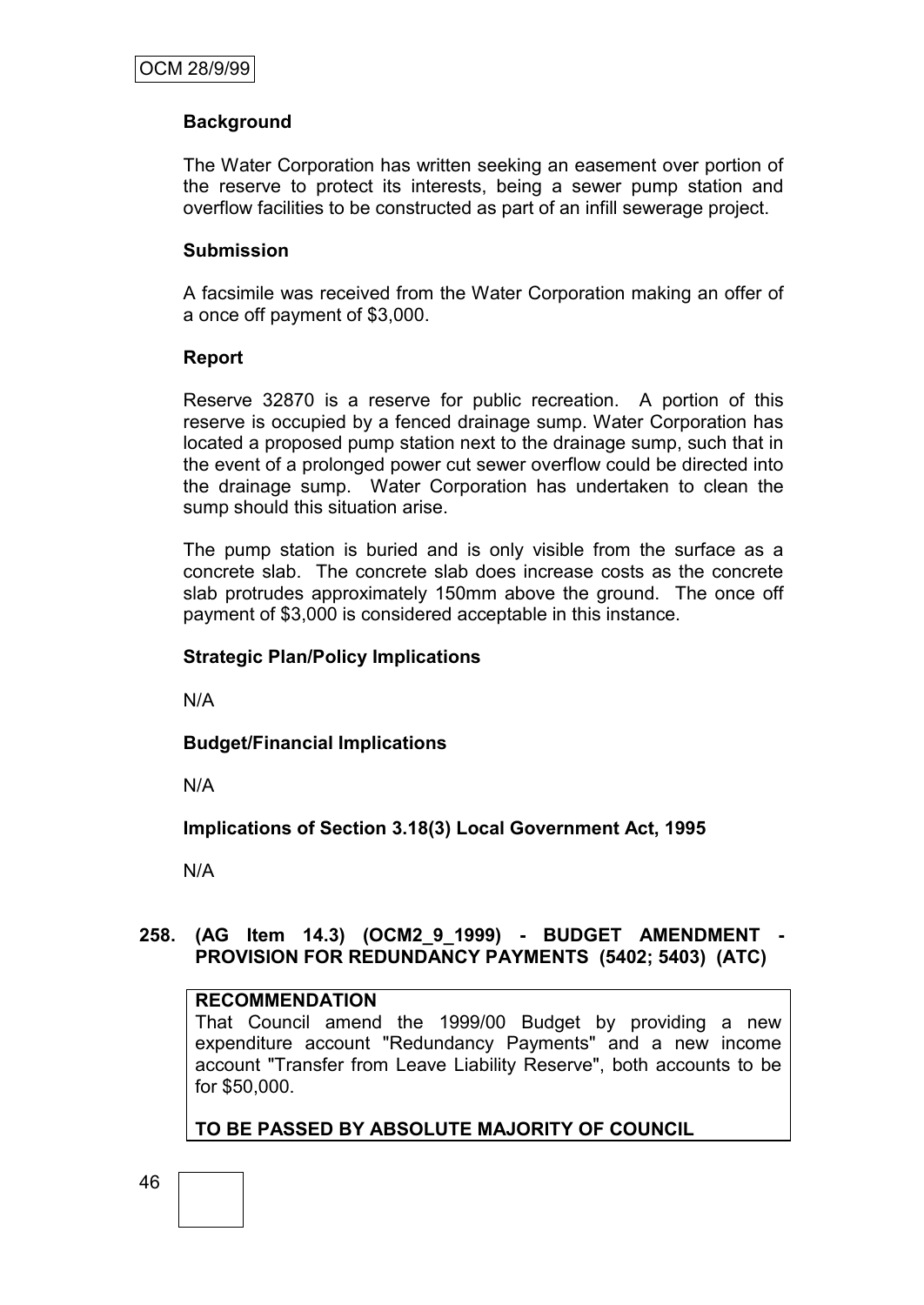### Background

The Water Corporation has written seeking an easement over portion of the reserve to protect its interests, being a sewer pump station and overflow facilities to be constructed as part of an infill sewerage project.

### Submission

A facsimile was received from the Water Corporation making an offer of a once off payment of $3,000.

### Report

Reserve 32870 is a reserve for public recreation. A portion of this reserve is occupied by a fenced drainage sump. Water Corporation has located a proposed pump station next to the drainage sump, such that in the event of a prolonged power cut sewer overflow could be directed into the drainage sump. Water Corporation has undertaken to clean the sump should this situation arise.

The pump station is buried and is only visible from the surface as a concrete slab. The concrete slab does increase costs as the concrete slab protrudes approximately 150mm above the ground. The once off payment of $3,000 is considered acceptable in this instance.

### Strategic Plan/Policy Implications

N/A

### Budget/Financial Implications

N/A

### Implications of Section 3.18(3) Local Government Act, 1995

N/A

## 258. (AG Item 14.3) (OCM2_9_1999) - BUDGET AMENDMENT - PROVISION FOR REDUNDANCY PAYMENTS (5402; 5403) (ATC)

**RECOMMENDATION**

That Council amend the 1999/00 Budget by providing a new expenditure account "Redundancy Payments" and a new income account "Transfer from Leave Liability Reserve", both accounts to be for $50,000.

**TO BE PASSED BY ABSOLUTE MAJORITY OF COUNCIL**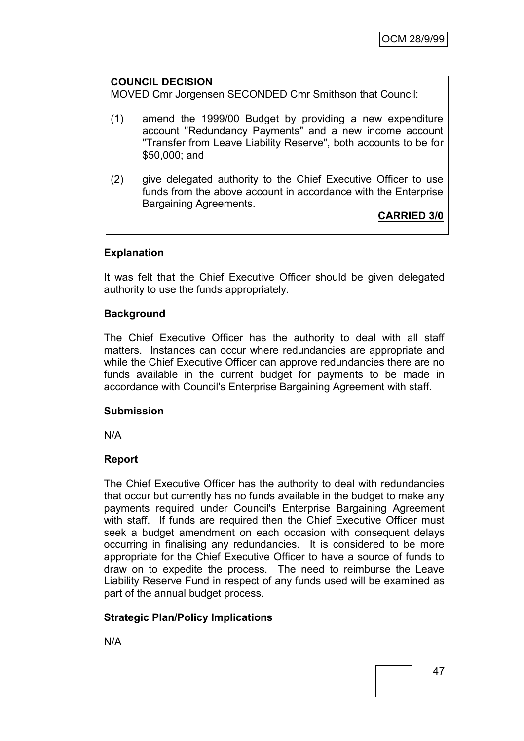**COUNCIL DECISION**

MOVED Cmr Jorgensen SECONDED Cmr Smithson that Council:

(1) amend the 1999/00 Budget by providing a new expenditure account "Redundancy Payments" and a new income account "Transfer from Leave Liability Reserve", both accounts to be for $50,000; and

(2) give delegated authority to the Chief Executive Officer to use funds from the above account in accordance with the Enterprise Bargaining Agreements.

**CARRIED 3/0**

**Explanation**

It was felt that the Chief Executive Officer should be given delegated authority to use the funds appropriately.

**Background**

The Chief Executive Officer has the authority to deal with all staff matters. Instances can occur where redundancies are appropriate and while the Chief Executive Officer can approve redundancies there are no funds available in the current budget for payments to be made in accordance with Council's Enterprise Bargaining Agreement with staff.

**Submission**

N/A

**Report**

The Chief Executive Officer has the authority to deal with redundancies that occur but currently has no funds available in the budget to make any payments required under Council's Enterprise Bargaining Agreement with staff. If funds are required then the Chief Executive Officer must seek a budget amendment on each occasion with consequent delays occurring in finalising any redundancies. It is considered to be more appropriate for the Chief Executive Officer to have a source of funds to draw on to expedite the process. The need to reimburse the Leave Liability Reserve Fund in respect of any funds used will be examined as part of the annual budget process.

**Strategic Plan/Policy Implications**

N/A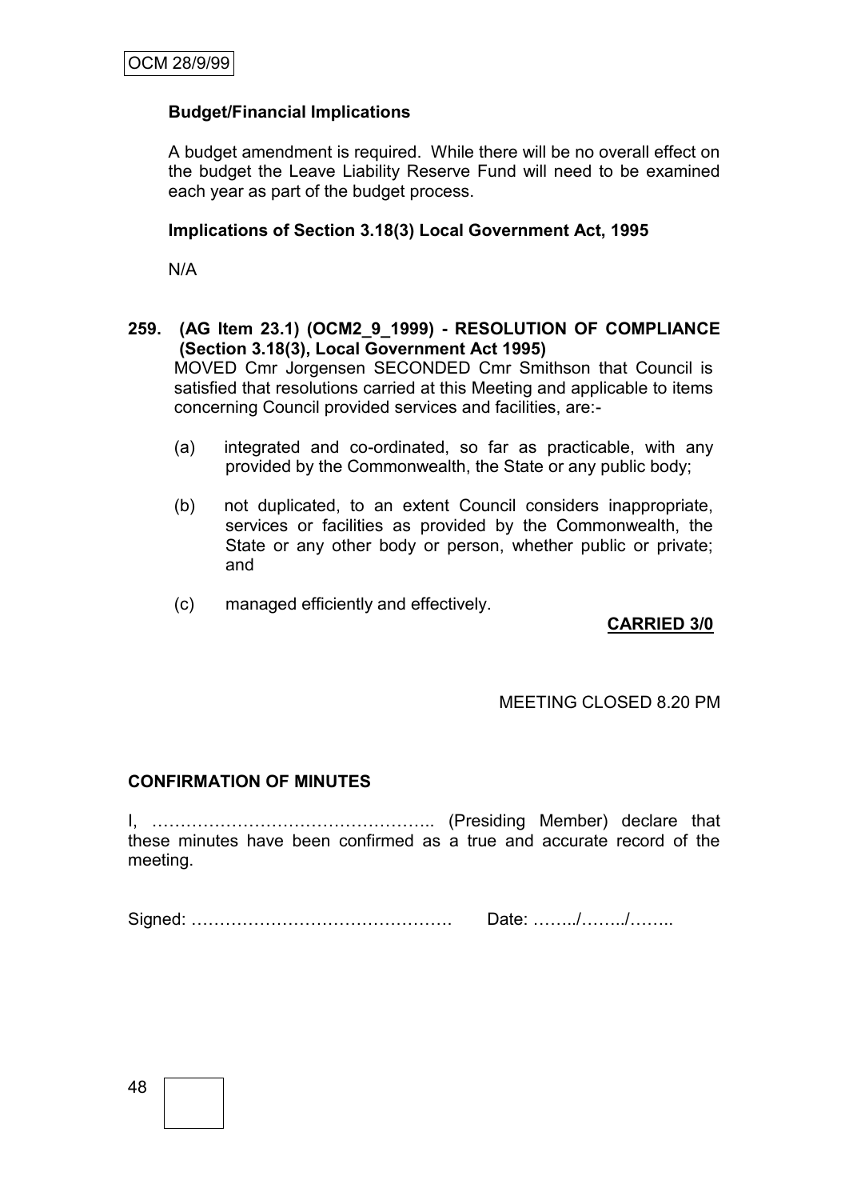**Budget/Financial Implications**

A budget amendment is required. While there will be no overall effect on the budget the Leave Liability Reserve Fund will need to be examined each year as part of the budget process.

**Implications of Section 3.18(3) Local Government Act, 1995**

N/A

**259. (AG Item 23.1) (OCM2_9_1999) - RESOLUTION OF COMPLIANCE (Section 3.18(3), Local Government Act 1995)**

MOVED Cmr Jorgensen SECONDED Cmr Smithson that Council is satisfied that resolutions carried at this Meeting and applicable to items concerning Council provided services and facilities, are:-

(a) integrated and co-ordinated, so far as practicable, with any provided by the Commonwealth, the State or any public body;

(b) not duplicated, to an extent Council considers inappropriate, services or facilities as provided by the Commonwealth, the State or any other body or person, whether public or private; and

(c) managed efficiently and effectively.

**CARRIED 3/0**

MEETING CLOSED 8.20 PM

**CONFIRMATION OF MINUTES**

I, ………………………………………….. (Presiding Member) declare that these minutes have been confirmed as a true and accurate record of the meeting.

Signed: ………………………………………. Date: ……../……../……..